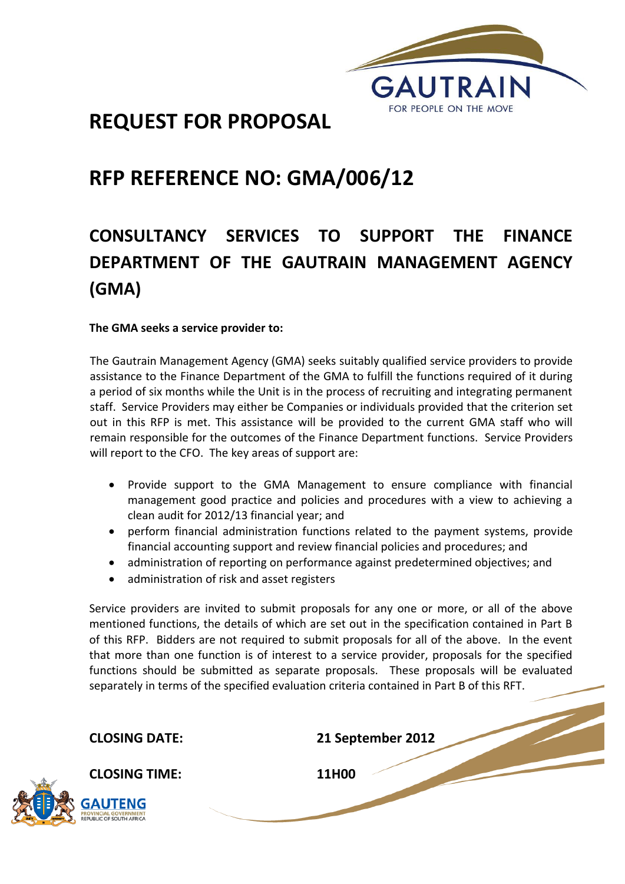# REQUEST FOR PROPOSAL

# RFP REFERENCE NO: GMA/006/12

## CONSULTANCY SERVICES TO SUPPORT THE FINANCE DEPARTMENT OF THE GAUTRAIN MANAGEMENT AGENCY (GMA)

**The GMA seeks a service provider to:**

The Gautrain Management Agency (GMA) seeks suitably qualified service providers to provide assistance to the Finance Department of the GMA to fulfill the functions required of it during a period of six months while the Unit is in the process of recruiting and integrating permanent staff. Service Providers may either be Companies or individuals provided that the criterion set out in this RFP is met. This assistance will be provided to the current GMA staff who will remain responsible for the outcomes of the Finance Department functions. Service Providers will report to the CFO. The key areas of support are:

- Provide support to the GMA Management to ensure compliance with financial management good practice and policies and procedures with a view to achieving a clean audit for 2012/13 financial year; and
- perform financial administration functions related to the payment systems, provide financial accounting support and review financial policies and procedures; and
- administration of reporting on performance against predetermined objectives; and
- administration of risk and asset registers

Service providers are invited to submit proposals for any one or more, or all of the above mentioned functions, the details of which are set out in the specification contained in Part B of this RFP. Bidders are not required to submit proposals for all of the above. In the event that more than one function is of interest to a service provider, proposals for the specified functions should be submitted as separate proposals. These proposals will be evaluated separately in terms of the specified evaluation criteria contained in Part B of this RFT.

**CLOSING DATE:** **21 September 2012**

**CLOSING TIME:** **11H00**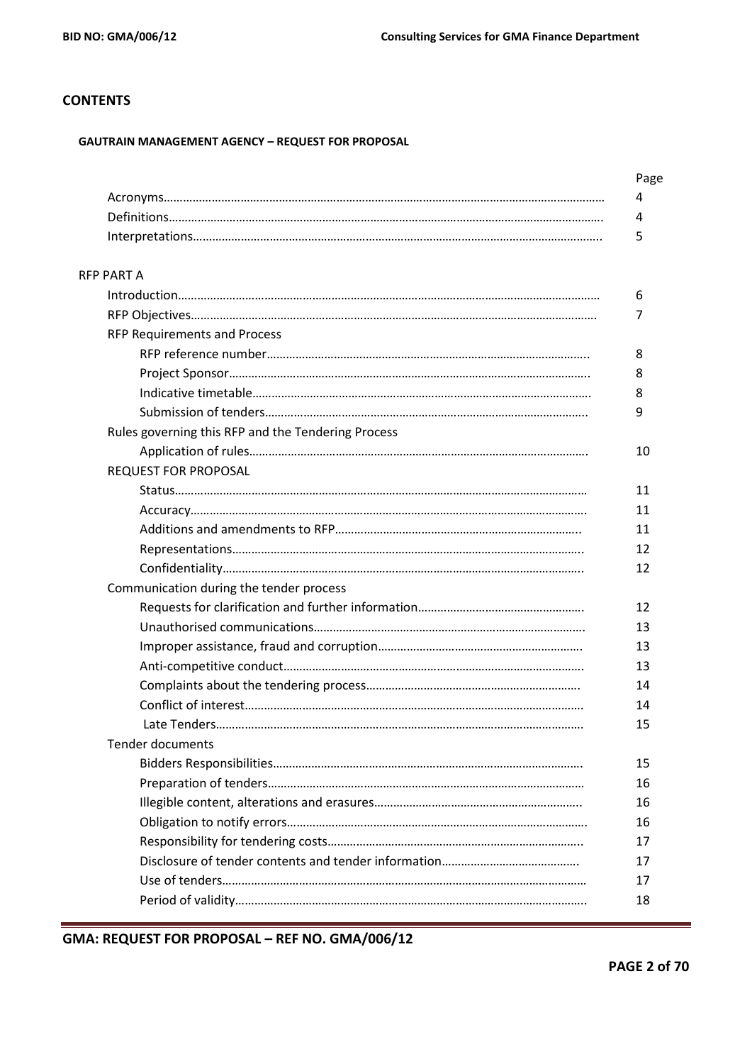## CONTENTS

### GAUTRAIN MANAGEMENT AGENCY – REQUEST FOR PROPOSAL

| | Page |
|---|---|
| Acronyms | 4 |
| Definitions | 4 |
| Interpretations | 5 |
| **RFP PART A** | |
| Introduction | 6 |
| RFP Objectives | 7 |
| RFP Requirements and Process | |
| RFP reference number | 8 |
| Project Sponsor | 8 |
| Indicative timetable | 8 |
| Submission of tenders | 9 |
| Rules governing this RFP and the Tendering Process | |
| Application of rules | 10 |
| REQUEST FOR PROPOSAL | |
| Status | 11 |
| Accuracy | 11 |
| Additions and amendments to RFP | 11 |
| Representations | 12 |
| Confidentiality | 12 |
| Communication during the tender process | |
| Requests for clarification and further information | 12 |
| Unauthorised communications | 13 |
| Improper assistance, fraud and corruption | 13 |
| Anti-competitive conduct | 13 |
| Complaints about the tendering process | 14 |
| Conflict of interest | 14 |
| Late Tenders | 15 |
| Tender documents | |
| Bidders Responsibilities | 15 |
| Preparation of tenders | 16 |
| Illegible content, alterations and erasures | 16 |
| Obligation to notify errors | 16 |
| Responsibility for tendering costs | 17 |
| Disclosure of tender contents and tender information | 17 |
| Use of tenders | 17 |
| Period of validity | 18 |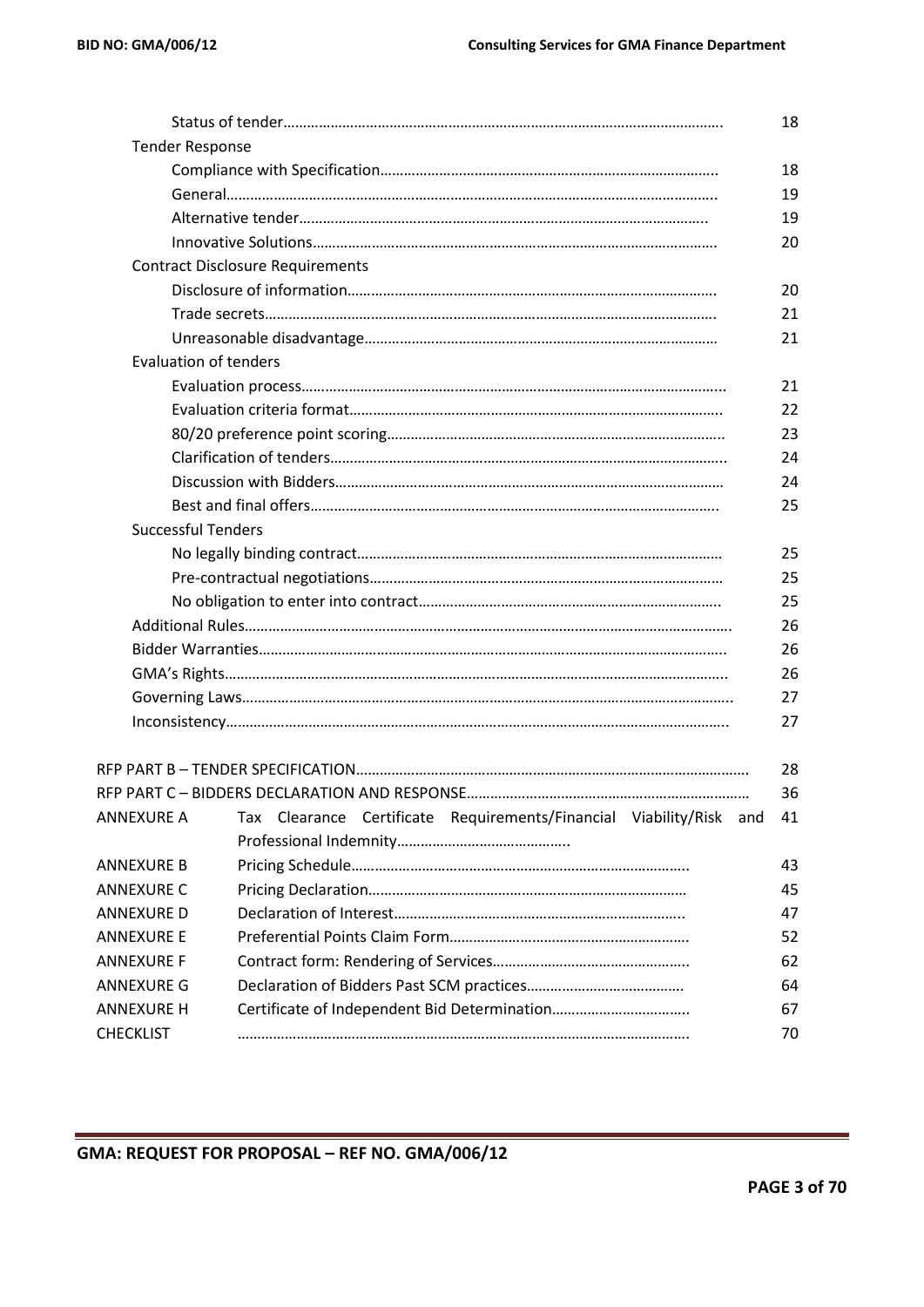| | |
|---|---|
| Status of tender………………………………………………………………………………………………… | 18 |
| **Tender Response** | |
| Compliance with Specification……………………………………………………………………….. | 18 |
| General……………………………………………………………………………………………………….. | 19 |
| Alternative tender………………………………………………………………………………………….. | 19 |
| Innovative Solutions……………………………………………………………………………………….. | 20 |
| **Contract Disclosure Requirements** | |
| Disclosure of information………………………………………………………………………………. | 20 |
| Trade secrets………………………………………………………………………………………………… | 21 |
| Unreasonable disadvantage…………………………………………………………………………… | 21 |
| **Evaluation of tenders** | |
| Evaluation process……………………………………………………………………………………….. | 21 |
| Evaluation criteria format………………………………………………………………………………. | 22 |
| 80/20 preference point scoring……………………………………………………………………….. | 23 |
| Clarification of tenders…………………………………………………………………………………….. | 24 |
| Discussion with Bidders………………………………………………………………………………… | 24 |
| Best and final offers……………………………………………………………………………………….. | 25 |
| **Successful Tenders** | |
| No legally binding contract…………………………………………………………………………… | 25 |
| Pre-contractual negotiations……………………………………………………………………………… | 25 |
| No obligation to enter into contract…………………………………………………………………. | 25 |
| Additional Rules………………………………………………………………………………………………………. | 26 |
| Bidder Warranties……………………………………………………………………………………………………. | 26 |
| GMA's Rights………………………………………………………………………………………………………….. | 26 |
| Governing Laws……………………………………………………………………………………………………….. | 27 |
| Inconsistency…………………………………………………………………………………………………………….. | 27 |

| | | |
|---|---|---|
| RFP PART B – TENDER SPECIFICATION……………………………………………………………………………………… | | 28 |
| RFP PART C – BIDDERS DECLARATION AND RESPONSE…………………………………………………………… | | 36 |
| ANNEXURE A | Tax Clearance Certificate Requirements/Financial Viability/Risk and Professional Indemnity……………………………………… | 41 |
| ANNEXURE B | Pricing Schedule………………………………………………………………………….. | 43 |
| ANNEXURE C | Pricing Declaration……………………………………………………………………… | 45 |
| ANNEXURE D | Declaration of Interest……………………………………………………………….. | 47 |
| ANNEXURE E | Preferential Points Claim Form…………………………………………………. | 52 |
| ANNEXURE F | Contract form: Rendering of Services……………………………………………. | 62 |
| ANNEXURE G | Declaration of Bidders Past SCM practices………………………………….. | 64 |
| ANNEXURE H | Certificate of Independent Bid Determination…………………………….. | 67 |
| CHECKLIST | ……………………………………………………………………………………………. | 70 |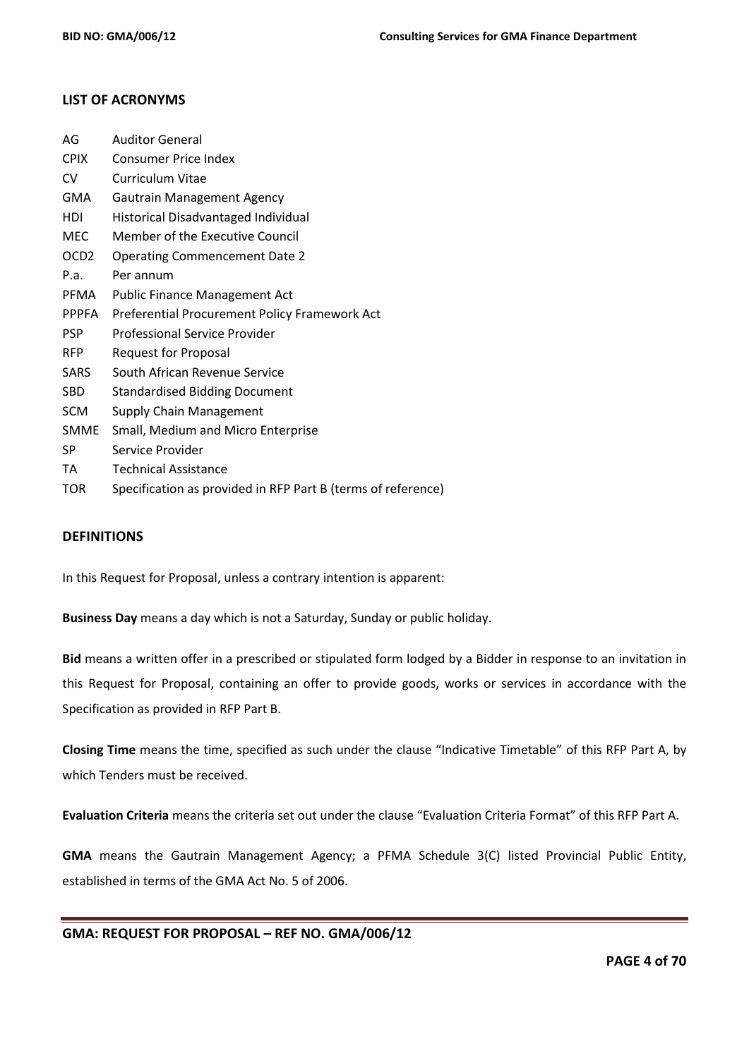## LIST OF ACRONYMS

| | |
|---|---|
| AG | Auditor General |
| CPIX | Consumer Price Index |
| CV | Curriculum Vitae |
| GMA | Gautrain Management Agency |
| HDI | Historical Disadvantaged Individual |
| MEC | Member of the Executive Council |
| OCD2 | Operating Commencement Date 2 |
| P.a. | Per annum |
| PFMA | Public Finance Management Act |
| PPPFA | Preferential Procurement Policy Framework Act |
| PSP | Professional Service Provider |
| RFP | Request for Proposal |
| SARS | South African Revenue Service |
| SBD | Standardised Bidding Document |
| SCM | Supply Chain Management |
| SMME | Small, Medium and Micro Enterprise |
| SP | Service Provider |
| TA | Technical Assistance |
| TOR | Specification as provided in RFP Part B (terms of reference) |

## DEFINITIONS

In this Request for Proposal, unless a contrary intention is apparent:

**Business Day** means a day which is not a Saturday, Sunday or public holiday.

**Bid** means a written offer in a prescribed or stipulated form lodged by a Bidder in response to an invitation in this Request for Proposal, containing an offer to provide goods, works or services in accordance with the Specification as provided in RFP Part B.

**Closing Time** means the time, specified as such under the clause "Indicative Timetable" of this RFP Part A, by which Tenders must be received.

**Evaluation Criteria** means the criteria set out under the clause "Evaluation Criteria Format" of this RFP Part A.

**GMA** means the Gautrain Management Agency; a PFMA Schedule 3(C) listed Provincial Public Entity, established in terms of the GMA Act No. 5 of 2006.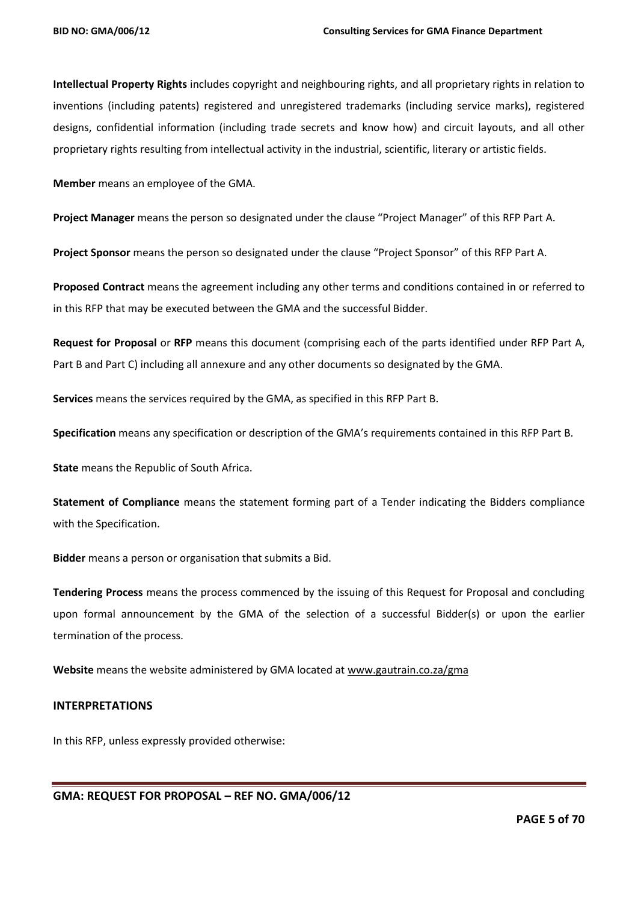**Intellectual Property Rights** includes copyright and neighbouring rights, and all proprietary rights in relation to inventions (including patents) registered and unregistered trademarks (including service marks), registered designs, confidential information (including trade secrets and know how) and circuit layouts, and all other proprietary rights resulting from intellectual activity in the industrial, scientific, literary or artistic fields.

**Member** means an employee of the GMA.

**Project Manager** means the person so designated under the clause "Project Manager" of this RFP Part A.

**Project Sponsor** means the person so designated under the clause "Project Sponsor" of this RFP Part A.

**Proposed Contract** means the agreement including any other terms and conditions contained in or referred to in this RFP that may be executed between the GMA and the successful Bidder.

**Request for Proposal** or **RFP** means this document (comprising each of the parts identified under RFP Part A, Part B and Part C) including all annexure and any other documents so designated by the GMA.

**Services** means the services required by the GMA, as specified in this RFP Part B.

**Specification** means any specification or description of the GMA's requirements contained in this RFP Part B.

**State** means the Republic of South Africa.

**Statement of Compliance** means the statement forming part of a Tender indicating the Bidders compliance with the Specification.

**Bidder** means a person or organisation that submits a Bid.

**Tendering Process** means the process commenced by the issuing of this Request for Proposal and concluding upon formal announcement by the GMA of the selection of a successful Bidder(s) or upon the earlier termination of the process.

**Website** means the website administered by GMA located at www.gautrain.co.za/gma

## INTERPRETATIONS

In this RFP, unless expressly provided otherwise: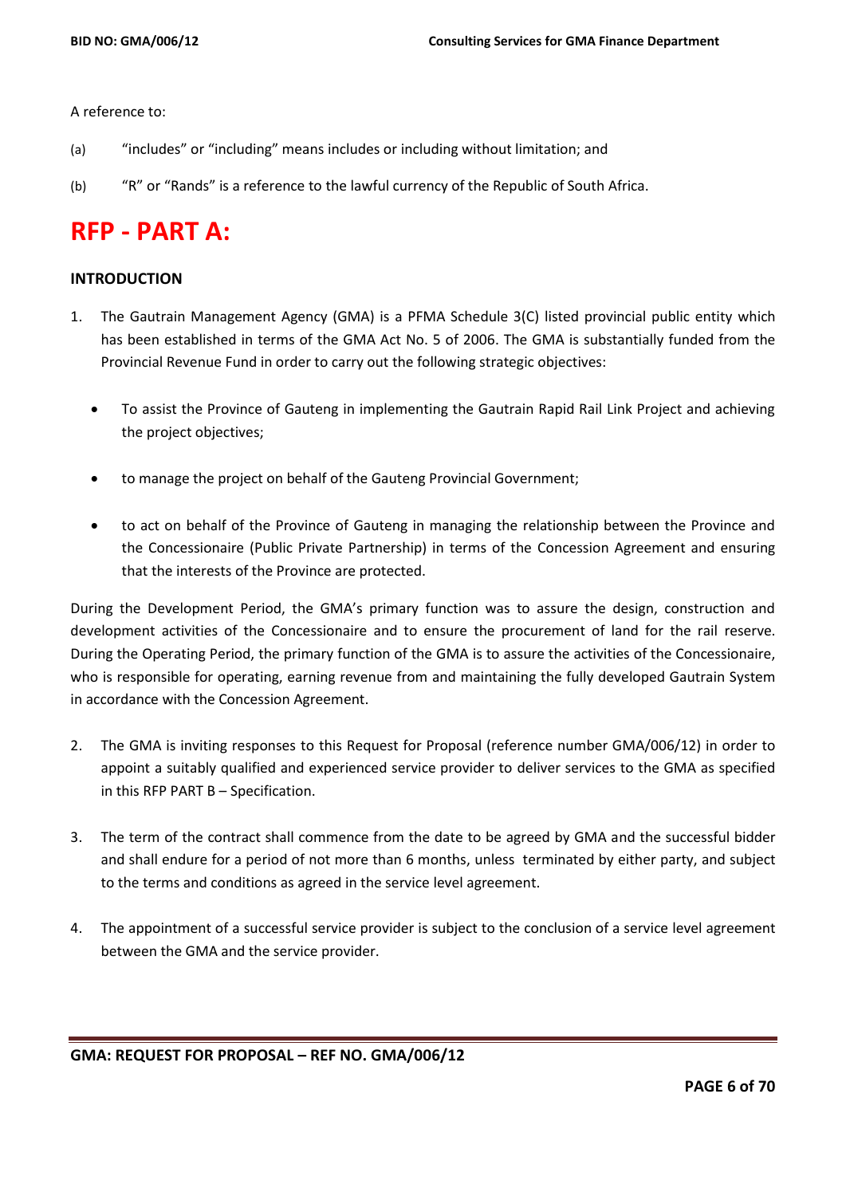A reference to:

(a) "includes" or "including" means includes or including without limitation; and

(b) "R" or "Rands" is a reference to the lawful currency of the Republic of South Africa.

# RFP - PART A:

## INTRODUCTION

1. The Gautrain Management Agency (GMA) is a PFMA Schedule 3(C) listed provincial public entity which has been established in terms of the GMA Act No. 5 of 2006. The GMA is substantially funded from the Provincial Revenue Fund in order to carry out the following strategic objectives:

   - To assist the Province of Gauteng in implementing the Gautrain Rapid Rail Link Project and achieving the project objectives;
   - to manage the project on behalf of the Gauteng Provincial Government;
   - to act on behalf of the Province of Gauteng in managing the relationship between the Province and the Concessionaire (Public Private Partnership) in terms of the Concession Agreement and ensuring that the interests of the Province are protected.

During the Development Period, the GMA's primary function was to assure the design, construction and development activities of the Concessionaire and to ensure the procurement of land for the rail reserve. During the Operating Period, the primary function of the GMA is to assure the activities of the Concessionaire, who is responsible for operating, earning revenue from and maintaining the fully developed Gautrain System in accordance with the Concession Agreement.

2. The GMA is inviting responses to this Request for Proposal (reference number GMA/006/12) in order to appoint a suitably qualified and experienced service provider to deliver services to the GMA as specified in this RFP PART B – Specification.

3. The term of the contract shall commence from the date to be agreed by GMA and the successful bidder and shall endure for a period of not more than 6 months, unless terminated by either party, and subject to the terms and conditions as agreed in the service level agreement.

4. The appointment of a successful service provider is subject to the conclusion of a service level agreement between the GMA and the service provider.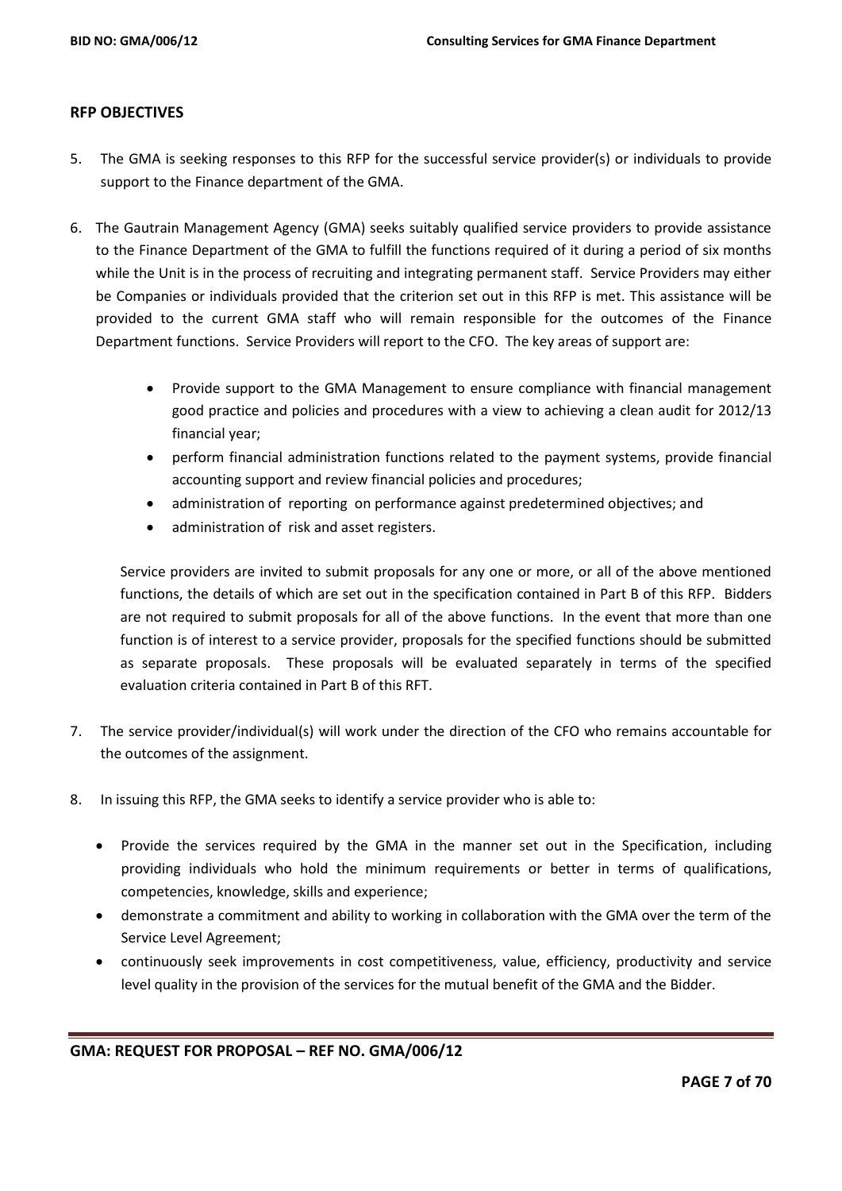## RFP OBJECTIVES

5. The GMA is seeking responses to this RFP for the successful service provider(s) or individuals to provide support to the Finance department of the GMA.

6. The Gautrain Management Agency (GMA) seeks suitably qualified service providers to provide assistance to the Finance Department of the GMA to fulfill the functions required of it during a period of six months while the Unit is in the process of recruiting and integrating permanent staff. Service Providers may either be Companies or individuals provided that the criterion set out in this RFP is met. This assistance will be provided to the current GMA staff who will remain responsible for the outcomes of the Finance Department functions. Service Providers will report to the CFO. The key areas of support are:

    - Provide support to the GMA Management to ensure compliance with financial management good practice and policies and procedures with a view to achieving a clean audit for 2012/13 financial year;
    - perform financial administration functions related to the payment systems, provide financial accounting support and review financial policies and procedures;
    - administration of reporting on performance against predetermined objectives; and
    - administration of risk and asset registers.

    Service providers are invited to submit proposals for any one or more, or all of the above mentioned functions, the details of which are set out in the specification contained in Part B of this RFP. Bidders are not required to submit proposals for all of the above functions. In the event that more than one function is of interest to a service provider, proposals for the specified functions should be submitted as separate proposals. These proposals will be evaluated separately in terms of the specified evaluation criteria contained in Part B of this RFT.

7. The service provider/individual(s) will work under the direction of the CFO who remains accountable for the outcomes of the assignment.

8. In issuing this RFP, the GMA seeks to identify a service provider who is able to:

    - Provide the services required by the GMA in the manner set out in the Specification, including providing individuals who hold the minimum requirements or better in terms of qualifications, competencies, knowledge, skills and experience;
    - demonstrate a commitment and ability to working in collaboration with the GMA over the term of the Service Level Agreement;
    - continuously seek improvements in cost competitiveness, value, efficiency, productivity and service level quality in the provision of the services for the mutual benefit of the GMA and the Bidder.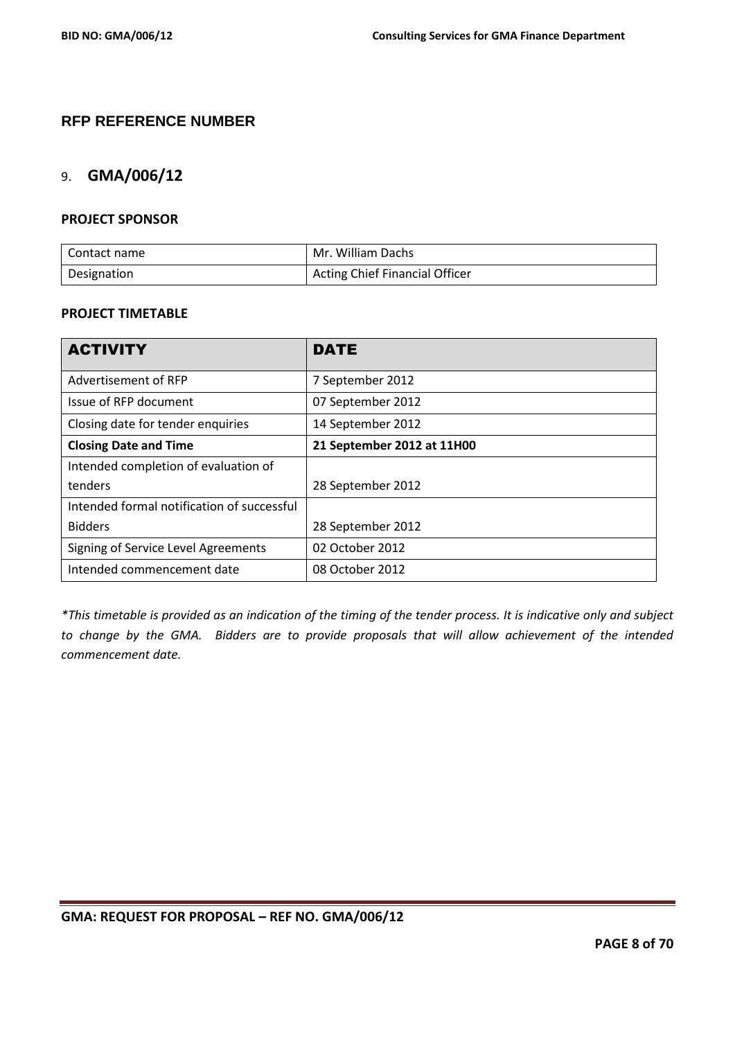## RFP REFERENCE NUMBER

## 9. GMA/006/12

### PROJECT SPONSOR

| Contact name | Mr. William Dachs |
|---|---|
| Designation | Acting Chief Financial Officer |

### PROJECT TIMETABLE

| ACTIVITY | DATE |
|---|---|
| Advertisement of RFP | 7 September 2012 |
| Issue of RFP document | 07 September 2012 |
| Closing date for tender enquiries | 14 September 2012 |
| **Closing Date and Time** | **21 September 2012 at 11H00** |
| Intended completion of evaluation of tenders | 28 September 2012 |
| Intended formal notification of successful Bidders | 28 September 2012 |
| Signing of Service Level Agreements | 02 October 2012 |
| Intended commencement date | 08 October 2012 |

*\*This timetable is provided as an indication of the timing of the tender process. It is indicative only and subject to change by the GMA. Bidders are to provide proposals that will allow achievement of the intended commencement date.*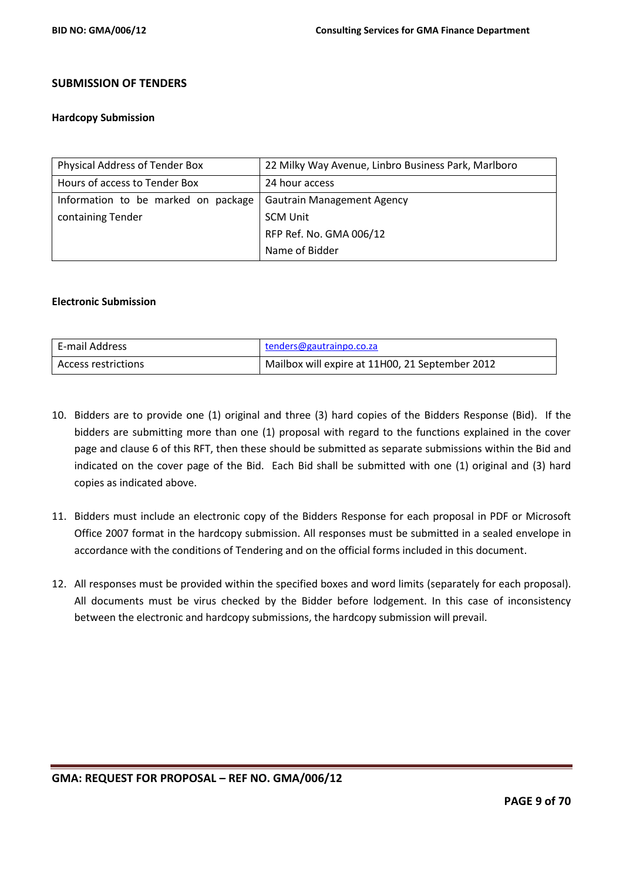## SUBMISSION OF TENDERS

### Hardcopy Submission

| Physical Address of Tender Box | 22 Milky Way Avenue, Linbro Business Park, Marlboro |
|---|---|
| Hours of access to Tender Box | 24 hour access |
| Information to be marked on package containing Tender | Gautrain Management Agency<br>SCM Unit<br>RFP Ref. No. GMA 006/12<br>Name of Bidder |

### Electronic Submission

| E-mail Address | tenders@gautrainpo.co.za |
|---|---|
| Access restrictions | Mailbox will expire at 11H00, 21 September 2012 |

10. Bidders are to provide one (1) original and three (3) hard copies of the Bidders Response (Bid). If the bidders are submitting more than one (1) proposal with regard to the functions explained in the cover page and clause 6 of this RFT, then these should be submitted as separate submissions within the Bid and indicated on the cover page of the Bid. Each Bid shall be submitted with one (1) original and (3) hard copies as indicated above.

11. Bidders must include an electronic copy of the Bidders Response for each proposal in PDF or Microsoft Office 2007 format in the hardcopy submission. All responses must be submitted in a sealed envelope in accordance with the conditions of Tendering and on the official forms included in this document.

12. All responses must be provided within the specified boxes and word limits (separately for each proposal). All documents must be virus checked by the Bidder before lodgement. In this case of inconsistency between the electronic and hardcopy submissions, the hardcopy submission will prevail.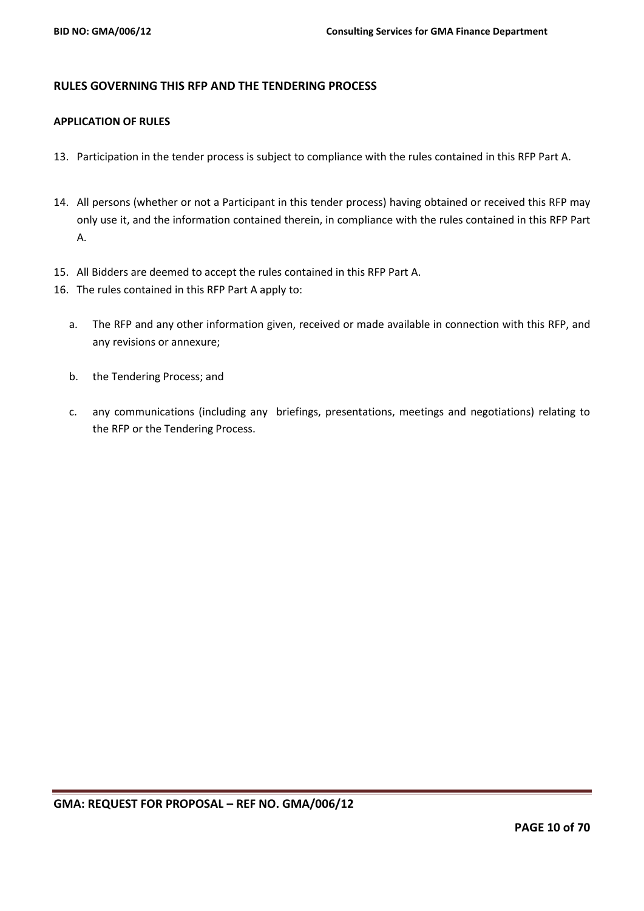## RULES GOVERNING THIS RFP AND THE TENDERING PROCESS

### APPLICATION OF RULES

13. Participation in the tender process is subject to compliance with the rules contained in this RFP Part A.
14. All persons (whether or not a Participant in this tender process) having obtained or received this RFP may only use it, and the information contained therein, in compliance with the rules contained in this RFP Part A.
15. All Bidders are deemed to accept the rules contained in this RFP Part A.
16. The rules contained in this RFP Part A apply to:

    a. The RFP and any other information given, received or made available in connection with this RFP, and any revisions or annexure;

    b. the Tendering Process; and

    c. any communications (including any briefings, presentations, meetings and negotiations) relating to the RFP or the Tendering Process.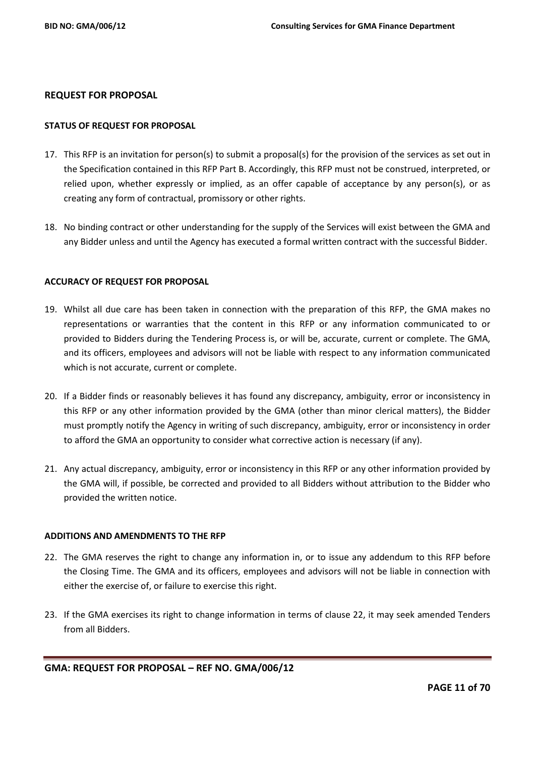## REQUEST FOR PROPOSAL

### STATUS OF REQUEST FOR PROPOSAL

17. This RFP is an invitation for person(s) to submit a proposal(s) for the provision of the services as set out in the Specification contained in this RFP Part B. Accordingly, this RFP must not be construed, interpreted, or relied upon, whether expressly or implied, as an offer capable of acceptance by any person(s), or as creating any form of contractual, promissory or other rights.

18. No binding contract or other understanding for the supply of the Services will exist between the GMA and any Bidder unless and until the Agency has executed a formal written contract with the successful Bidder.

### ACCURACY OF REQUEST FOR PROPOSAL

19. Whilst all due care has been taken in connection with the preparation of this RFP, the GMA makes no representations or warranties that the content in this RFP or any information communicated to or provided to Bidders during the Tendering Process is, or will be, accurate, current or complete. The GMA, and its officers, employees and advisors will not be liable with respect to any information communicated which is not accurate, current or complete.

20. If a Bidder finds or reasonably believes it has found any discrepancy, ambiguity, error or inconsistency in this RFP or any other information provided by the GMA (other than minor clerical matters), the Bidder must promptly notify the Agency in writing of such discrepancy, ambiguity, error or inconsistency in order to afford the GMA an opportunity to consider what corrective action is necessary (if any).

21. Any actual discrepancy, ambiguity, error or inconsistency in this RFP or any other information provided by the GMA will, if possible, be corrected and provided to all Bidders without attribution to the Bidder who provided the written notice.

### ADDITIONS AND AMENDMENTS TO THE RFP

22. The GMA reserves the right to change any information in, or to issue any addendum to this RFP before the Closing Time. The GMA and its officers, employees and advisors will not be liable in connection with either the exercise of, or failure to exercise this right.

23. If the GMA exercises its right to change information in terms of clause 22, it may seek amended Tenders from all Bidders.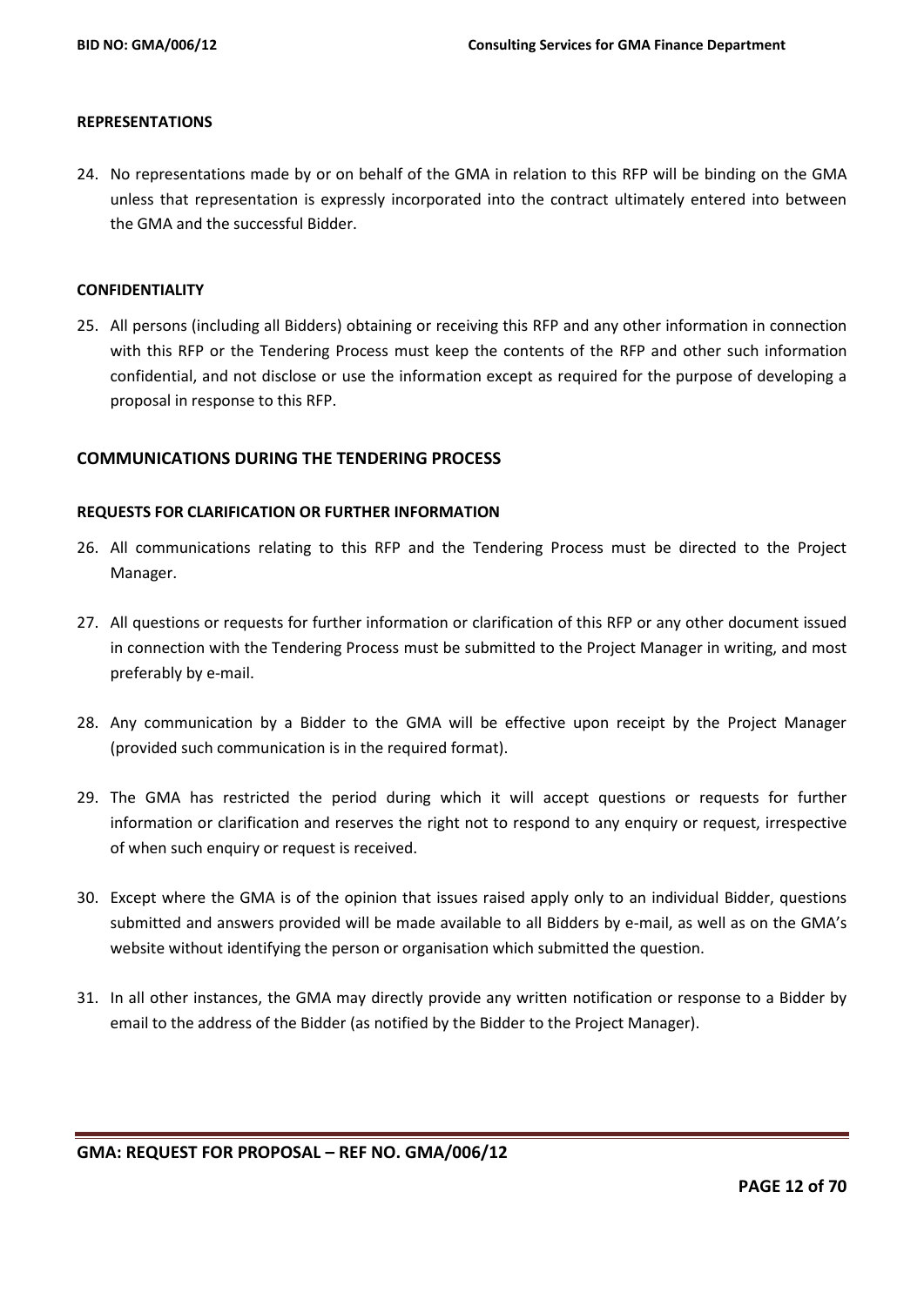#### REPRESENTATIONS

24. No representations made by or on behalf of the GMA in relation to this RFP will be binding on the GMA unless that representation is expressly incorporated into the contract ultimately entered into between the GMA and the successful Bidder.

#### CONFIDENTIALITY

25. All persons (including all Bidders) obtaining or receiving this RFP and any other information in connection with this RFP or the Tendering Process must keep the contents of the RFP and other such information confidential, and not disclose or use the information except as required for the purpose of developing a proposal in response to this RFP.

### COMMUNICATIONS DURING THE TENDERING PROCESS

#### REQUESTS FOR CLARIFICATION OR FURTHER INFORMATION

26. All communications relating to this RFP and the Tendering Process must be directed to the Project Manager.

27. All questions or requests for further information or clarification of this RFP or any other document issued in connection with the Tendering Process must be submitted to the Project Manager in writing, and most preferably by e-mail.

28. Any communication by a Bidder to the GMA will be effective upon receipt by the Project Manager (provided such communication is in the required format).

29. The GMA has restricted the period during which it will accept questions or requests for further information or clarification and reserves the right not to respond to any enquiry or request, irrespective of when such enquiry or request is received.

30. Except where the GMA is of the opinion that issues raised apply only to an individual Bidder, questions submitted and answers provided will be made available to all Bidders by e-mail, as well as on the GMA's website without identifying the person or organisation which submitted the question.

31. In all other instances, the GMA may directly provide any written notification or response to a Bidder by email to the address of the Bidder (as notified by the Bidder to the Project Manager).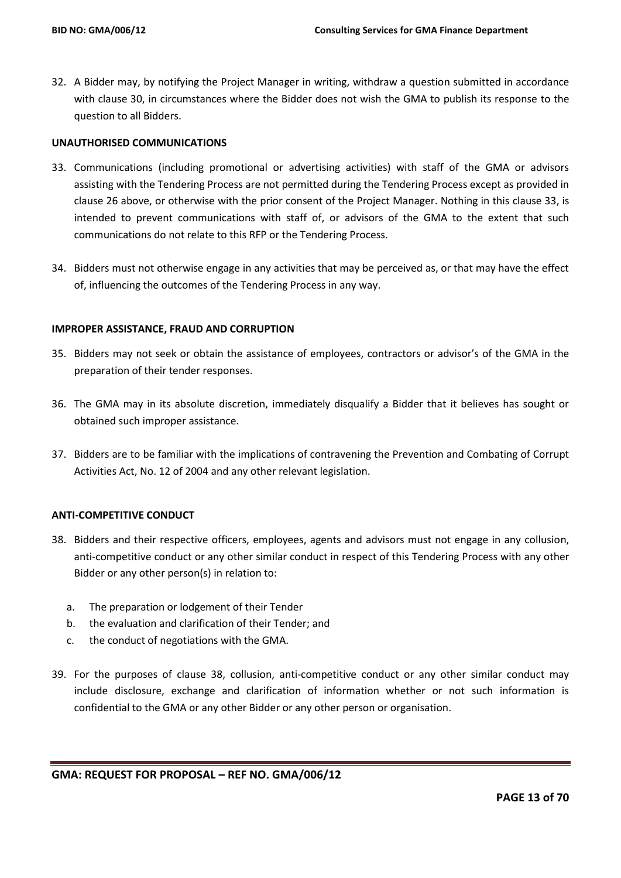32. A Bidder may, by notifying the Project Manager in writing, withdraw a question submitted in accordance with clause 30, in circumstances where the Bidder does not wish the GMA to publish its response to the question to all Bidders.

**UNAUTHORISED COMMUNICATIONS**

33. Communications (including promotional or advertising activities) with staff of the GMA or advisors assisting with the Tendering Process are not permitted during the Tendering Process except as provided in clause 26 above, or otherwise with the prior consent of the Project Manager. Nothing in this clause 33, is intended to prevent communications with staff of, or advisors of the GMA to the extent that such communications do not relate to this RFP or the Tendering Process.

34. Bidders must not otherwise engage in any activities that may be perceived as, or that may have the effect of, influencing the outcomes of the Tendering Process in any way.

**IMPROPER ASSISTANCE, FRAUD AND CORRUPTION**

35. Bidders may not seek or obtain the assistance of employees, contractors or advisor's of the GMA in the preparation of their tender responses.

36. The GMA may in its absolute discretion, immediately disqualify a Bidder that it believes has sought or obtained such improper assistance.

37. Bidders are to be familiar with the implications of contravening the Prevention and Combating of Corrupt Activities Act, No. 12 of 2004 and any other relevant legislation.

**ANTI-COMPETITIVE CONDUCT**

38. Bidders and their respective officers, employees, agents and advisors must not engage in any collusion, anti-competitive conduct or any other similar conduct in respect of this Tendering Process with any other Bidder or any other person(s) in relation to:

    a. The preparation or lodgement of their Tender
    b. the evaluation and clarification of their Tender; and
    c. the conduct of negotiations with the GMA.

39. For the purposes of clause 38, collusion, anti-competitive conduct or any other similar conduct may include disclosure, exchange and clarification of information whether or not such information is confidential to the GMA or any other Bidder or any other person or organisation.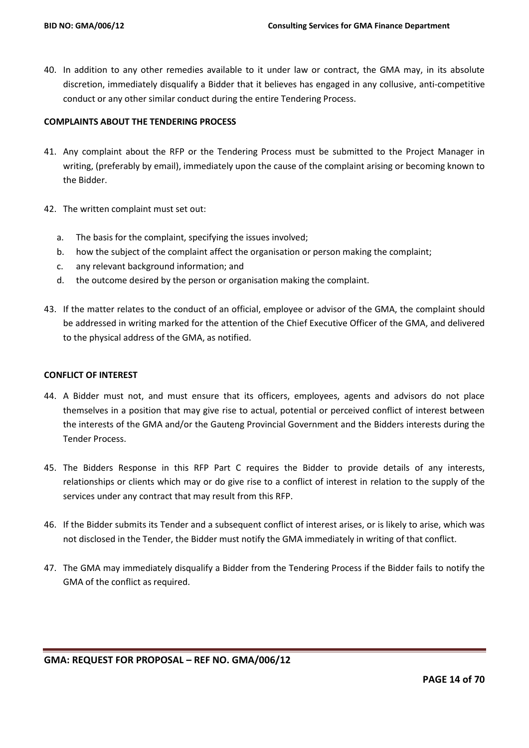40. In addition to any other remedies available to it under law or contract, the GMA may, in its absolute discretion, immediately disqualify a Bidder that it believes has engaged in any collusive, anti-competitive conduct or any other similar conduct during the entire Tendering Process.

**COMPLAINTS ABOUT THE TENDERING PROCESS**

41. Any complaint about the RFP or the Tendering Process must be submitted to the Project Manager in writing, (preferably by email), immediately upon the cause of the complaint arising or becoming known to the Bidder.

42. The written complaint must set out:

    a. The basis for the complaint, specifying the issues involved;
    b. how the subject of the complaint affect the organisation or person making the complaint;
    c. any relevant background information; and
    d. the outcome desired by the person or organisation making the complaint.

43. If the matter relates to the conduct of an official, employee or advisor of the GMA, the complaint should be addressed in writing marked for the attention of the Chief Executive Officer of the GMA, and delivered to the physical address of the GMA, as notified.

**CONFLICT OF INTEREST**

44. A Bidder must not, and must ensure that its officers, employees, agents and advisors do not place themselves in a position that may give rise to actual, potential or perceived conflict of interest between the interests of the GMA and/or the Gauteng Provincial Government and the Bidders interests during the Tender Process.

45. The Bidders Response in this RFP Part C requires the Bidder to provide details of any interests, relationships or clients which may or do give rise to a conflict of interest in relation to the supply of the services under any contract that may result from this RFP.

46. If the Bidder submits its Tender and a subsequent conflict of interest arises, or is likely to arise, which was not disclosed in the Tender, the Bidder must notify the GMA immediately in writing of that conflict.

47. The GMA may immediately disqualify a Bidder from the Tendering Process if the Bidder fails to notify the GMA of the conflict as required.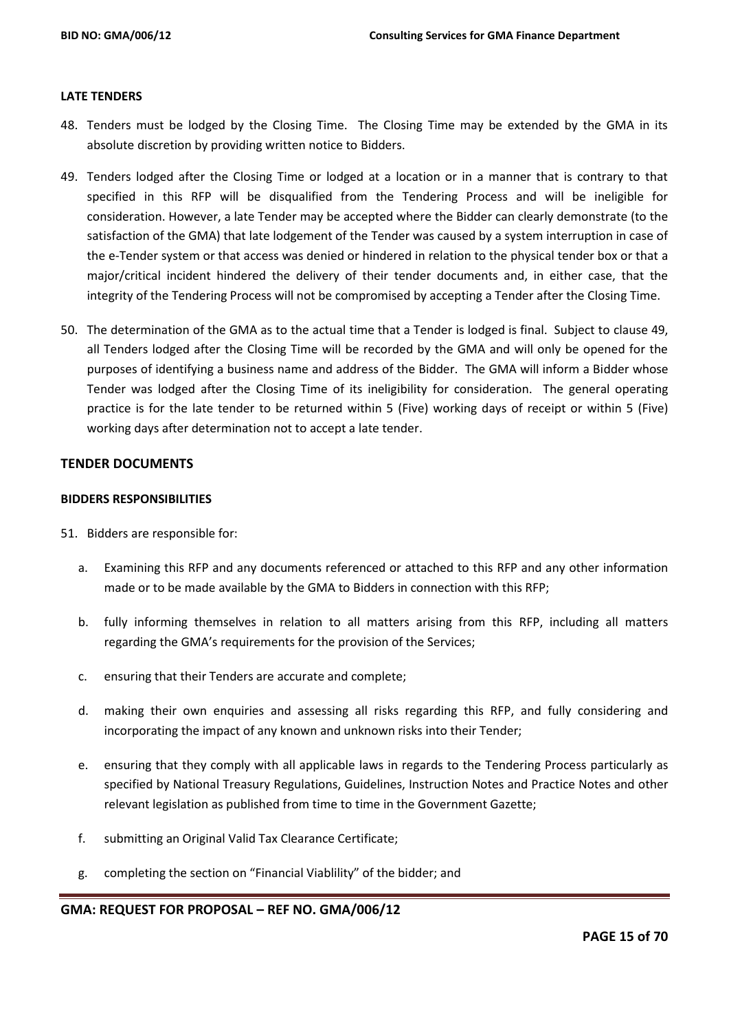**LATE TENDERS**

48. Tenders must be lodged by the Closing Time. The Closing Time may be extended by the GMA in its absolute discretion by providing written notice to Bidders.

49. Tenders lodged after the Closing Time or lodged at a location or in a manner that is contrary to that specified in this RFP will be disqualified from the Tendering Process and will be ineligible for consideration. However, a late Tender may be accepted where the Bidder can clearly demonstrate (to the satisfaction of the GMA) that late lodgement of the Tender was caused by a system interruption in case of the e-Tender system or that access was denied or hindered in relation to the physical tender box or that a major/critical incident hindered the delivery of their tender documents and, in either case, that the integrity of the Tendering Process will not be compromised by accepting a Tender after the Closing Time.

50. The determination of the GMA as to the actual time that a Tender is lodged is final. Subject to clause 49, all Tenders lodged after the Closing Time will be recorded by the GMA and will only be opened for the purposes of identifying a business name and address of the Bidder. The GMA will inform a Bidder whose Tender was lodged after the Closing Time of its ineligibility for consideration. The general operating practice is for the late tender to be returned within 5 (Five) working days of receipt or within 5 (Five) working days after determination not to accept a late tender.

## TENDER DOCUMENTS

**BIDDERS RESPONSIBILITIES**

51. Bidders are responsible for:

    a. Examining this RFP and any documents referenced or attached to this RFP and any other information made or to be made available by the GMA to Bidders in connection with this RFP;

    b. fully informing themselves in relation to all matters arising from this RFP, including all matters regarding the GMA's requirements for the provision of the Services;

    c. ensuring that their Tenders are accurate and complete;

    d. making their own enquiries and assessing all risks regarding this RFP, and fully considering and incorporating the impact of any known and unknown risks into their Tender;

    e. ensuring that they comply with all applicable laws in regards to the Tendering Process particularly as specified by National Treasury Regulations, Guidelines, Instruction Notes and Practice Notes and other relevant legislation as published from time to time in the Government Gazette;

    f. submitting an Original Valid Tax Clearance Certificate;

    g. completing the section on "Financial Viablility" of the bidder; and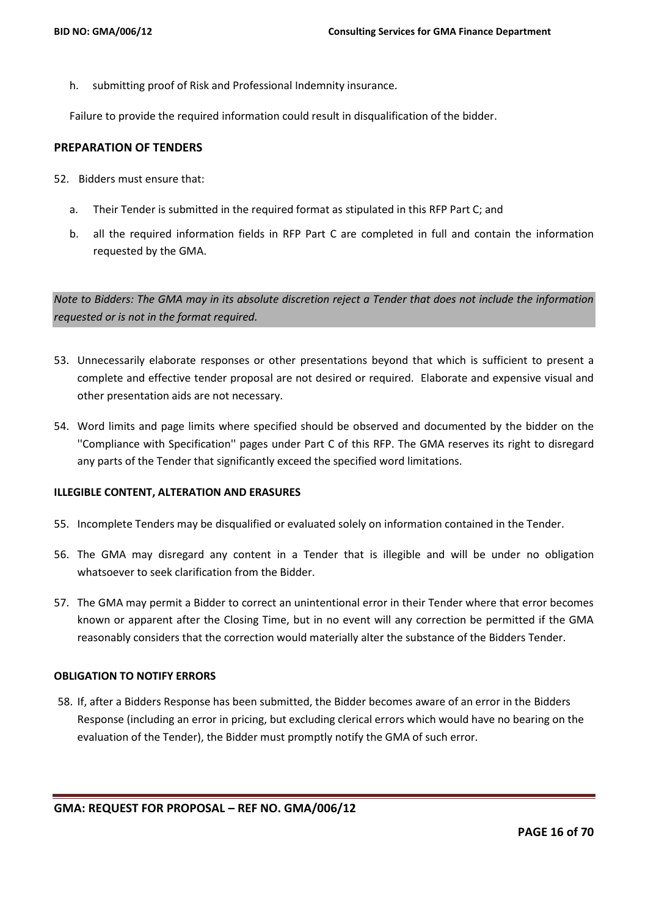h. submitting proof of Risk and Professional Indemnity insurance.

Failure to provide the required information could result in disqualification of the bidder.

## PREPARATION OF TENDERS

52. Bidders must ensure that:

    a. Their Tender is submitted in the required format as stipulated in this RFP Part C; and

    b. all the required information fields in RFP Part C are completed in full and contain the information requested by the GMA.

*Note to Bidders: The GMA may in its absolute discretion reject a Tender that does not include the information requested or is not in the format required.*

53. Unnecessarily elaborate responses or other presentations beyond that which is sufficient to present a complete and effective tender proposal are not desired or required. Elaborate and expensive visual and other presentation aids are not necessary.

54. Word limits and page limits where specified should be observed and documented by the bidder on the ''Compliance with Specification'' pages under Part C of this RFP. The GMA reserves its right to disregard any parts of the Tender that significantly exceed the specified word limitations.

### ILLEGIBLE CONTENT, ALTERATION AND ERASURES

55. Incomplete Tenders may be disqualified or evaluated solely on information contained in the Tender.

56. The GMA may disregard any content in a Tender that is illegible and will be under no obligation whatsoever to seek clarification from the Bidder.

57. The GMA may permit a Bidder to correct an unintentional error in their Tender where that error becomes known or apparent after the Closing Time, but in no event will any correction be permitted if the GMA reasonably considers that the correction would materially alter the substance of the Bidders Tender.

### OBLIGATION TO NOTIFY ERRORS

58. If, after a Bidders Response has been submitted, the Bidder becomes aware of an error in the Bidders Response (including an error in pricing, but excluding clerical errors which would have no bearing on the evaluation of the Tender), the Bidder must promptly notify the GMA of such error.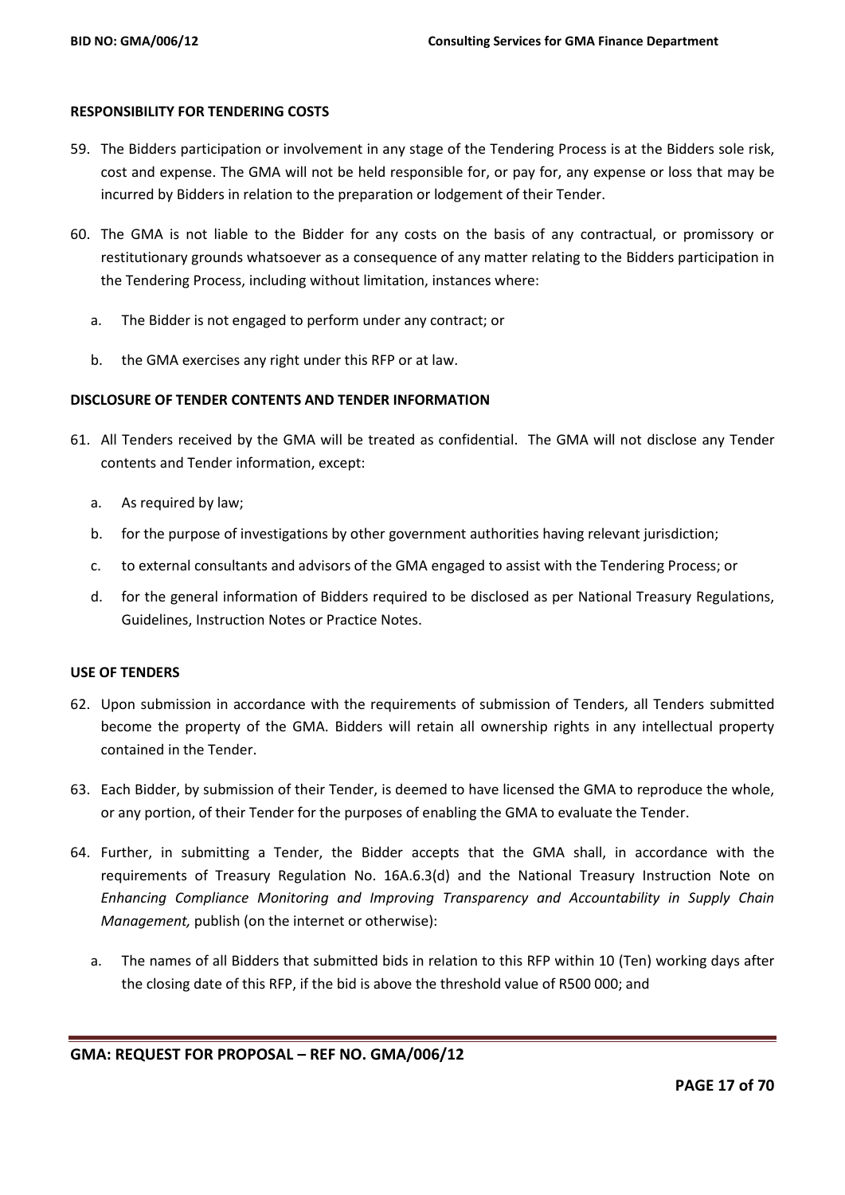**RESPONSIBILITY FOR TENDERING COSTS**

59. The Bidders participation or involvement in any stage of the Tendering Process is at the Bidders sole risk, cost and expense. The GMA will not be held responsible for, or pay for, any expense or loss that may be incurred by Bidders in relation to the preparation or lodgement of their Tender.

60. The GMA is not liable to the Bidder for any costs on the basis of any contractual, or promissory or restitutionary grounds whatsoever as a consequence of any matter relating to the Bidders participation in the Tendering Process, including without limitation, instances where:

    a. The Bidder is not engaged to perform under any contract; or

    b. the GMA exercises any right under this RFP or at law.

**DISCLOSURE OF TENDER CONTENTS AND TENDER INFORMATION**

61. All Tenders received by the GMA will be treated as confidential. The GMA will not disclose any Tender contents and Tender information, except:

    a. As required by law;

    b. for the purpose of investigations by other government authorities having relevant jurisdiction;

    c. to external consultants and advisors of the GMA engaged to assist with the Tendering Process; or

    d. for the general information of Bidders required to be disclosed as per National Treasury Regulations, Guidelines, Instruction Notes or Practice Notes.

**USE OF TENDERS**

62. Upon submission in accordance with the requirements of submission of Tenders, all Tenders submitted become the property of the GMA. Bidders will retain all ownership rights in any intellectual property contained in the Tender.

63. Each Bidder, by submission of their Tender, is deemed to have licensed the GMA to reproduce the whole, or any portion, of their Tender for the purposes of enabling the GMA to evaluate the Tender.

64. Further, in submitting a Tender, the Bidder accepts that the GMA shall, in accordance with the requirements of Treasury Regulation No. 16A.6.3(d) and the National Treasury Instruction Note on *Enhancing Compliance Monitoring and Improving Transparency and Accountability in Supply Chain Management,* publish (on the internet or otherwise):

    a. The names of all Bidders that submitted bids in relation to this RFP within 10 (Ten) working days after the closing date of this RFP, if the bid is above the threshold value of R500 000; and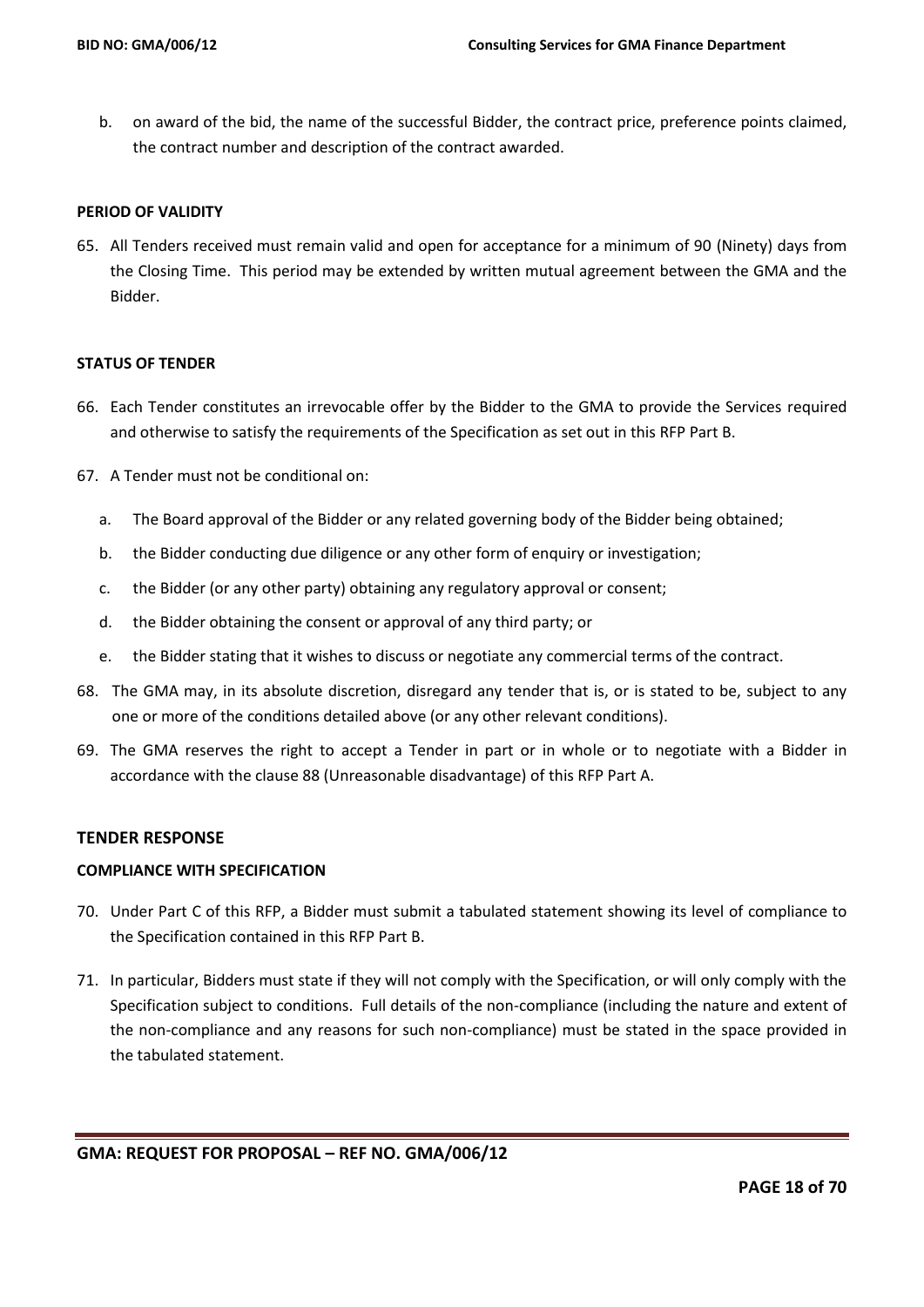b. on award of the bid, the name of the successful Bidder, the contract price, preference points claimed, the contract number and description of the contract awarded.

**PERIOD OF VALIDITY**

65. All Tenders received must remain valid and open for acceptance for a minimum of 90 (Ninety) days from the Closing Time. This period may be extended by written mutual agreement between the GMA and the Bidder.

**STATUS OF TENDER**

66. Each Tender constitutes an irrevocable offer by the Bidder to the GMA to provide the Services required and otherwise to satisfy the requirements of the Specification as set out in this RFP Part B.

67. A Tender must not be conditional on:

    a. The Board approval of the Bidder or any related governing body of the Bidder being obtained;

    b. the Bidder conducting due diligence or any other form of enquiry or investigation;

    c. the Bidder (or any other party) obtaining any regulatory approval or consent;

    d. the Bidder obtaining the consent or approval of any third party; or

    e. the Bidder stating that it wishes to discuss or negotiate any commercial terms of the contract.

68. The GMA may, in its absolute discretion, disregard any tender that is, or is stated to be, subject to any one or more of the conditions detailed above (or any other relevant conditions).

69. The GMA reserves the right to accept a Tender in part or in whole or to negotiate with a Bidder in accordance with the clause 88 (Unreasonable disadvantage) of this RFP Part A.

## TENDER RESPONSE

**COMPLIANCE WITH SPECIFICATION**

70. Under Part C of this RFP, a Bidder must submit a tabulated statement showing its level of compliance to the Specification contained in this RFP Part B.

71. In particular, Bidders must state if they will not comply with the Specification, or will only comply with the Specification subject to conditions. Full details of the non-compliance (including the nature and extent of the non-compliance and any reasons for such non-compliance) must be stated in the space provided in the tabulated statement.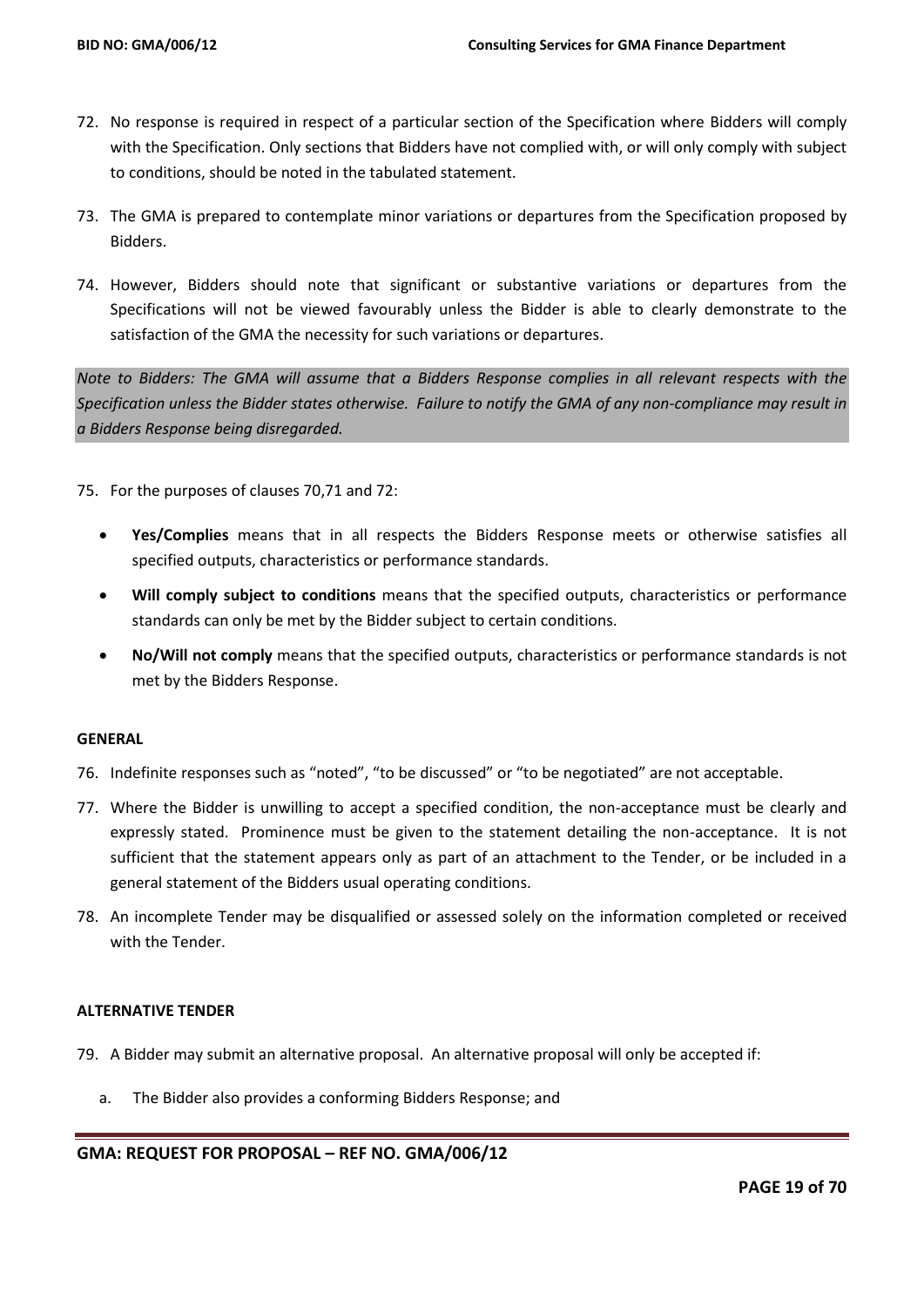72. No response is required in respect of a particular section of the Specification where Bidders will comply with the Specification. Only sections that Bidders have not complied with, or will only comply with subject to conditions, should be noted in the tabulated statement.

73. The GMA is prepared to contemplate minor variations or departures from the Specification proposed by Bidders.

74. However, Bidders should note that significant or substantive variations or departures from the Specifications will not be viewed favourably unless the Bidder is able to clearly demonstrate to the satisfaction of the GMA the necessity for such variations or departures.

*Note to Bidders: The GMA will assume that a Bidders Response complies in all relevant respects with the Specification unless the Bidder states otherwise. Failure to notify the GMA of any non-compliance may result in a Bidders Response being disregarded.*

75. For the purposes of clauses 70,71 and 72:

   - **Yes/Complies** means that in all respects the Bidders Response meets or otherwise satisfies all specified outputs, characteristics or performance standards.
   - **Will comply subject to conditions** means that the specified outputs, characteristics or performance standards can only be met by the Bidder subject to certain conditions.
   - **No/Will not comply** means that the specified outputs, characteristics or performance standards is not met by the Bidders Response.

**GENERAL**

76. Indefinite responses such as "noted", "to be discussed" or "to be negotiated" are not acceptable.

77. Where the Bidder is unwilling to accept a specified condition, the non-acceptance must be clearly and expressly stated. Prominence must be given to the statement detailing the non-acceptance. It is not sufficient that the statement appears only as part of an attachment to the Tender, or be included in a general statement of the Bidders usual operating conditions.

78. An incomplete Tender may be disqualified or assessed solely on the information completed or received with the Tender.

**ALTERNATIVE TENDER**

79. A Bidder may submit an alternative proposal. An alternative proposal will only be accepted if:

    a. The Bidder also provides a conforming Bidders Response; and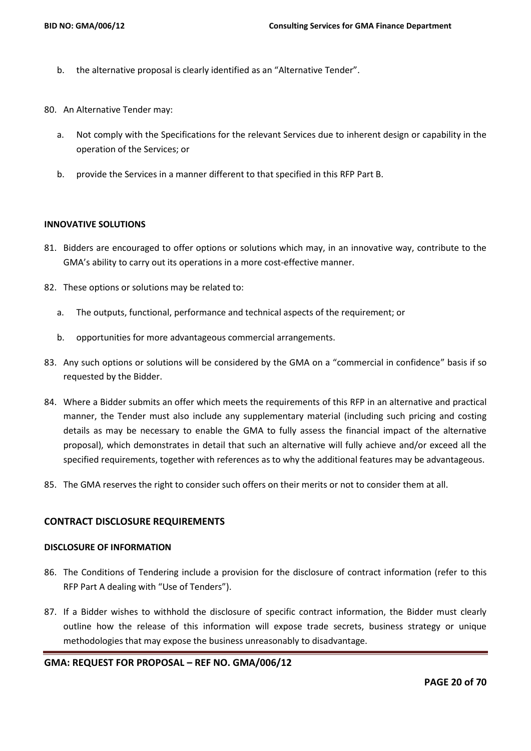b. the alternative proposal is clearly identified as an "Alternative Tender".

80. An Alternative Tender may:

    a. Not comply with the Specifications for the relevant Services due to inherent design or capability in the operation of the Services; or

    b. provide the Services in a manner different to that specified in this RFP Part B.

**INNOVATIVE SOLUTIONS**

81. Bidders are encouraged to offer options or solutions which may, in an innovative way, contribute to the GMA's ability to carry out its operations in a more cost-effective manner.

82. These options or solutions may be related to:

    a. The outputs, functional, performance and technical aspects of the requirement; or

    b. opportunities for more advantageous commercial arrangements.

83. Any such options or solutions will be considered by the GMA on a "commercial in confidence" basis if so requested by the Bidder.

84. Where a Bidder submits an offer which meets the requirements of this RFP in an alternative and practical manner, the Tender must also include any supplementary material (including such pricing and costing details as may be necessary to enable the GMA to fully assess the financial impact of the alternative proposal), which demonstrates in detail that such an alternative will fully achieve and/or exceed all the specified requirements, together with references as to why the additional features may be advantageous.

85. The GMA reserves the right to consider such offers on their merits or not to consider them at all.

## CONTRACT DISCLOSURE REQUIREMENTS

**DISCLOSURE OF INFORMATION**

86. The Conditions of Tendering include a provision for the disclosure of contract information (refer to this RFP Part A dealing with "Use of Tenders").

87. If a Bidder wishes to withhold the disclosure of specific contract information, the Bidder must clearly outline how the release of this information will expose trade secrets, business strategy or unique methodologies that may expose the business unreasonably to disadvantage.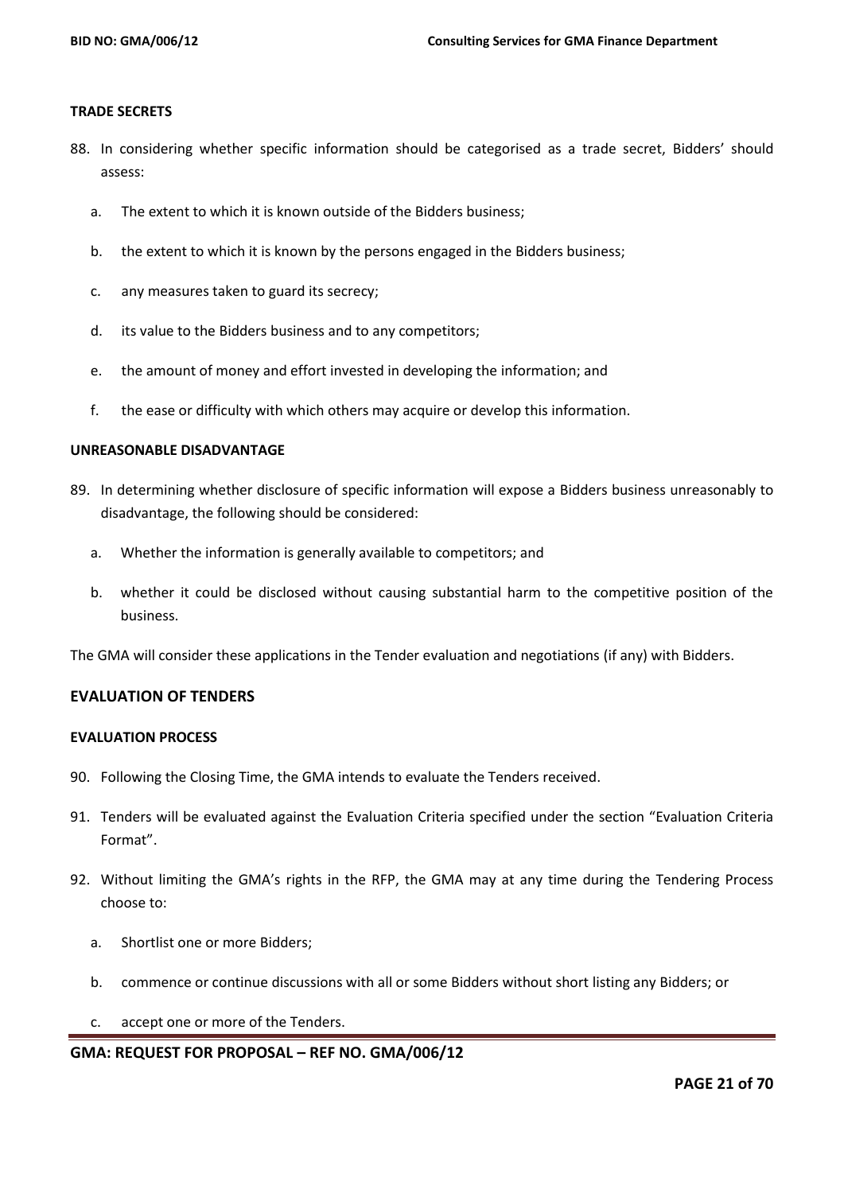#### TRADE SECRETS

88. In considering whether specific information should be categorised as a trade secret, Bidders' should assess:

    a. The extent to which it is known outside of the Bidders business;

    b. the extent to which it is known by the persons engaged in the Bidders business;

    c. any measures taken to guard its secrecy;

    d. its value to the Bidders business and to any competitors;

    e. the amount of money and effort invested in developing the information; and

    f. the ease or difficulty with which others may acquire or develop this information.

#### UNREASONABLE DISADVANTAGE

89. In determining whether disclosure of specific information will expose a Bidders business unreasonably to disadvantage, the following should be considered:

    a. Whether the information is generally available to competitors; and

    b. whether it could be disclosed without causing substantial harm to the competitive position of the business.

The GMA will consider these applications in the Tender evaluation and negotiations (if any) with Bidders.

### EVALUATION OF TENDERS

#### EVALUATION PROCESS

90. Following the Closing Time, the GMA intends to evaluate the Tenders received.

91. Tenders will be evaluated against the Evaluation Criteria specified under the section "Evaluation Criteria Format".

92. Without limiting the GMA's rights in the RFP, the GMA may at any time during the Tendering Process choose to:

    a. Shortlist one or more Bidders;

    b. commence or continue discussions with all or some Bidders without short listing any Bidders; or

    c. accept one or more of the Tenders.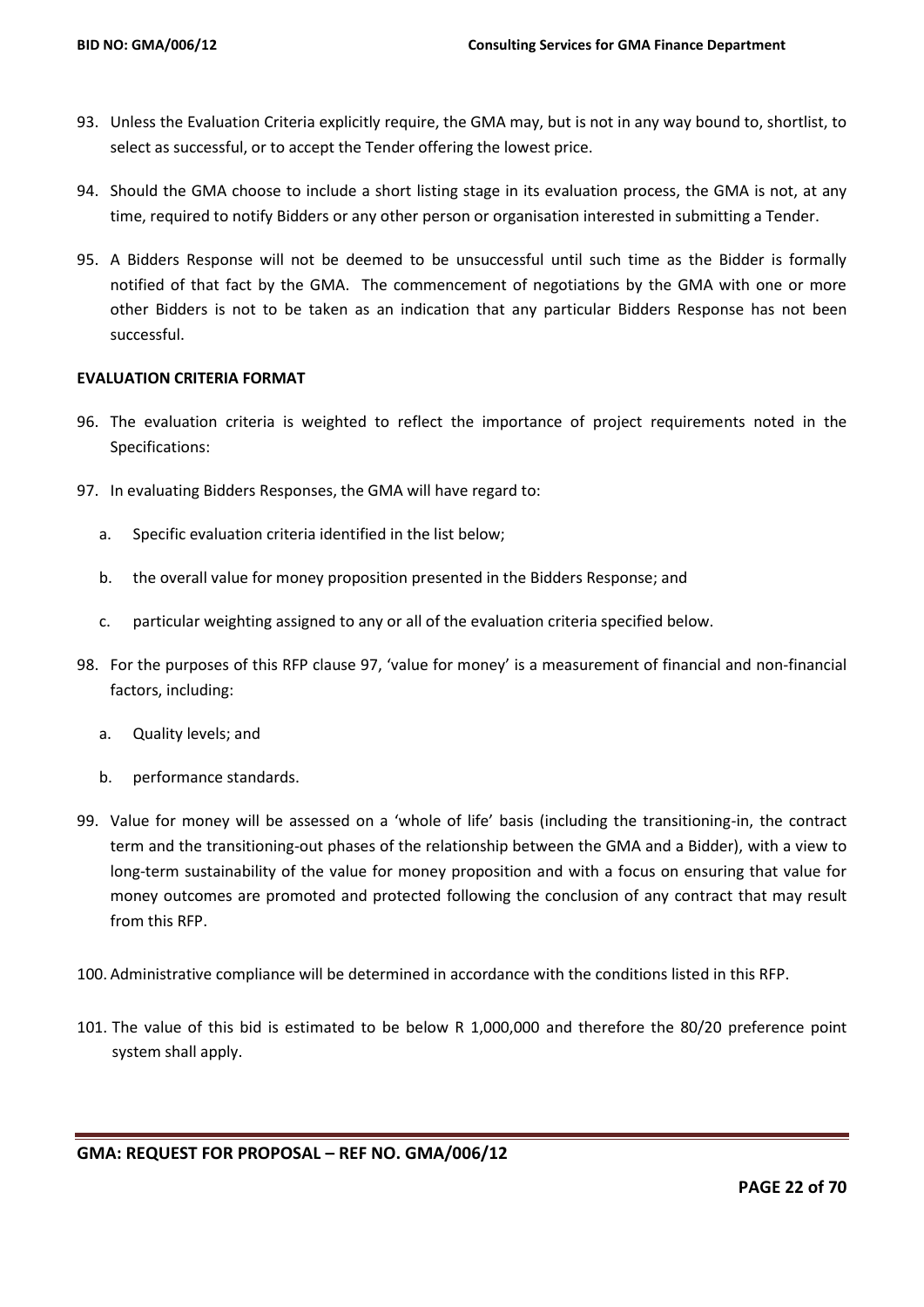93. Unless the Evaluation Criteria explicitly require, the GMA may, but is not in any way bound to, shortlist, to select as successful, or to accept the Tender offering the lowest price.

94. Should the GMA choose to include a short listing stage in its evaluation process, the GMA is not, at any time, required to notify Bidders or any other person or organisation interested in submitting a Tender.

95. A Bidders Response will not be deemed to be unsuccessful until such time as the Bidder is formally notified of that fact by the GMA. The commencement of negotiations by the GMA with one or more other Bidders is not to be taken as an indication that any particular Bidders Response has not been successful.

**EVALUATION CRITERIA FORMAT**

96. The evaluation criteria is weighted to reflect the importance of project requirements noted in the Specifications:

97. In evaluating Bidders Responses, the GMA will have regard to:

    a. Specific evaluation criteria identified in the list below;

    b. the overall value for money proposition presented in the Bidders Response; and

    c. particular weighting assigned to any or all of the evaluation criteria specified below.

98. For the purposes of this RFP clause 97, 'value for money' is a measurement of financial and non-financial factors, including:

    a. Quality levels; and

    b. performance standards.

99. Value for money will be assessed on a 'whole of life' basis (including the transitioning-in, the contract term and the transitioning-out phases of the relationship between the GMA and a Bidder), with a view to long-term sustainability of the value for money proposition and with a focus on ensuring that value for money outcomes are promoted and protected following the conclusion of any contract that may result from this RFP.

100. Administrative compliance will be determined in accordance with the conditions listed in this RFP.

101. The value of this bid is estimated to be below R 1,000,000 and therefore the 80/20 preference point system shall apply.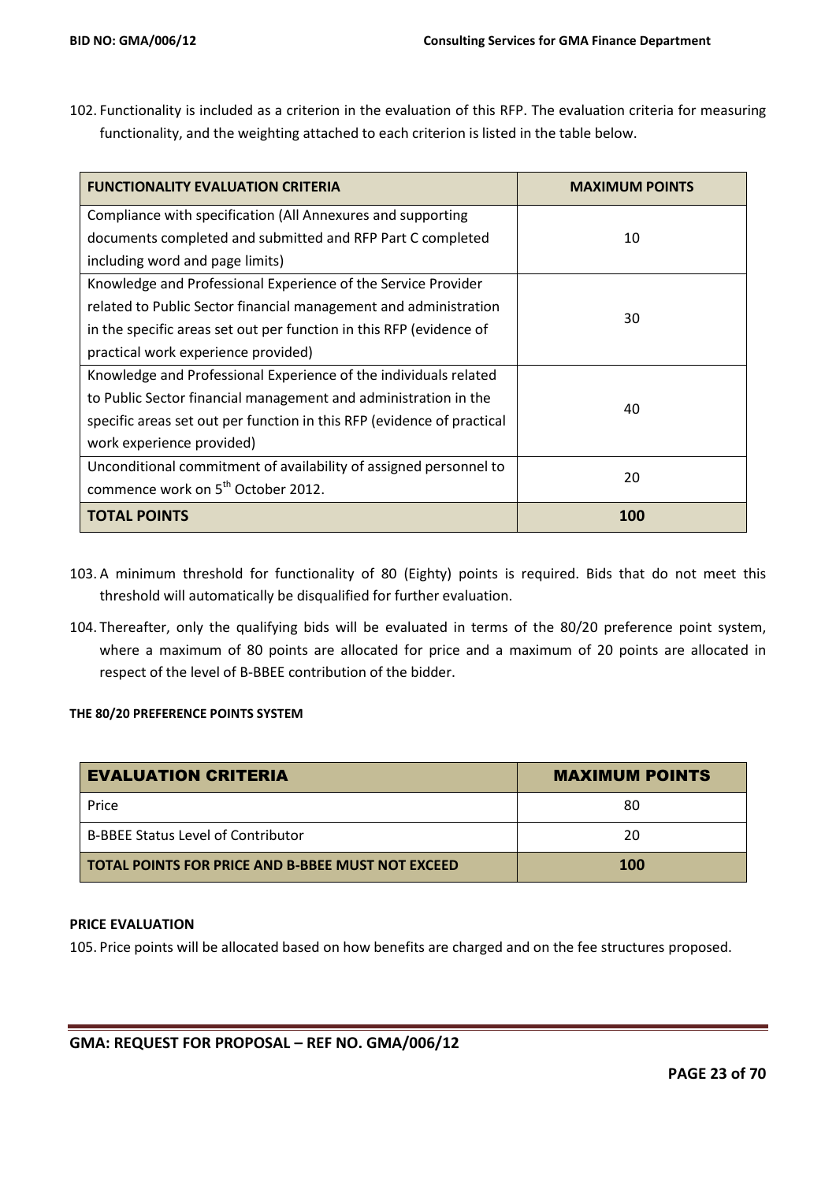102. Functionality is included as a criterion in the evaluation of this RFP. The evaluation criteria for measuring functionality, and the weighting attached to each criterion is listed in the table below.

| FUNCTIONALITY EVALUATION CRITERIA | MAXIMUM POINTS |
|---|---|
| Compliance with specification (All Annexures and supporting documents completed and submitted and RFP Part C completed including word and page limits) | 10 |
| Knowledge and Professional Experience of the Service Provider related to Public Sector financial management and administration in the specific areas set out per function in this RFP (evidence of practical work experience provided) | 30 |
| Knowledge and Professional Experience of the individuals related to Public Sector financial management and administration in the specific areas set out per function in this RFP (evidence of practical work experience provided) | 40 |
| Unconditional commitment of availability of assigned personnel to commence work on 5th October 2012. | 20 |
| **TOTAL POINTS** | **100** |

103. A minimum threshold for functionality of 80 (Eighty) points is required. Bids that do not meet this threshold will automatically be disqualified for further evaluation.

104. Thereafter, only the qualifying bids will be evaluated in terms of the 80/20 preference point system, where a maximum of 80 points are allocated for price and a maximum of 20 points are allocated in respect of the level of B-BBEE contribution of the bidder.

**THE 80/20 PREFERENCE POINTS SYSTEM**

| EVALUATION CRITERIA | MAXIMUM POINTS |
|---|---|
| Price | 80 |
| B-BBEE Status Level of Contributor | 20 |
| **TOTAL POINTS FOR PRICE AND B-BBEE MUST NOT EXCEED** | **100** |

**PRICE EVALUATION**

105. Price points will be allocated based on how benefits are charged and on the fee structures proposed.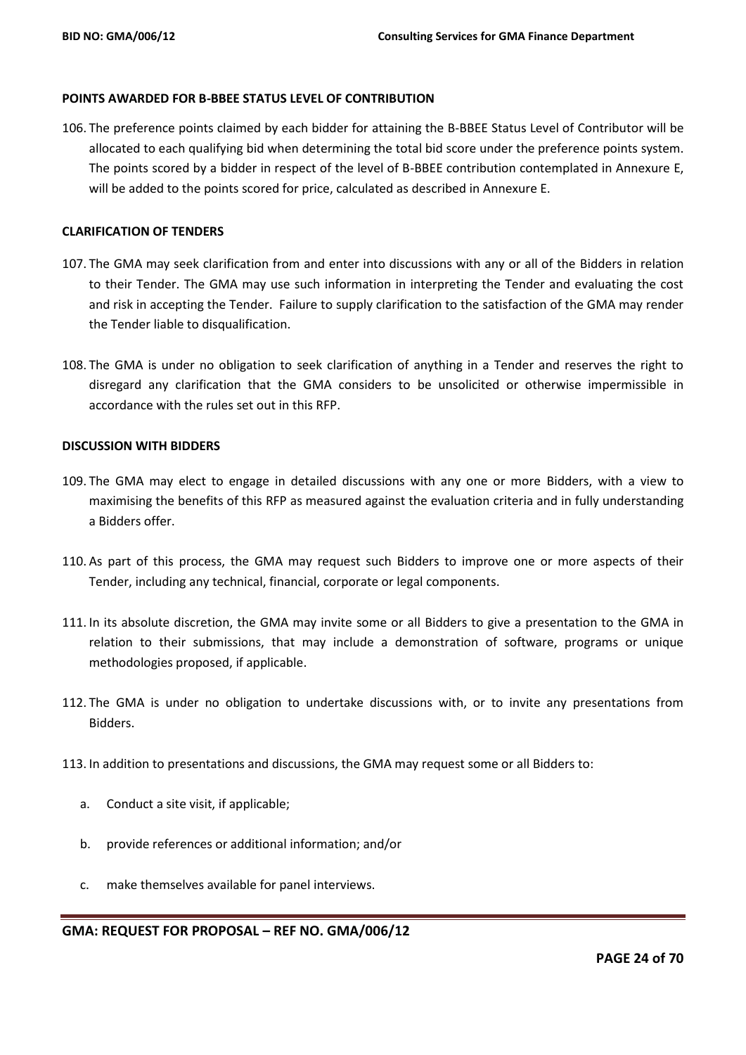### POINTS AWARDED FOR B-BBEE STATUS LEVEL OF CONTRIBUTION

106. The preference points claimed by each bidder for attaining the B-BBEE Status Level of Contributor will be allocated to each qualifying bid when determining the total bid score under the preference points system. The points scored by a bidder in respect of the level of B-BBEE contribution contemplated in Annexure E, will be added to the points scored for price, calculated as described in Annexure E.

### CLARIFICATION OF TENDERS

107. The GMA may seek clarification from and enter into discussions with any or all of the Bidders in relation to their Tender. The GMA may use such information in interpreting the Tender and evaluating the cost and risk in accepting the Tender. Failure to supply clarification to the satisfaction of the GMA may render the Tender liable to disqualification.

108. The GMA is under no obligation to seek clarification of anything in a Tender and reserves the right to disregard any clarification that the GMA considers to be unsolicited or otherwise impermissible in accordance with the rules set out in this RFP.

### DISCUSSION WITH BIDDERS

109. The GMA may elect to engage in detailed discussions with any one or more Bidders, with a view to maximising the benefits of this RFP as measured against the evaluation criteria and in fully understanding a Bidders offer.

110. As part of this process, the GMA may request such Bidders to improve one or more aspects of their Tender, including any technical, financial, corporate or legal components.

111. In its absolute discretion, the GMA may invite some or all Bidders to give a presentation to the GMA in relation to their submissions, that may include a demonstration of software, programs or unique methodologies proposed, if applicable.

112. The GMA is under no obligation to undertake discussions with, or to invite any presentations from Bidders.

113. In addition to presentations and discussions, the GMA may request some or all Bidders to:

    a. Conduct a site visit, if applicable;

    b. provide references or additional information; and/or

    c. make themselves available for panel interviews.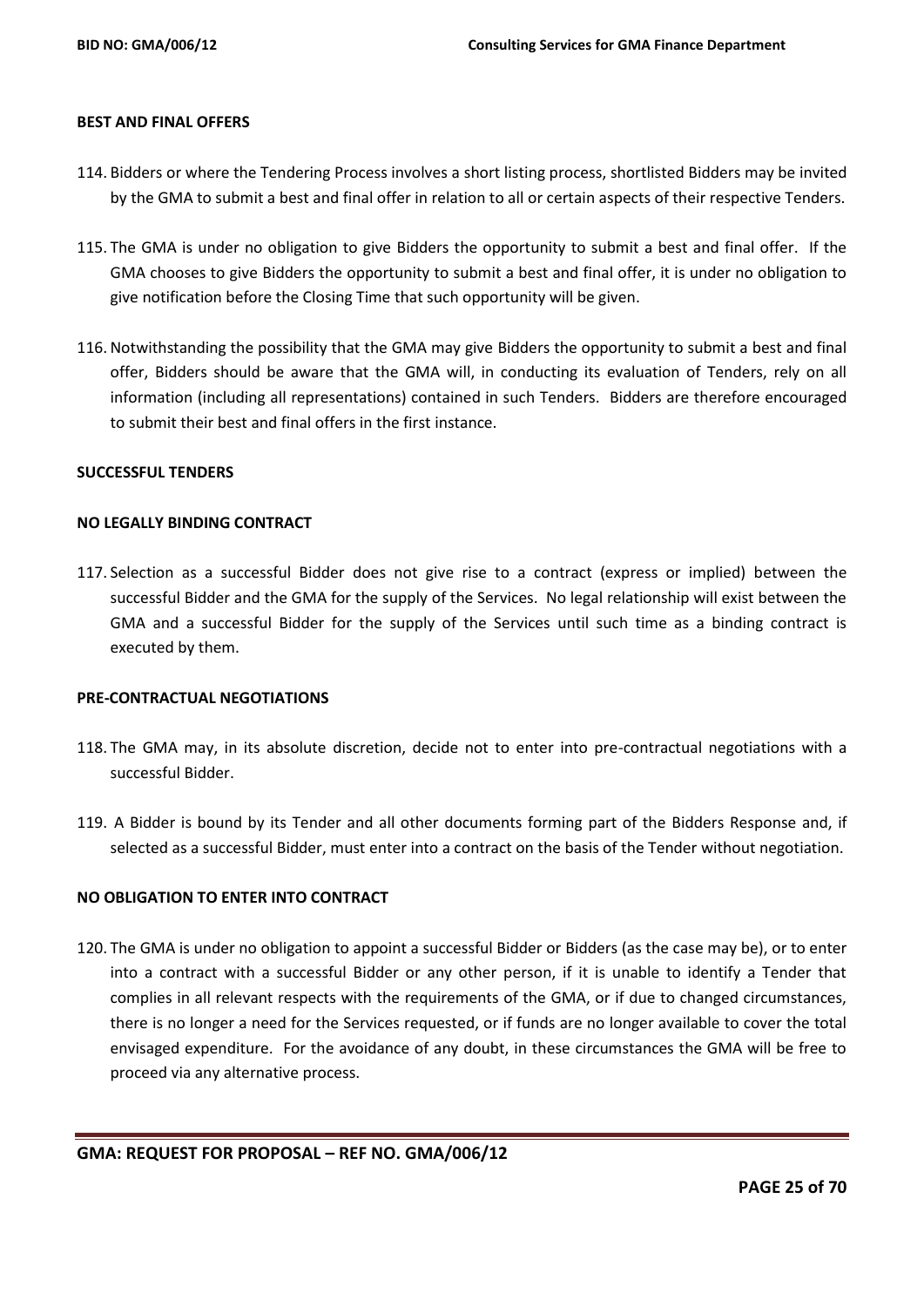## BEST AND FINAL OFFERS

114. Bidders or where the Tendering Process involves a short listing process, shortlisted Bidders may be invited by the GMA to submit a best and final offer in relation to all or certain aspects of their respective Tenders.

115. The GMA is under no obligation to give Bidders the opportunity to submit a best and final offer. If the GMA chooses to give Bidders the opportunity to submit a best and final offer, it is under no obligation to give notification before the Closing Time that such opportunity will be given.

116. Notwithstanding the possibility that the GMA may give Bidders the opportunity to submit a best and final offer, Bidders should be aware that the GMA will, in conducting its evaluation of Tenders, rely on all information (including all representations) contained in such Tenders. Bidders are therefore encouraged to submit their best and final offers in the first instance.

## SUCCESSFUL TENDERS

### NO LEGALLY BINDING CONTRACT

117. Selection as a successful Bidder does not give rise to a contract (express or implied) between the successful Bidder and the GMA for the supply of the Services. No legal relationship will exist between the GMA and a successful Bidder for the supply of the Services until such time as a binding contract is executed by them.

### PRE-CONTRACTUAL NEGOTIATIONS

118. The GMA may, in its absolute discretion, decide not to enter into pre-contractual negotiations with a successful Bidder.

119. A Bidder is bound by its Tender and all other documents forming part of the Bidders Response and, if selected as a successful Bidder, must enter into a contract on the basis of the Tender without negotiation.

### NO OBLIGATION TO ENTER INTO CONTRACT

120. The GMA is under no obligation to appoint a successful Bidder or Bidders (as the case may be), or to enter into a contract with a successful Bidder or any other person, if it is unable to identify a Tender that complies in all relevant respects with the requirements of the GMA, or if due to changed circumstances, there is no longer a need for the Services requested, or if funds are no longer available to cover the total envisaged expenditure. For the avoidance of any doubt, in these circumstances the GMA will be free to proceed via any alternative process.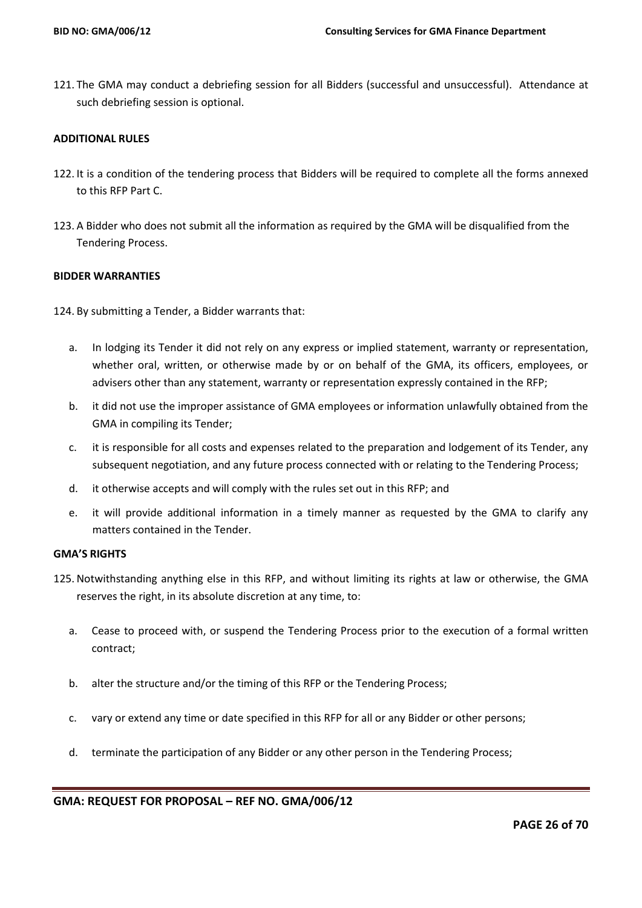121. The GMA may conduct a debriefing session for all Bidders (successful and unsuccessful). Attendance at such debriefing session is optional.

**ADDITIONAL RULES**

122. It is a condition of the tendering process that Bidders will be required to complete all the forms annexed to this RFP Part C.

123. A Bidder who does not submit all the information as required by the GMA will be disqualified from the Tendering Process.

**BIDDER WARRANTIES**

124. By submitting a Tender, a Bidder warrants that:

   a. In lodging its Tender it did not rely on any express or implied statement, warranty or representation, whether oral, written, or otherwise made by or on behalf of the GMA, its officers, employees, or advisers other than any statement, warranty or representation expressly contained in the RFP;

   b. it did not use the improper assistance of GMA employees or information unlawfully obtained from the GMA in compiling its Tender;

   c. it is responsible for all costs and expenses related to the preparation and lodgement of its Tender, any subsequent negotiation, and any future process connected with or relating to the Tendering Process;

   d. it otherwise accepts and will comply with the rules set out in this RFP; and

   e. it will provide additional information in a timely manner as requested by the GMA to clarify any matters contained in the Tender.

**GMA'S RIGHTS**

125. Notwithstanding anything else in this RFP, and without limiting its rights at law or otherwise, the GMA reserves the right, in its absolute discretion at any time, to:

   a. Cease to proceed with, or suspend the Tendering Process prior to the execution of a formal written contract;

   b. alter the structure and/or the timing of this RFP or the Tendering Process;

   c. vary or extend any time or date specified in this RFP for all or any Bidder or other persons;

   d. terminate the participation of any Bidder or any other person in the Tendering Process;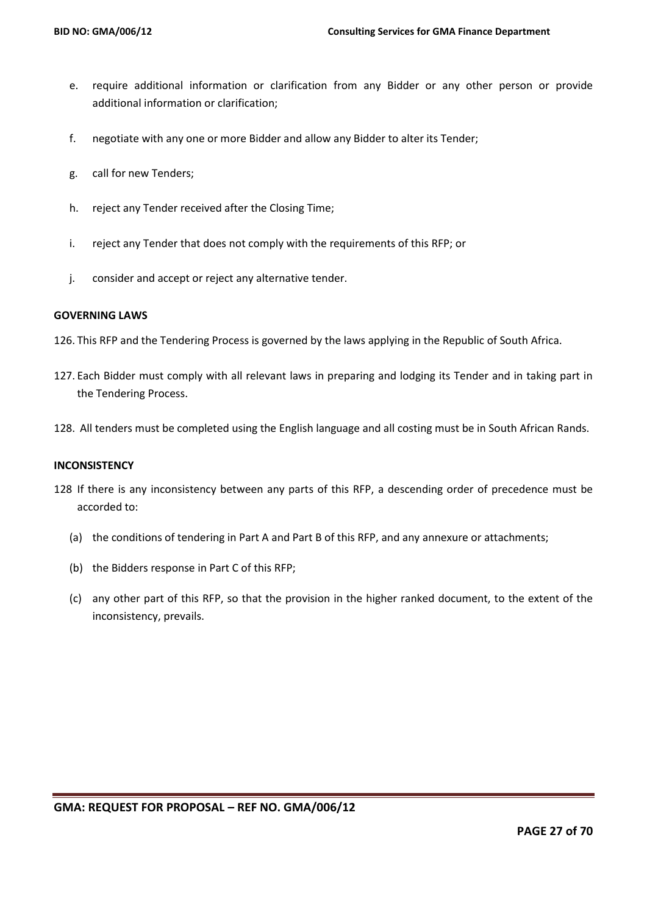e. require additional information or clarification from any Bidder or any other person or provide additional information or clarification;

f. negotiate with any one or more Bidder and allow any Bidder to alter its Tender;

g. call for new Tenders;

h. reject any Tender received after the Closing Time;

i. reject any Tender that does not comply with the requirements of this RFP; or

j. consider and accept or reject any alternative tender.

**GOVERNING LAWS**

126. This RFP and the Tendering Process is governed by the laws applying in the Republic of South Africa.

127. Each Bidder must comply with all relevant laws in preparing and lodging its Tender and in taking part in the Tendering Process.

128. All tenders must be completed using the English language and all costing must be in South African Rands.

**INCONSISTENCY**

128 If there is any inconsistency between any parts of this RFP, a descending order of precedence must be accorded to:

(a) the conditions of tendering in Part A and Part B of this RFP, and any annexure or attachments;

(b) the Bidders response in Part C of this RFP;

(c) any other part of this RFP, so that the provision in the higher ranked document, to the extent of the inconsistency, prevails.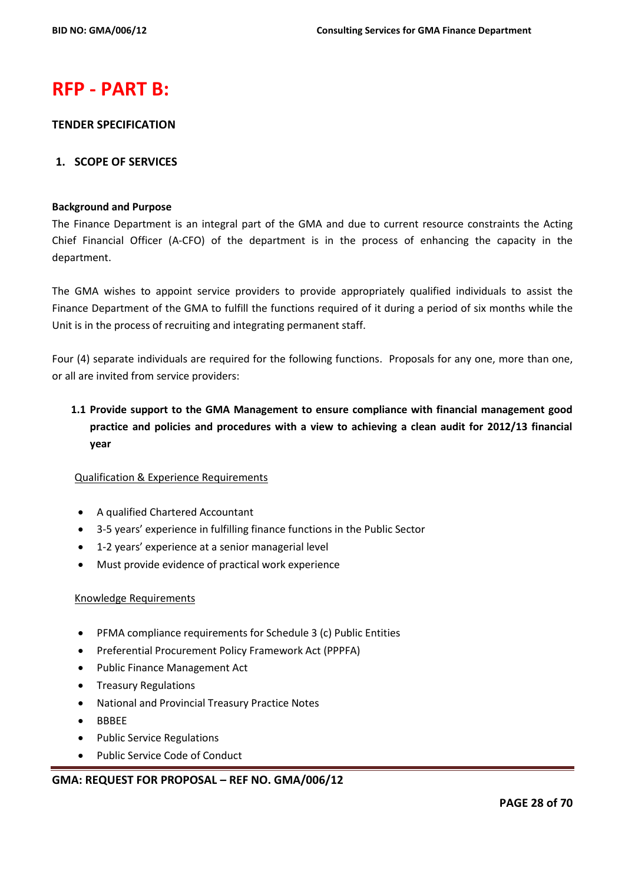# RFP - PART B:

**TENDER SPECIFICATION**

## 1. SCOPE OF SERVICES

**Background and Purpose**

The Finance Department is an integral part of the GMA and due to current resource constraints the Acting Chief Financial Officer (A-CFO) of the department is in the process of enhancing the capacity in the department.

The GMA wishes to appoint service providers to provide appropriately qualified individuals to assist the Finance Department of the GMA to fulfill the functions required of it during a period of six months while the Unit is in the process of recruiting and integrating permanent staff.

Four (4) separate individuals are required for the following functions. Proposals for any one, more than one, or all are invited from service providers:

### 1.1 Provide support to the GMA Management to ensure compliance with financial management good practice and policies and procedures with a view to achieving a clean audit for 2012/13 financial year

Qualification & Experience Requirements

- A qualified Chartered Accountant
- 3-5 years' experience in fulfilling finance functions in the Public Sector
- 1-2 years' experience at a senior managerial level
- Must provide evidence of practical work experience

Knowledge Requirements

- PFMA compliance requirements for Schedule 3 (c) Public Entities
- Preferential Procurement Policy Framework Act (PPPFA)
- Public Finance Management Act
- Treasury Regulations
- National and Provincial Treasury Practice Notes
- BBBEE
- Public Service Regulations
- Public Service Code of Conduct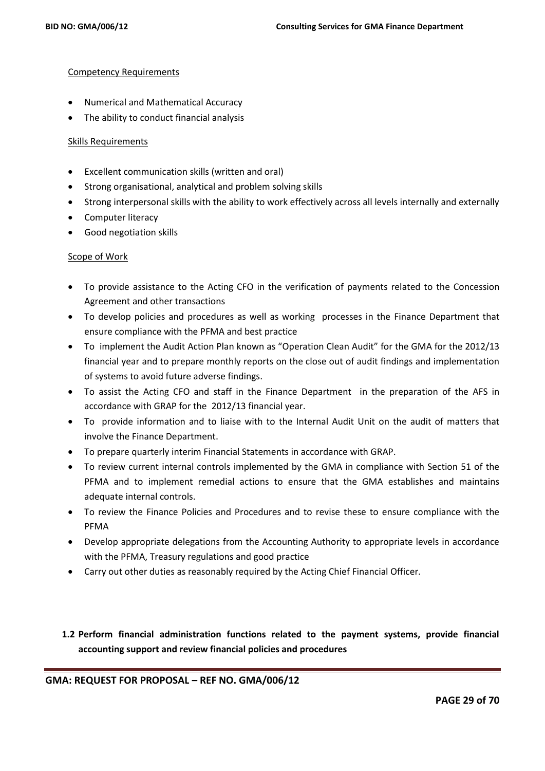Competency Requirements

- Numerical and Mathematical Accuracy
- The ability to conduct financial analysis

Skills Requirements

- Excellent communication skills (written and oral)
- Strong organisational, analytical and problem solving skills
- Strong interpersonal skills with the ability to work effectively across all levels internally and externally
- Computer literacy
- Good negotiation skills

Scope of Work

- To provide assistance to the Acting CFO in the verification of payments related to the Concession Agreement and other transactions
- To develop policies and procedures as well as working processes in the Finance Department that ensure compliance with the PFMA and best practice
- To implement the Audit Action Plan known as "Operation Clean Audit" for the GMA for the 2012/13 financial year and to prepare monthly reports on the close out of audit findings and implementation of systems to avoid future adverse findings.
- To assist the Acting CFO and staff in the Finance Department in the preparation of the AFS in accordance with GRAP for the 2012/13 financial year.
- To provide information and to liaise with to the Internal Audit Unit on the audit of matters that involve the Finance Department.
- To prepare quarterly interim Financial Statements in accordance with GRAP.
- To review current internal controls implemented by the GMA in compliance with Section 51 of the PFMA and to implement remedial actions to ensure that the GMA establishes and maintains adequate internal controls.
- To review the Finance Policies and Procedures and to revise these to ensure compliance with the PFMA
- Develop appropriate delegations from the Accounting Authority to appropriate levels in accordance with the PFMA, Treasury regulations and good practice
- Carry out other duties as reasonably required by the Acting Chief Financial Officer.

**1.2 Perform financial administration functions related to the payment systems, provide financial accounting support and review financial policies and procedures**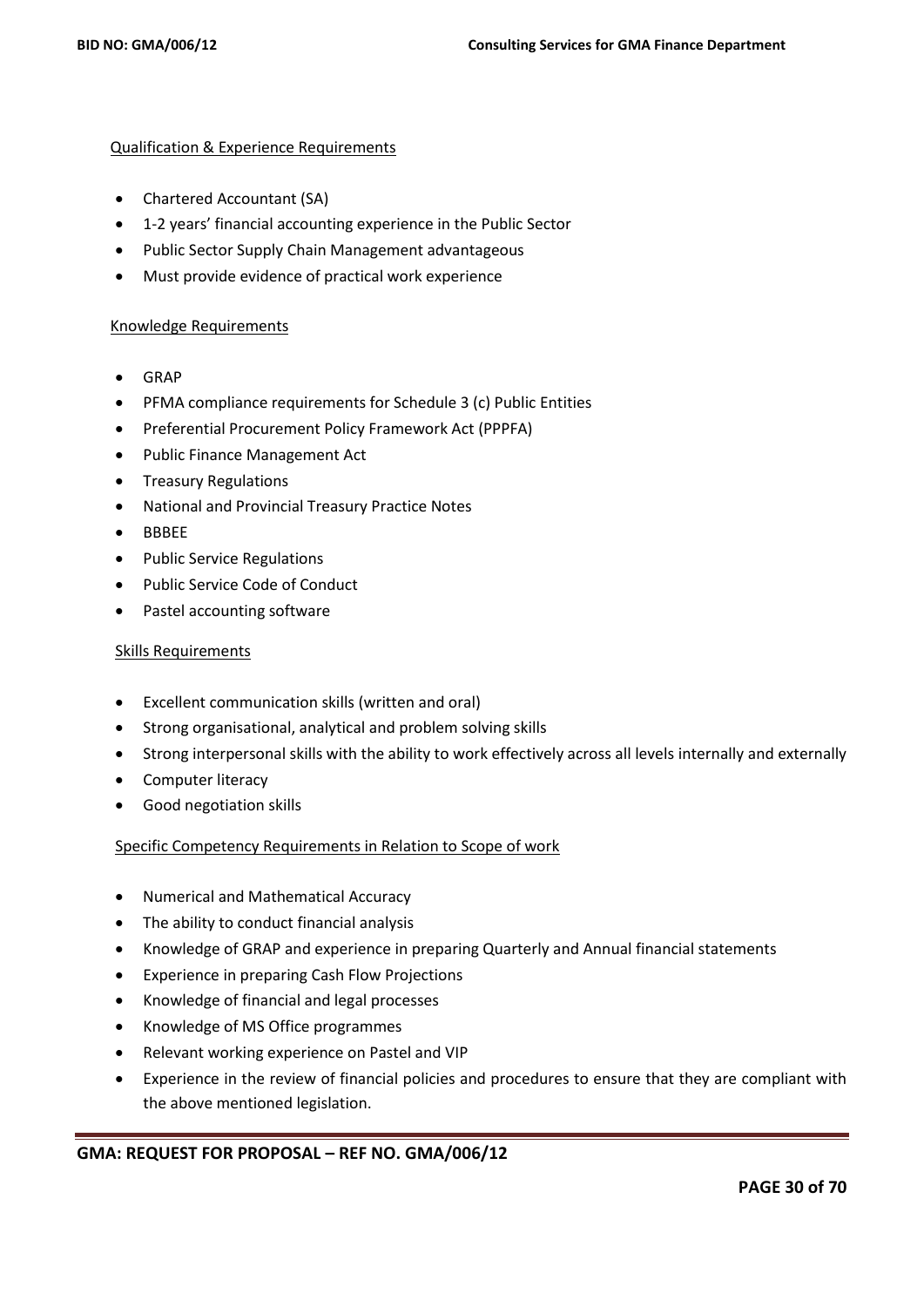Qualification & Experience Requirements

- Chartered Accountant (SA)
- 1-2 years' financial accounting experience in the Public Sector
- Public Sector Supply Chain Management advantageous
- Must provide evidence of practical work experience

Knowledge Requirements

- GRAP
- PFMA compliance requirements for Schedule 3 (c) Public Entities
- Preferential Procurement Policy Framework Act (PPPFA)
- Public Finance Management Act
- Treasury Regulations
- National and Provincial Treasury Practice Notes
- BBBEE
- Public Service Regulations
- Public Service Code of Conduct
- Pastel accounting software

Skills Requirements

- Excellent communication skills (written and oral)
- Strong organisational, analytical and problem solving skills
- Strong interpersonal skills with the ability to work effectively across all levels internally and externally
- Computer literacy
- Good negotiation skills

Specific Competency Requirements in Relation to Scope of work

- Numerical and Mathematical Accuracy
- The ability to conduct financial analysis
- Knowledge of GRAP and experience in preparing Quarterly and Annual financial statements
- Experience in preparing Cash Flow Projections
- Knowledge of financial and legal processes
- Knowledge of MS Office programmes
- Relevant working experience on Pastel and VIP
- Experience in the review of financial policies and procedures to ensure that they are compliant with the above mentioned legislation.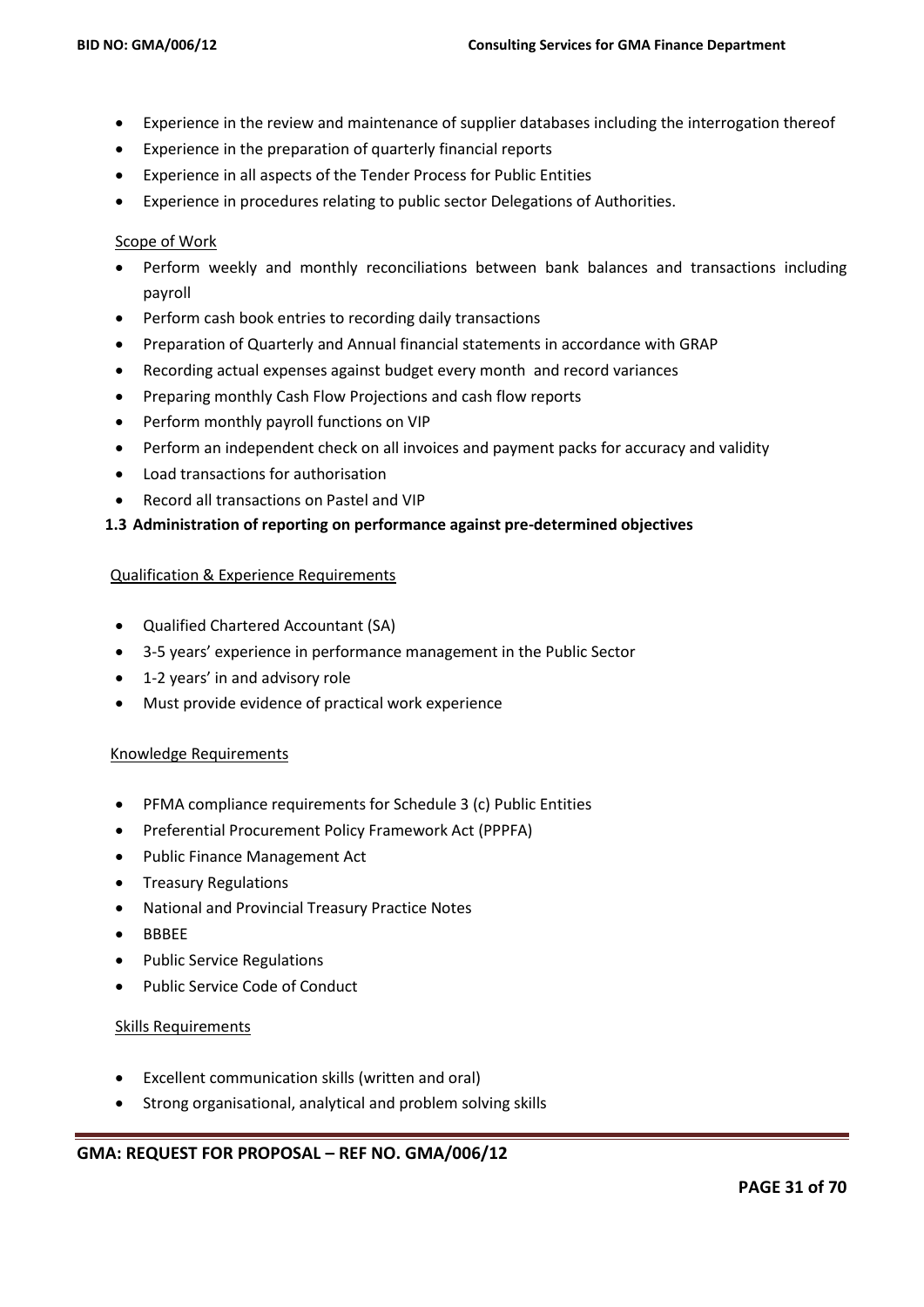- Experience in the review and maintenance of supplier databases including the interrogation thereof
- Experience in the preparation of quarterly financial reports
- Experience in all aspects of the Tender Process for Public Entities
- Experience in procedures relating to public sector Delegations of Authorities.

Scope of Work

- Perform weekly and monthly reconciliations between bank balances and transactions including payroll
- Perform cash book entries to recording daily transactions
- Preparation of Quarterly and Annual financial statements in accordance with GRAP
- Recording actual expenses against budget every month and record variances
- Preparing monthly Cash Flow Projections and cash flow reports
- Perform monthly payroll functions on VIP
- Perform an independent check on all invoices and payment packs for accuracy and validity
- Load transactions for authorisation
- Record all transactions on Pastel and VIP

### 1.3 Administration of reporting on performance against pre-determined objectives

Qualification & Experience Requirements

- Qualified Chartered Accountant (SA)
- 3-5 years' experience in performance management in the Public Sector
- 1-2 years' in and advisory role
- Must provide evidence of practical work experience

Knowledge Requirements

- PFMA compliance requirements for Schedule 3 (c) Public Entities
- Preferential Procurement Policy Framework Act (PPPFA)
- Public Finance Management Act
- Treasury Regulations
- National and Provincial Treasury Practice Notes
- BBBEE
- Public Service Regulations
- Public Service Code of Conduct

Skills Requirements

- Excellent communication skills (written and oral)
- Strong organisational, analytical and problem solving skills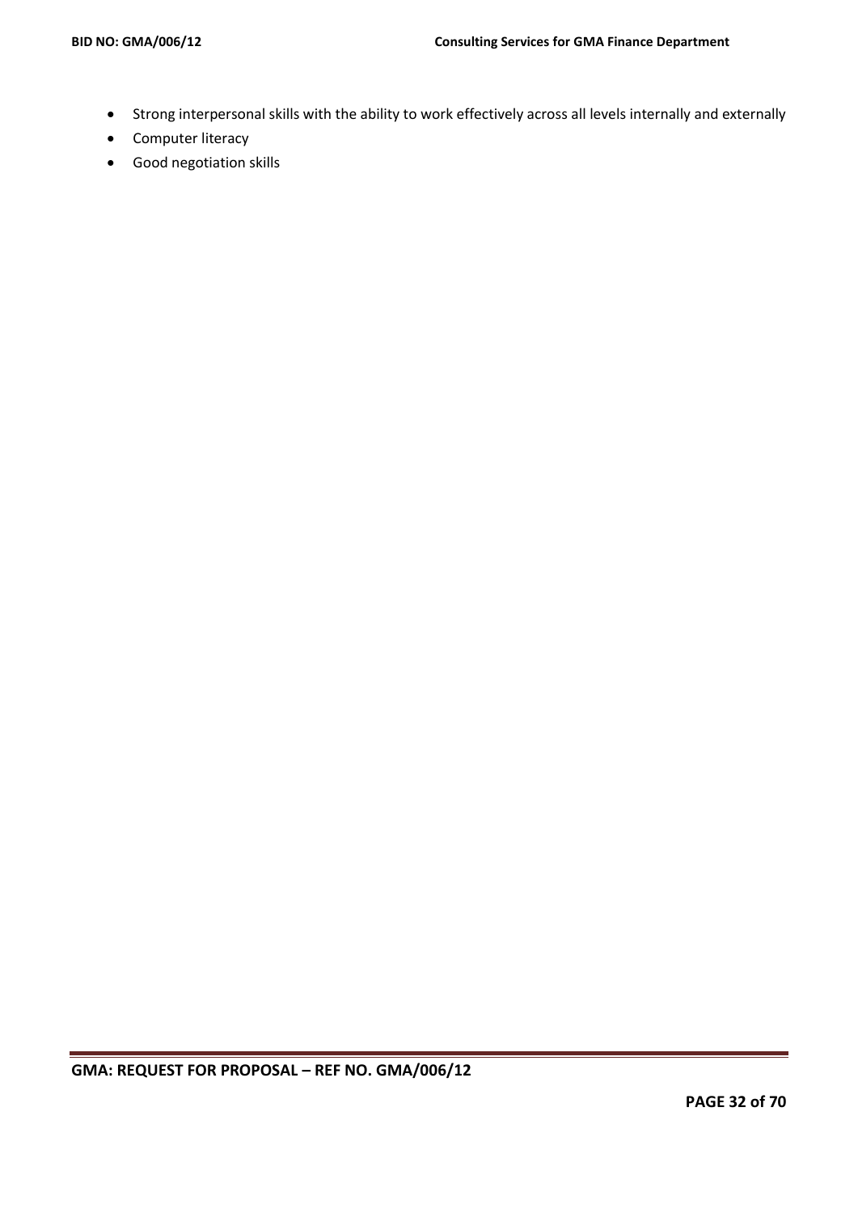- Strong interpersonal skills with the ability to work effectively across all levels internally and externally
- Computer literacy
- Good negotiation skills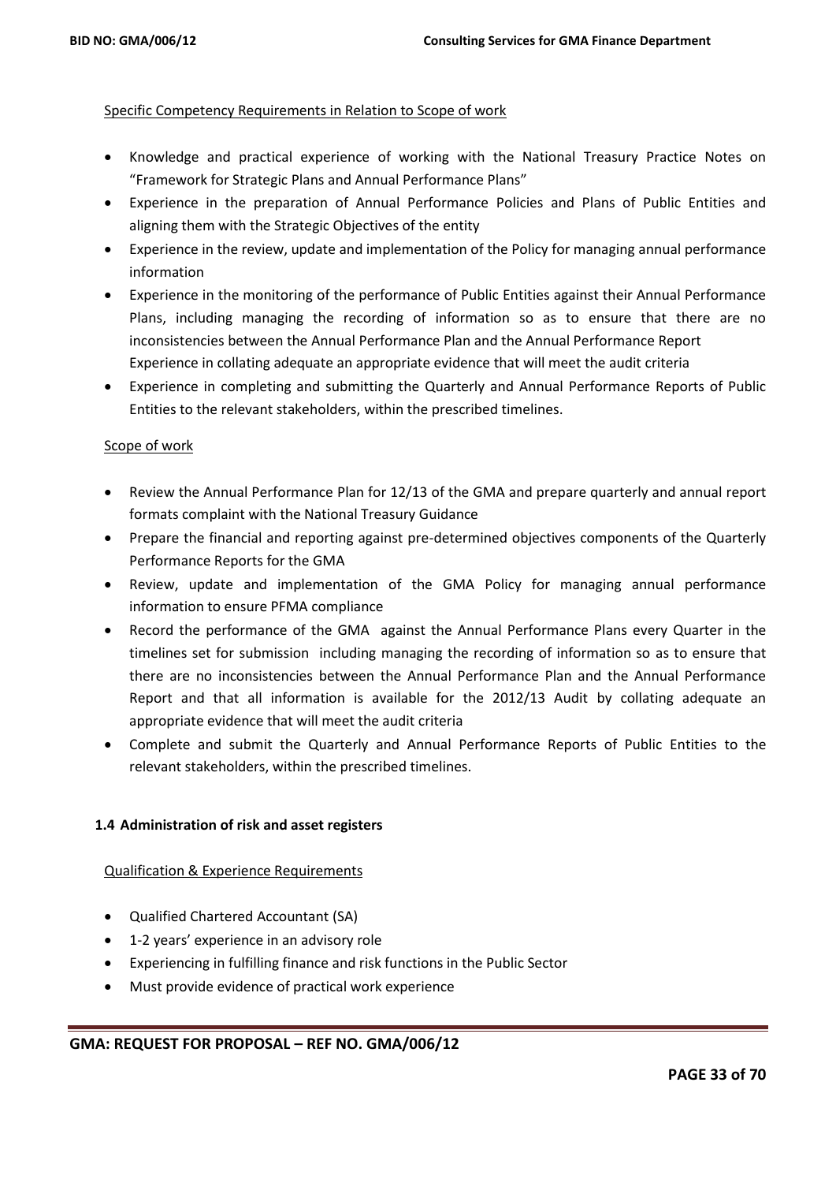Specific Competency Requirements in Relation to Scope of work

- Knowledge and practical experience of working with the National Treasury Practice Notes on "Framework for Strategic Plans and Annual Performance Plans"
- Experience in the preparation of Annual Performance Policies and Plans of Public Entities and aligning them with the Strategic Objectives of the entity
- Experience in the review, update and implementation of the Policy for managing annual performance information
- Experience in the monitoring of the performance of Public Entities against their Annual Performance Plans, including managing the recording of information so as to ensure that there are no inconsistencies between the Annual Performance Plan and the Annual Performance Report Experience in collating adequate an appropriate evidence that will meet the audit criteria
- Experience in completing and submitting the Quarterly and Annual Performance Reports of Public Entities to the relevant stakeholders, within the prescribed timelines.

Scope of work

- Review the Annual Performance Plan for 12/13 of the GMA and prepare quarterly and annual report formats complaint with the National Treasury Guidance
- Prepare the financial and reporting against pre-determined objectives components of the Quarterly Performance Reports for the GMA
- Review, update and implementation of the GMA Policy for managing annual performance information to ensure PFMA compliance
- Record the performance of the GMA against the Annual Performance Plans every Quarter in the timelines set for submission including managing the recording of information so as to ensure that there are no inconsistencies between the Annual Performance Plan and the Annual Performance Report and that all information is available for the 2012/13 Audit by collating adequate an appropriate evidence that will meet the audit criteria
- Complete and submit the Quarterly and Annual Performance Reports of Public Entities to the relevant stakeholders, within the prescribed timelines.

### 1.4 Administration of risk and asset registers

Qualification & Experience Requirements

- Qualified Chartered Accountant (SA)
- 1-2 years' experience in an advisory role
- Experiencing in fulfilling finance and risk functions in the Public Sector
- Must provide evidence of practical work experience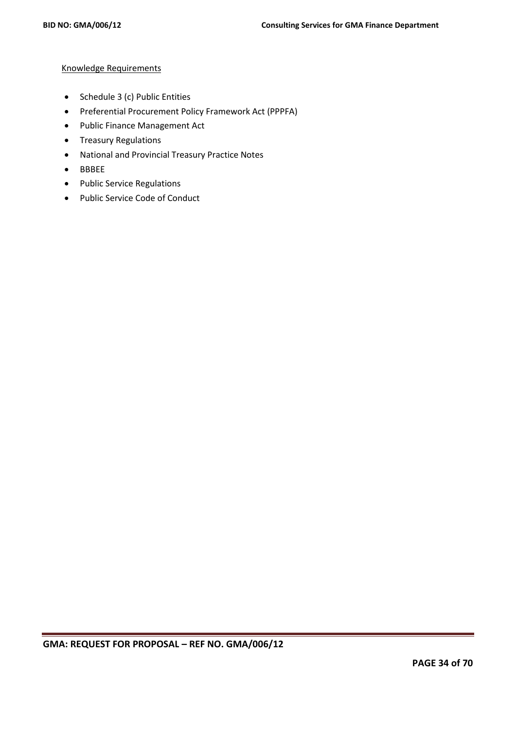Knowledge Requirements

- Schedule 3 (c) Public Entities
- Preferential Procurement Policy Framework Act (PPPFA)
- Public Finance Management Act
- Treasury Regulations
- National and Provincial Treasury Practice Notes
- BBBEE
- Public Service Regulations
- Public Service Code of Conduct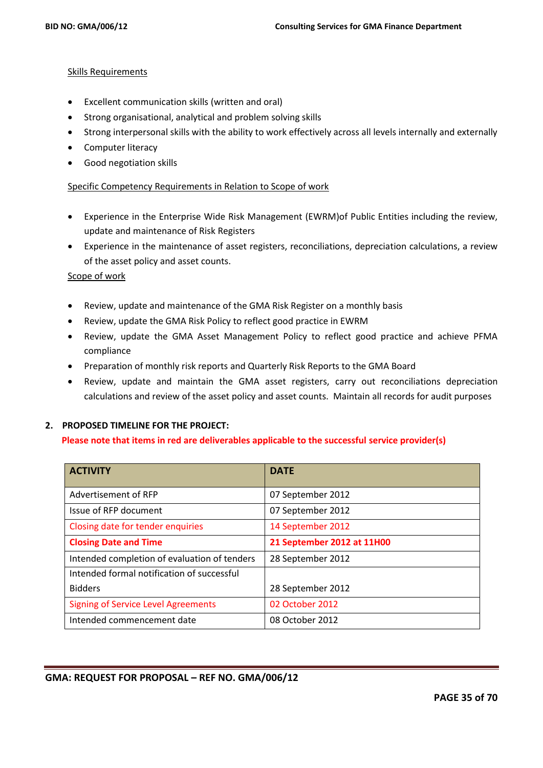Skills Requirements

- Excellent communication skills (written and oral)
- Strong organisational, analytical and problem solving skills
- Strong interpersonal skills with the ability to work effectively across all levels internally and externally
- Computer literacy
- Good negotiation skills

Specific Competency Requirements in Relation to Scope of work

- Experience in the Enterprise Wide Risk Management (EWRM)of Public Entities including the review, update and maintenance of Risk Registers
- Experience in the maintenance of asset registers, reconciliations, depreciation calculations, a review of the asset policy and asset counts.

Scope of work

- Review, update and maintenance of the GMA Risk Register on a monthly basis
- Review, update the GMA Risk Policy to reflect good practice in EWRM
- Review, update the GMA Asset Management Policy to reflect good practice and achieve PFMA compliance
- Preparation of monthly risk reports and Quarterly Risk Reports to the GMA Board
- Review, update and maintain the GMA asset registers, carry out reconciliations depreciation calculations and review of the asset policy and asset counts. Maintain all records for audit purposes

## 2. PROPOSED TIMELINE FOR THE PROJECT:

**Please note that items in red are deliverables applicable to the successful service provider(s)**

| ACTIVITY | DATE |
|---|---|
| Advertisement of RFP | 07 September 2012 |
| Issue of RFP document | 07 September 2012 |
| Closing date for tender enquiries | 14 September 2012 |
| **Closing Date and Time** | **21 September 2012 at 11H00** |
| Intended completion of evaluation of tenders | 28 September 2012 |
| Intended formal notification of successful Bidders | 28 September 2012 |
| Signing of Service Level Agreements | 02 October 2012 |
| Intended commencement date | 08 October 2012 |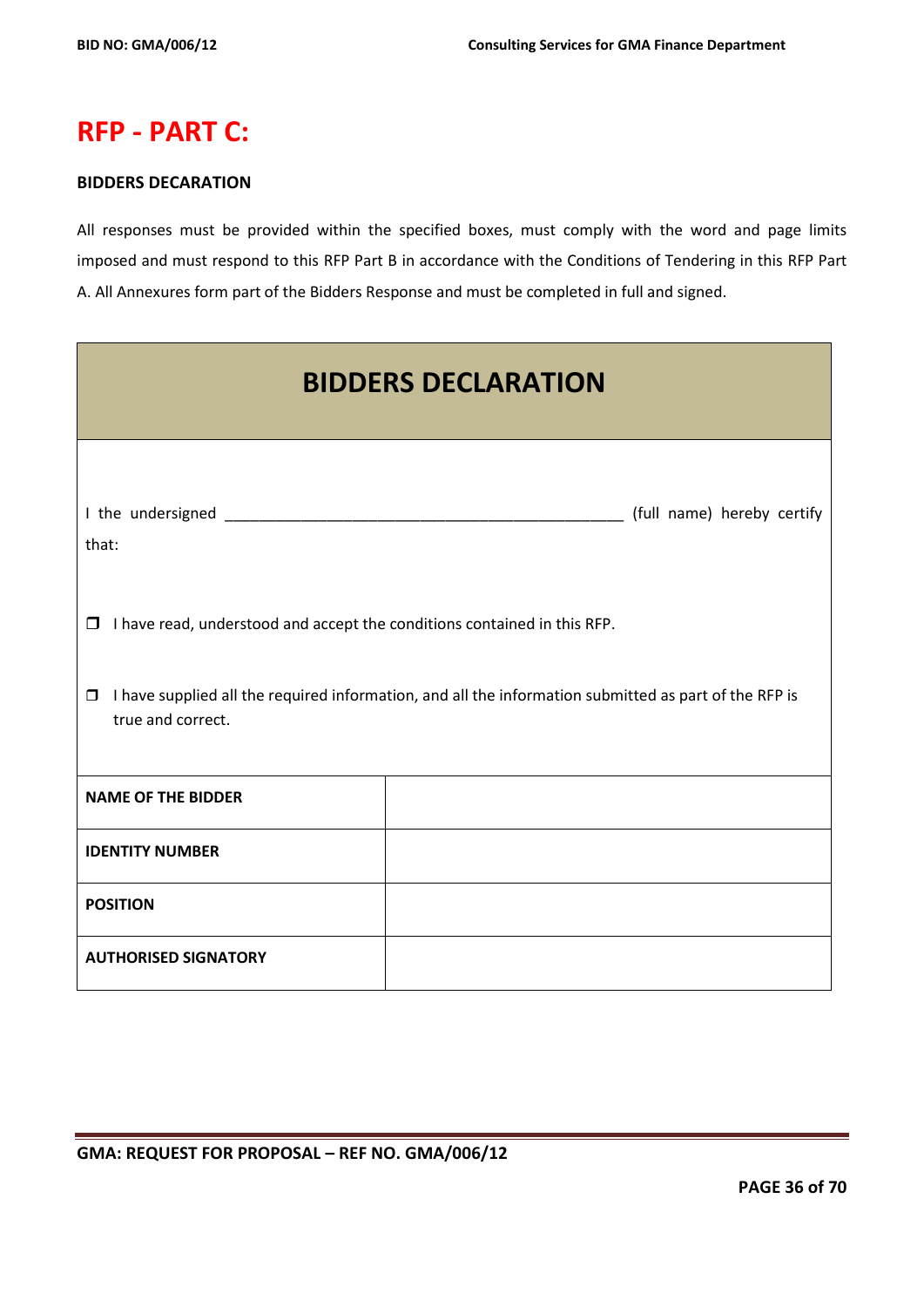# RFP - PART C:

**BIDDERS DECARATION**

All responses must be provided within the specified boxes, must comply with the word and page limits imposed and must respond to this RFP Part B in accordance with the Conditions of Tendering in this RFP Part A. All Annexures form part of the Bidders Response and must be completed in full and signed.

## BIDDERS DECLARATION

I the undersigned _______________________________________________ (full name) hereby certify that:

- ☐ I have read, understood and accept the conditions contained in this RFP.
- ☐ I have supplied all the required information, and all the information submitted as part of the RFP is true and correct.

| | |
|---|---|
| **NAME OF THE BIDDER** | |
| **IDENTITY NUMBER** | |
| **POSITION** | |
| **AUTHORISED SIGNATORY** | |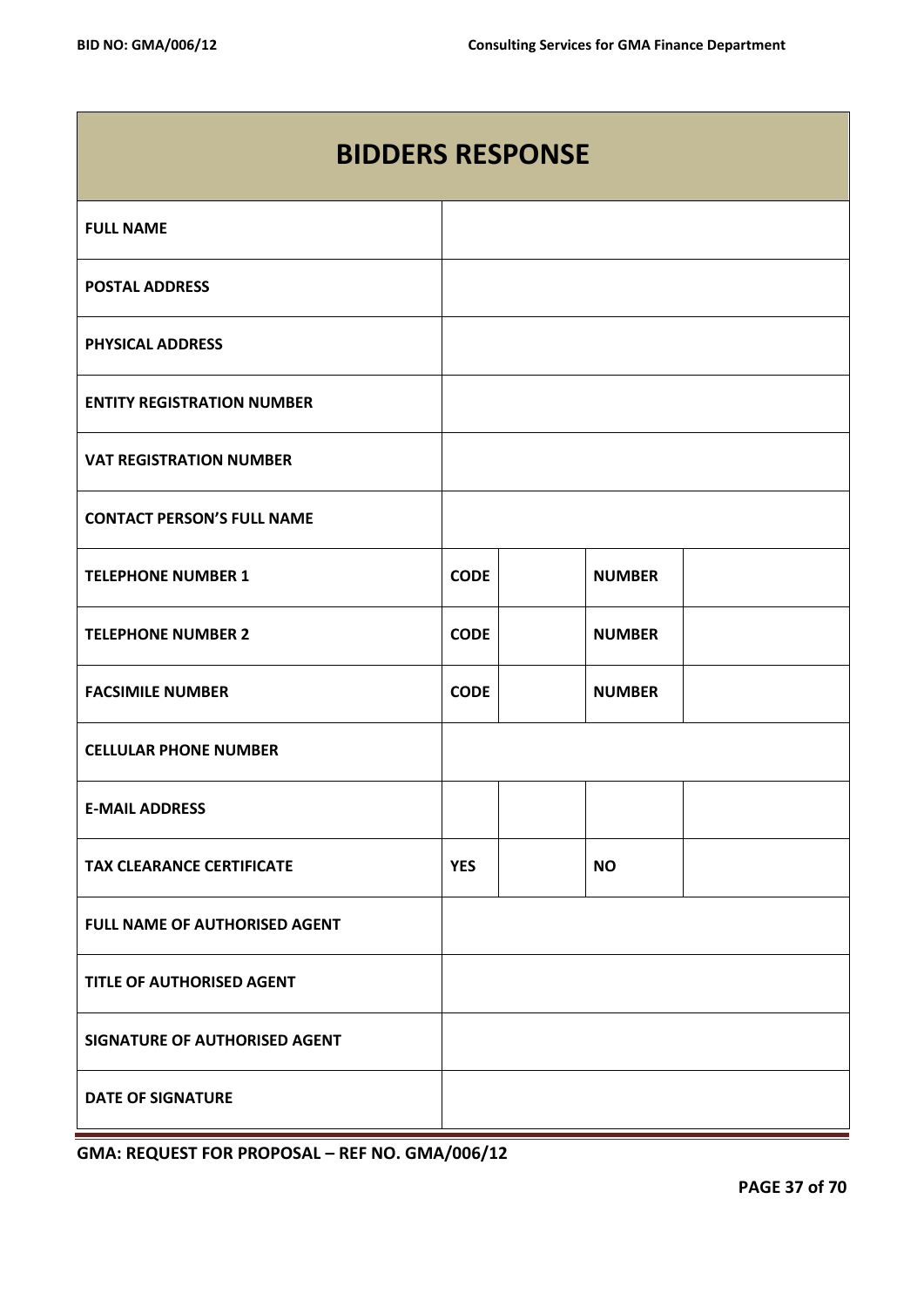| BIDDERS RESPONSE | | | | |
|---|---|---|---|---|
| **FULL NAME** | | | | |
| **POSTAL ADDRESS** | | | | |
| **PHYSICAL ADDRESS** | | | | |
| **ENTITY REGISTRATION NUMBER** | | | | |
| **VAT REGISTRATION NUMBER** | | | | |
| **CONTACT PERSON'S FULL NAME** | | | | |
| **TELEPHONE NUMBER 1** | **CODE** | | **NUMBER** | |
| **TELEPHONE NUMBER 2** | **CODE** | | **NUMBER** | |
| **FACSIMILE NUMBER** | **CODE** | | **NUMBER** | |
| **CELLULAR PHONE NUMBER** | | | | |
| **E-MAIL ADDRESS** | | | | |
| **TAX CLEARANCE CERTIFICATE** | **YES** | | **NO** | |
| **FULL NAME OF AUTHORISED AGENT** | | | | |
| **TITLE OF AUTHORISED AGENT** | | | | |
| **SIGNATURE OF AUTHORISED AGENT** | | | | |
| **DATE OF SIGNATURE** | | | | |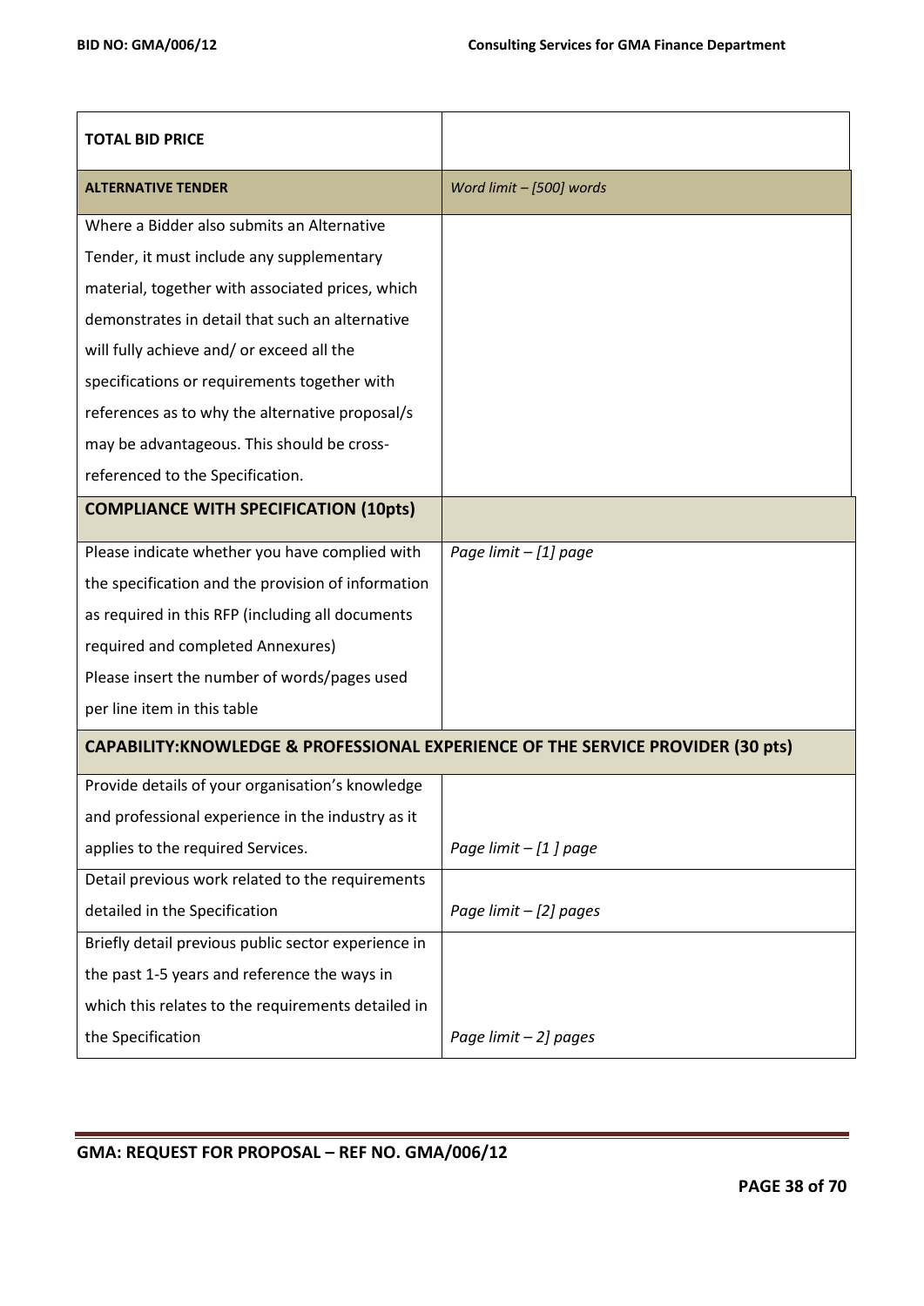| **TOTAL BID PRICE** | |
|---|---|
| **ALTERNATIVE TENDER** | *Word limit – [500] words* |
| Where a Bidder also submits an Alternative Tender, it must include any supplementary material, together with associated prices, which demonstrates in detail that such an alternative will fully achieve and/ or exceed all the specifications or requirements together with references as to why the alternative proposal/s may be advantageous. This should be cross-referenced to the Specification. | |
| **COMPLIANCE WITH SPECIFICATION (10pts)** | |
| Please indicate whether you have complied with the specification and the provision of information as required in this RFP (including all documents required and completed Annexures) Please insert the number of words/pages used per line item in this table | *Page limit – [1] page* |
| **CAPABILITY:KNOWLEDGE & PROFESSIONAL EXPERIENCE OF THE SERVICE PROVIDER (30 pts)** | |
| Provide details of your organisation's knowledge and professional experience in the industry as it applies to the required Services. | *Page limit – [1 ] page* |
| Detail previous work related to the requirements detailed in the Specification | *Page limit – [2] pages* |
| Briefly detail previous public sector experience in the past 1-5 years and reference the ways in which this relates to the requirements detailed in the Specification | *Page limit – 2] pages* |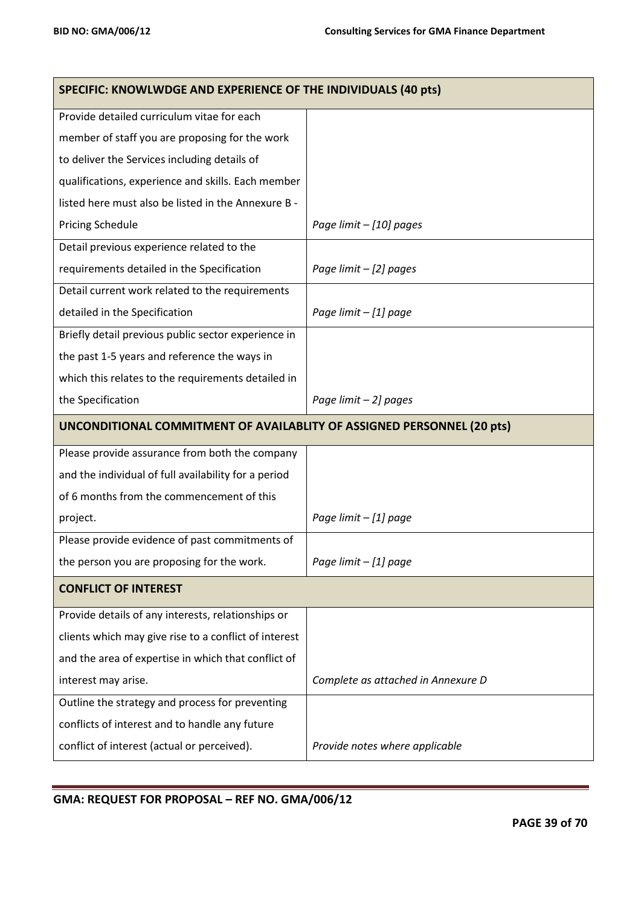| **SPECIFIC: KNOWLWDGE AND EXPERIENCE OF THE INDIVIDUALS (40 pts)** | |
|---|---|
| Provide detailed curriculum vitae for each member of staff you are proposing for the work to deliver the Services including details of qualifications, experience and skills. Each member listed here must also be listed in the Annexure B - Pricing Schedule | *Page limit – [10] pages* |
| Detail previous experience related to the requirements detailed in the Specification | *Page limit – [2] pages* |
| Detail current work related to the requirements detailed in the Specification | *Page limit – [1] page* |
| Briefly detail previous public sector experience in the past 1-5 years and reference the ways in which this relates to the requirements detailed in the Specification | *Page limit – 2] pages* |
| **UNCONDITIONAL COMMITMENT OF AVAILABLITY OF ASSIGNED PERSONNEL (20 pts)** | |
| Please provide assurance from both the company and the individual of full availability for a period of 6 months from the commencement of this project. | *Page limit – [1] page* |
| Please provide evidence of past commitments of the person you are proposing for the work. | *Page limit – [1] page* |
| **CONFLICT OF INTEREST** | |
| Provide details of any interests, relationships or clients which may give rise to a conflict of interest and the area of expertise in which that conflict of interest may arise. | *Complete as attached in Annexure D* |
| Outline the strategy and process for preventing conflicts of interest and to handle any future conflict of interest (actual or perceived). | *Provide notes where applicable* |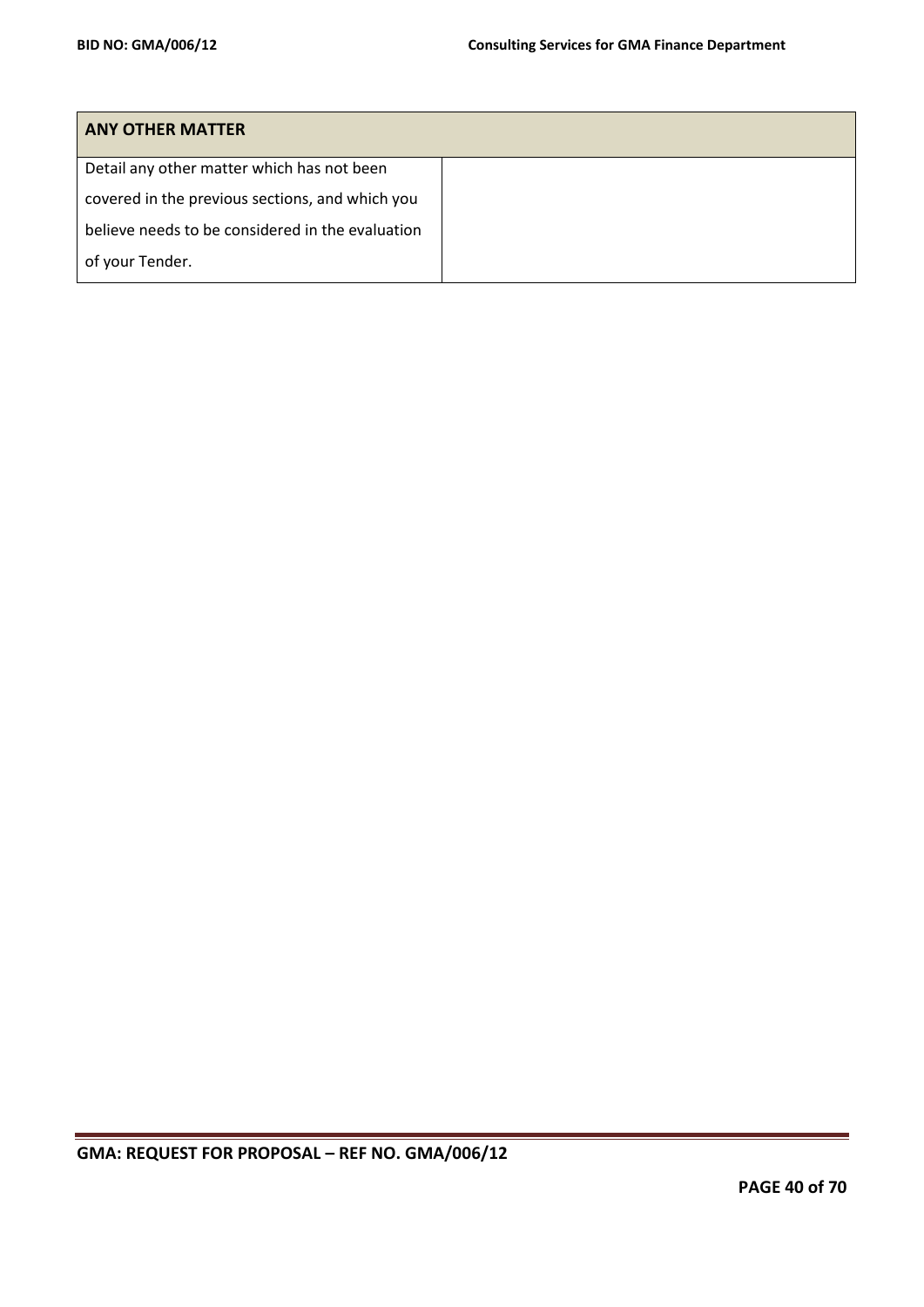| ANY OTHER MATTER | |
|---|---|
| Detail any other matter which has not been covered in the previous sections, and which you believe needs to be considered in the evaluation of your Tender. | |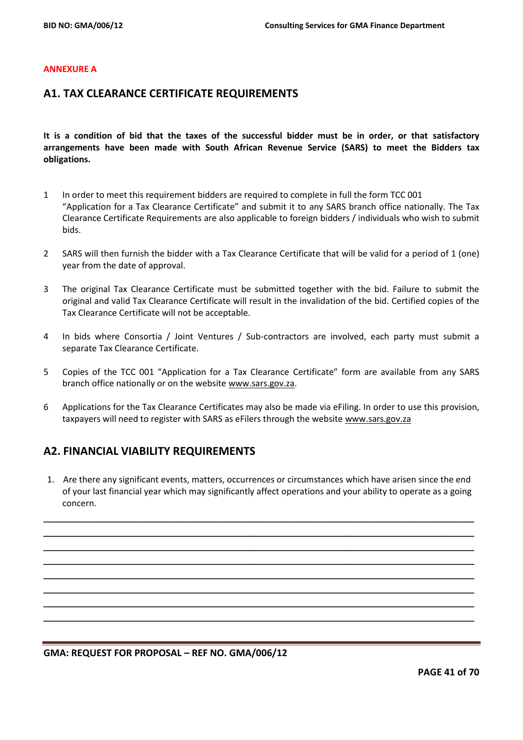**ANNEXURE A**

## A1. TAX CLEARANCE CERTIFICATE REQUIREMENTS

**It is a condition of bid that the taxes of the successful bidder must be in order, or that satisfactory arrangements have been made with South African Revenue Service (SARS) to meet the Bidders tax obligations.**

1. In order to meet this requirement bidders are required to complete in full the form TCC 001 "Application for a Tax Clearance Certificate" and submit it to any SARS branch office nationally. The Tax Clearance Certificate Requirements are also applicable to foreign bidders / individuals who wish to submit bids.

2. SARS will then furnish the bidder with a Tax Clearance Certificate that will be valid for a period of 1 (one) year from the date of approval.

3. The original Tax Clearance Certificate must be submitted together with the bid. Failure to submit the original and valid Tax Clearance Certificate will result in the invalidation of the bid. Certified copies of the Tax Clearance Certificate will not be acceptable.

4. In bids where Consortia / Joint Ventures / Sub-contractors are involved, each party must submit a separate Tax Clearance Certificate.

5. Copies of the TCC 001 "Application for a Tax Clearance Certificate" form are available from any SARS branch office nationally or on the website www.sars.gov.za.

6. Applications for the Tax Clearance Certificates may also be made via eFiling. In order to use this provision, taxpayers will need to register with SARS as eFilers through the website www.sars.gov.za

## A2. FINANCIAL VIABILITY REQUIREMENTS

1. Are there any significant events, matters, occurrences or circumstances which have arisen since the end of your last financial year which may significantly affect operations and your ability to operate as a going concern.

______________________________________________________________________________

______________________________________________________________________________

______________________________________________________________________________

______________________________________________________________________________

______________________________________________________________________________

______________________________________________________________________________

______________________________________________________________________________

______________________________________________________________________________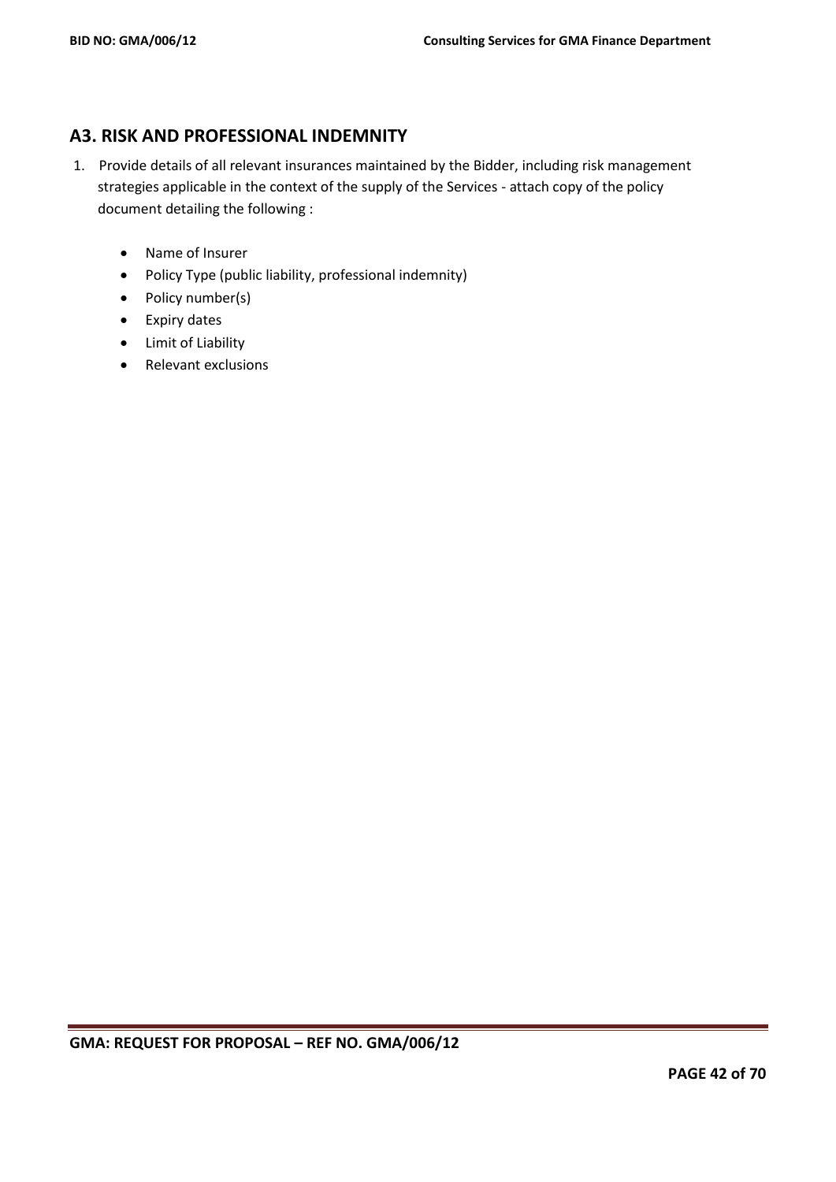## A3. RISK AND PROFESSIONAL INDEMNITY

1. Provide details of all relevant insurances maintained by the Bidder, including risk management strategies applicable in the context of the supply of the Services - attach copy of the policy document detailing the following :

    - Name of Insurer
    - Policy Type (public liability, professional indemnity)
    - Policy number(s)
    - Expiry dates
    - Limit of Liability
    - Relevant exclusions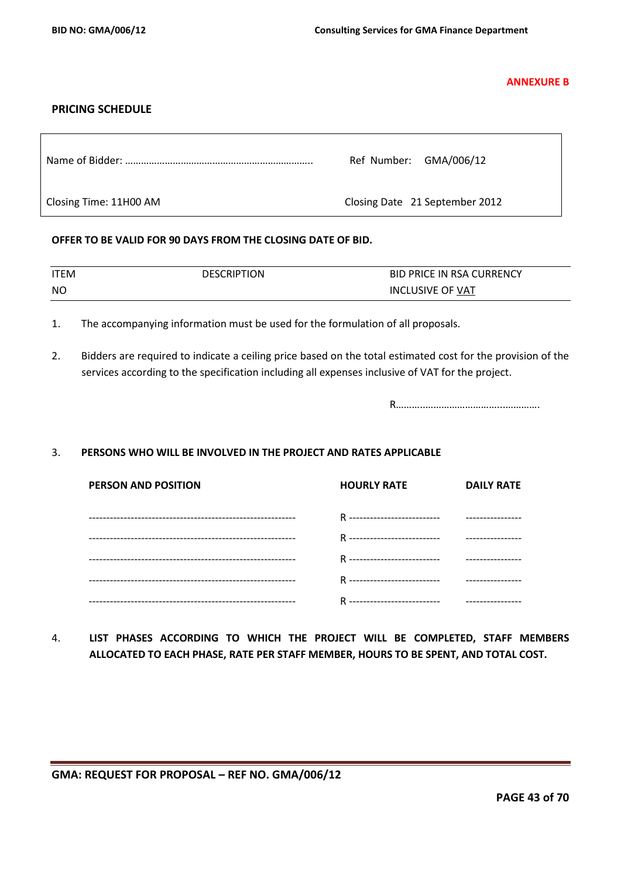**ANNEXURE B**

## PRICING SCHEDULE

| Name of Bidder: …………………………………………………………….. | Ref Number: GMA/006/12 |
|---|---|
| Closing Time: 11H00 AM | Closing Date 21 September 2012 |

**OFFER TO BE VALID FOR 90 DAYS FROM THE CLOSING DATE OF BID.**

| ITEM NO | DESCRIPTION | BID PRICE IN RSA CURRENCY INCLUSIVE OF VAT |
|---|---|---|

1. The accompanying information must be used for the formulation of all proposals.

2. Bidders are required to indicate a ceiling price based on the total estimated cost for the provision of the services according to the specification including all expenses inclusive of VAT for the project.

R………..……………………………..…………….

3. **PERSONS WHO WILL BE INVOLVED IN THE PROJECT AND RATES APPLICABLE**

| PERSON AND POSITION | HOURLY RATE | DAILY RATE |
|---|---|---|
| ------------------------------------------------------------ | R -------------------------- | ---------------- |
| ------------------------------------------------------------ | R -------------------------- | ---------------- |
| ------------------------------------------------------------ | R -------------------------- | ---------------- |
| ------------------------------------------------------------ | R -------------------------- | ---------------- |
| ------------------------------------------------------------ | R -------------------------- | ---------------- |

4. **LIST PHASES ACCORDING TO WHICH THE PROJECT WILL BE COMPLETED, STAFF MEMBERS ALLOCATED TO EACH PHASE, RATE PER STAFF MEMBER, HOURS TO BE SPENT, AND TOTAL COST.**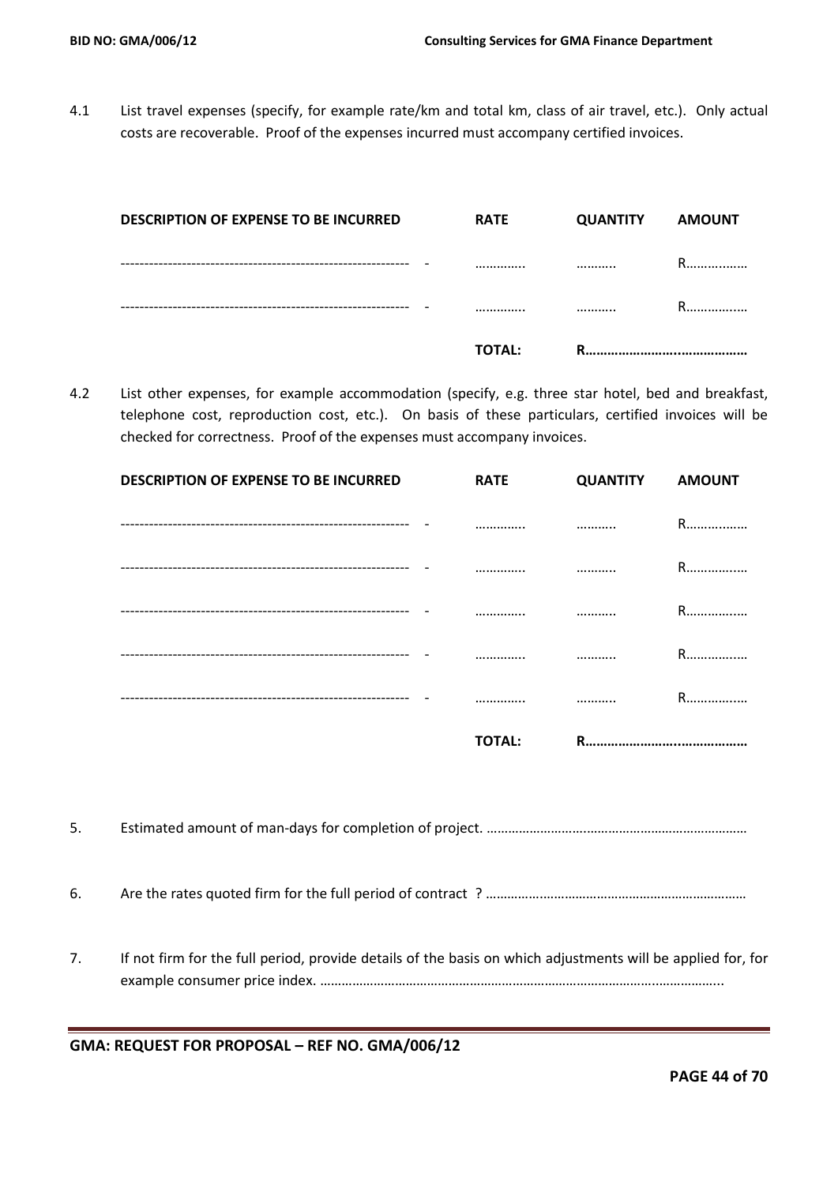4.1 List travel expenses (specify, for example rate/km and total km, class of air travel, etc.). Only actual costs are recoverable. Proof of the expenses incurred must accompany certified invoices.

| DESCRIPTION OF EXPENSE TO BE INCURRED | RATE | QUANTITY | AMOUNT |
|---|---|---|---|
| ------------------------------------------------------------ - | ………….. | ……….. | R……………… |
| ------------------------------------------------------------ - | ………….. | ……….. | R……………… |
| | **TOTAL:** | **R……………………..………………** | |

4.2 List other expenses, for example accommodation (specify, e.g. three star hotel, bed and breakfast, telephone cost, reproduction cost, etc.). On basis of these particulars, certified invoices will be checked for correctness. Proof of the expenses must accompany invoices.

| DESCRIPTION OF EXPENSE TO BE INCURRED | RATE | QUANTITY | AMOUNT |
|---|---|---|---|
| ------------------------------------------------------------ - | ………….. | ……….. | R……………… |
| ------------------------------------------------------------ - | ………….. | ……….. | R……………… |
| ------------------------------------------------------------ - | ………….. | ……….. | R……………… |
| ------------------------------------------------------------ - | ………….. | ……….. | R……………… |
| ------------------------------------------------------------ - | ………….. | ……….. | R……………… |
| | **TOTAL:** | **R……………………..………………** | |

5. Estimated amount of man-days for completion of project. ……………………..…………………………………………

6. Are the rates quoted firm for the full period of contract ? ……………………………………………………………

7. If not firm for the full period, provide details of the basis on which adjustments will be applied for, for example consumer price index. ……………………………………………………………………………………………………..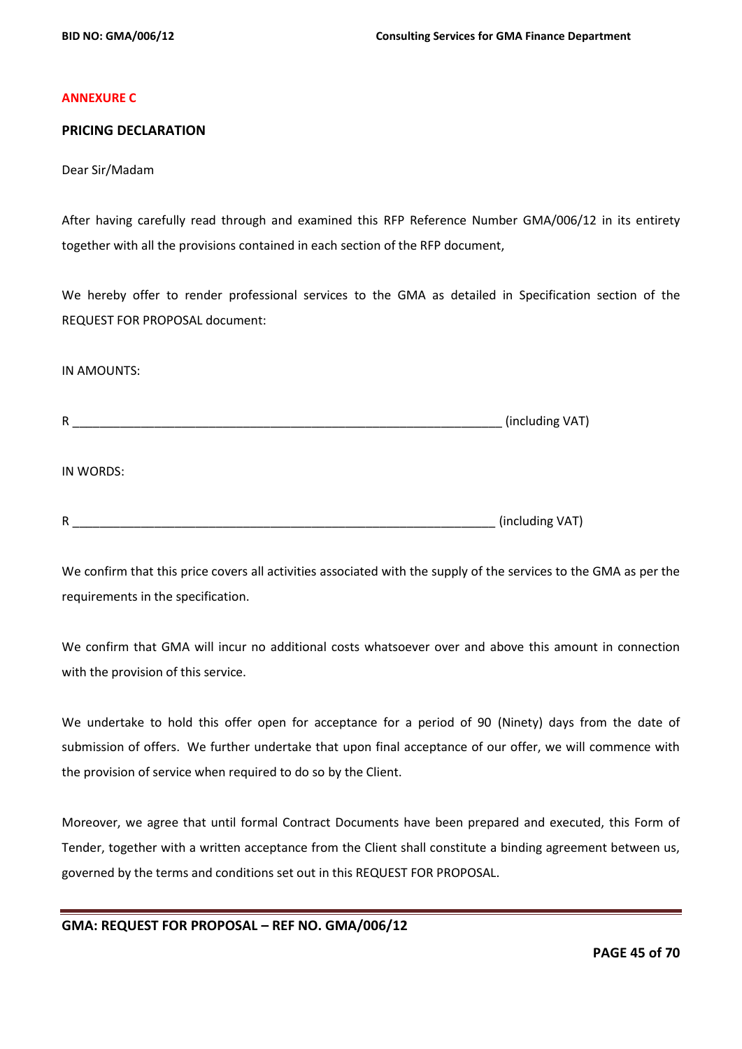## ANNEXURE C

## PRICING DECLARATION

Dear Sir/Madam

After having carefully read through and examined this RFP Reference Number GMA/006/12 in its entirety together with all the provisions contained in each section of the RFP document,

We hereby offer to render professional services to the GMA as detailed in Specification section of the REQUEST FOR PROPOSAL document:

IN AMOUNTS:

R _______________________________________________________________ (including VAT)

IN WORDS:

R _______________________________________________________________ (including VAT)

We confirm that this price covers all activities associated with the supply of the services to the GMA as per the requirements in the specification.

We confirm that GMA will incur no additional costs whatsoever over and above this amount in connection with the provision of this service.

We undertake to hold this offer open for acceptance for a period of 90 (Ninety) days from the date of submission of offers. We further undertake that upon final acceptance of our offer, we will commence with the provision of service when required to do so by the Client.

Moreover, we agree that until formal Contract Documents have been prepared and executed, this Form of Tender, together with a written acceptance from the Client shall constitute a binding agreement between us, governed by the terms and conditions set out in this REQUEST FOR PROPOSAL.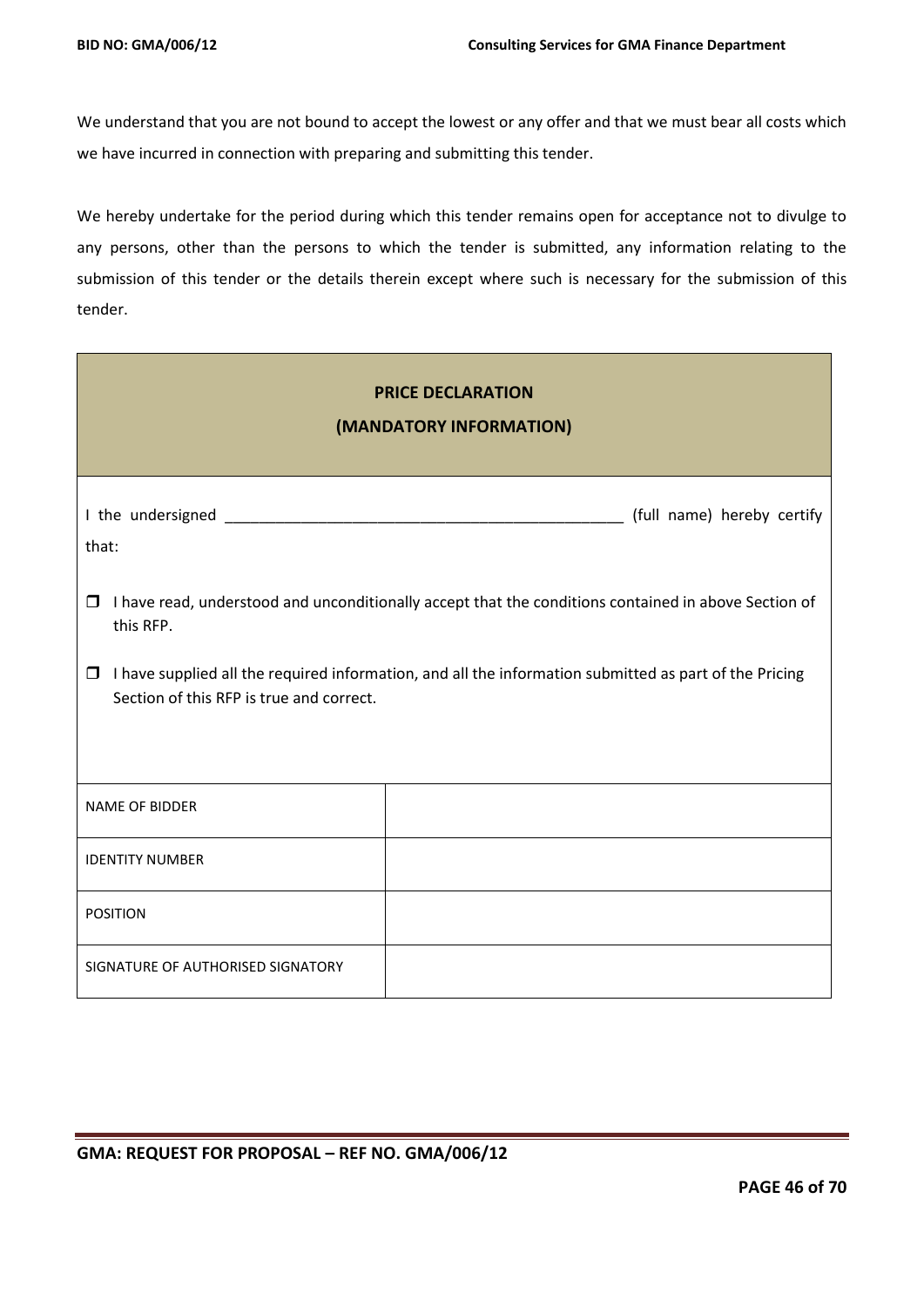We understand that you are not bound to accept the lowest or any offer and that we must bear all costs which we have incurred in connection with preparing and submitting this tender.

We hereby undertake for the period during which this tender remains open for acceptance not to divulge to any persons, other than the persons to which the tender is submitted, any information relating to the submission of this tender or the details therein except where such is necessary for the submission of this tender.

**PRICE DECLARATION**
**(MANDATORY INFORMATION)**

I the undersigned ________________________________________________ (full name) hereby certify that:

- ❒ I have read, understood and unconditionally accept that the conditions contained in above Section of this RFP.
- ❒ I have supplied all the required information, and all the information submitted as part of the Pricing Section of this RFP is true and correct.

| | |
|---|---|
| NAME OF BIDDER | |
| IDENTITY NUMBER | |
| POSITION | |
| SIGNATURE OF AUTHORISED SIGNATORY | |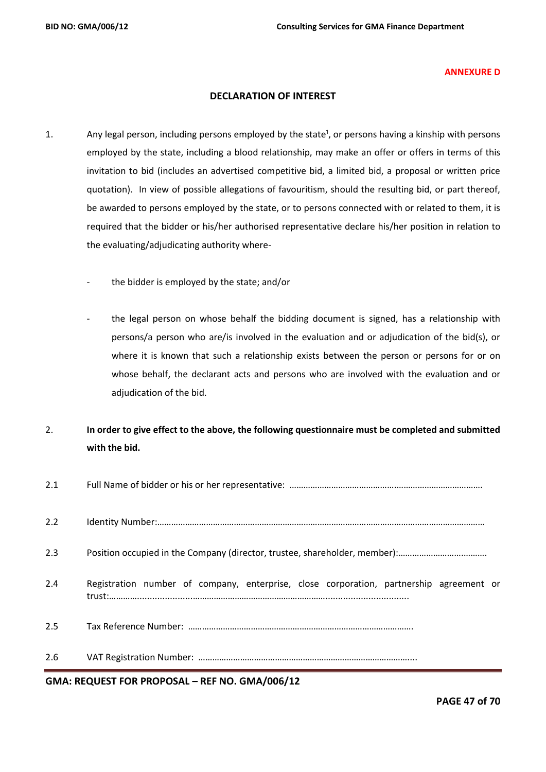**ANNEXURE D**

## DECLARATION OF INTEREST

1. Any legal person, including persons employed by the state[1], or persons having a kinship with persons employed by the state, including a blood relationship, may make an offer or offers in terms of this invitation to bid (includes an advertised competitive bid, a limited bid, a proposal or written price quotation). In view of possible allegations of favouritism, should the resulting bid, or part thereof, be awarded to persons employed by the state, or to persons connected with or related to them, it is required that the bidder or his/her authorised representative declare his/her position in relation to the evaluating/adjudicating authority where-

   - the bidder is employed by the state; and/or

   - the legal person on whose behalf the bidding document is signed, has a relationship with persons/a person who are/is involved in the evaluation and or adjudication of the bid(s), or where it is known that such a relationship exists between the person or persons for or on whose behalf, the declarant acts and persons who are involved with the evaluation and or adjudication of the bid.

2. **In order to give effect to the above, the following questionnaire must be completed and submitted with the bid.**

2.1 Full Name of bidder or his or her representative: ……………………………………………………………………….

2.2 Identity Number:………………………………………………………………………………………………………………………

2.3 Position occupied in the Company (director, trustee, shareholder, member):……………………………….

2.4 Registration number of company, enterprise, close corporation, partnership agreement or trust:………….......................………………………………………………………..............................

2.5 Tax Reference Number: …………………………………………………………………………………….

2.6 VAT Registration Number: ………………………………………………………………………………...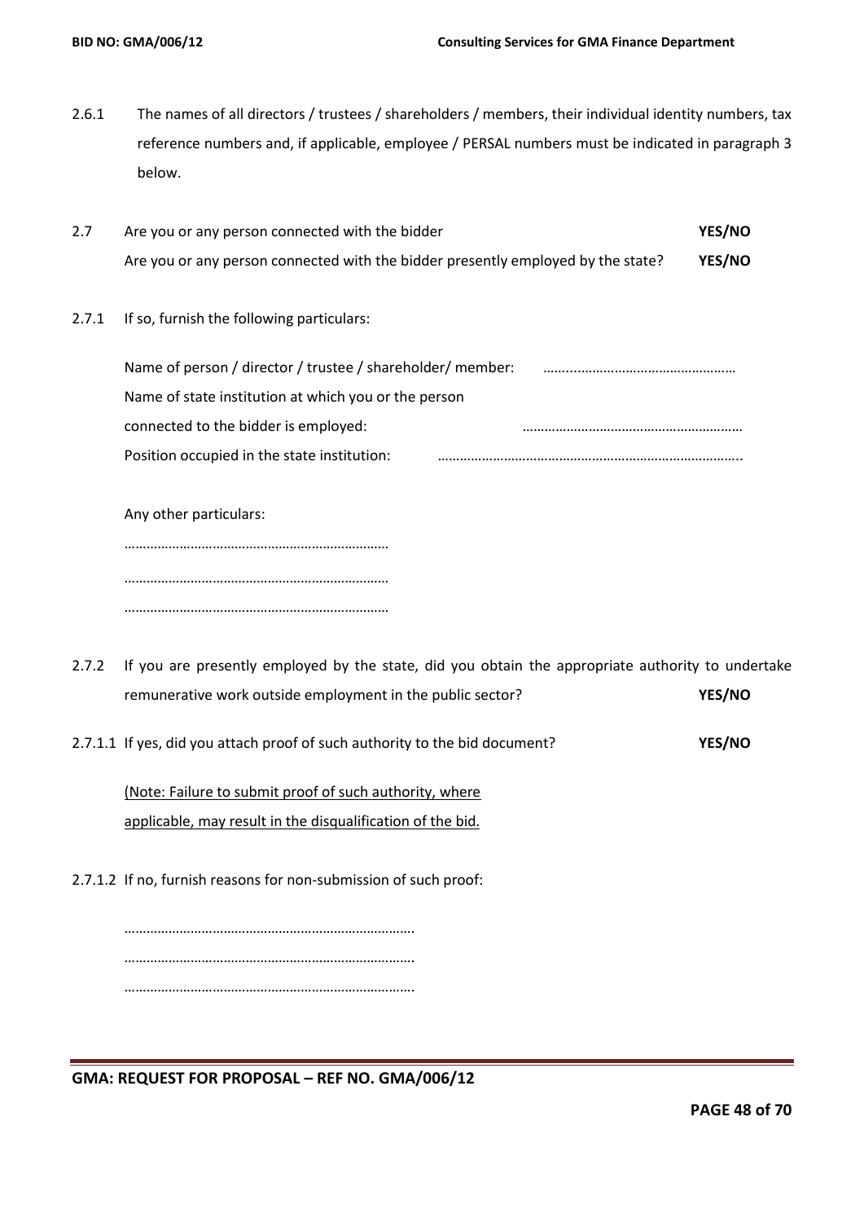2.6.1 The names of all directors / trustees / shareholders / members, their individual identity numbers, tax reference numbers and, if applicable, employee / PERSAL numbers must be indicated in paragraph 3 below.

2.7 Are you or any person connected with the bidder **YES/NO**
Are you or any person connected with the bidder presently employed by the state? **YES/NO**

2.7.1 If so, furnish the following particulars:

Name of person / director / trustee / shareholder/ member: ……..…………………………………….
Name of state institution at which you or the person connected to the bidder is employed: ……………………………………………………
Position occupied in the state institution: ………………………………………………………………………..

Any other particulars:

………………………………………………………………
………………………………………………………………
………………………………………………………………

2.7.2 If you are presently employed by the state, did you obtain the appropriate authority to undertake remunerative work outside employment in the public sector? **YES/NO**

2.7.1.1 If yes, did you attach proof of such authority to the bid document? **YES/NO**

(Note: Failure to submit proof of such authority, where applicable, may result in the disqualification of the bid.

2.7.1.2 If no, furnish reasons for non-submission of such proof:

…………………………………………………………………….
…………………………………………………………………….
…………………………………………………………………….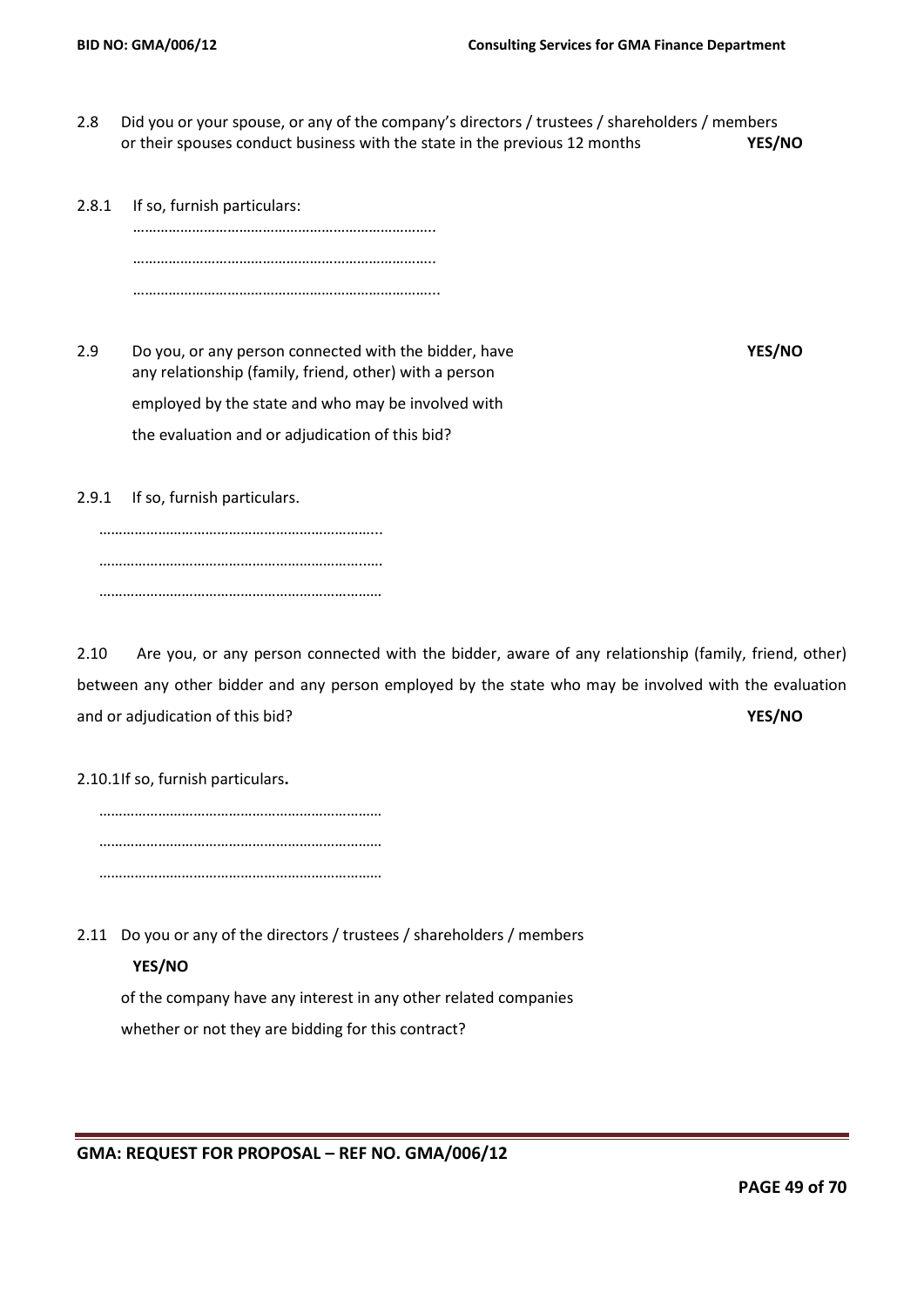2.8 Did you or your spouse, or any of the company's directors / trustees / shareholders / members or their spouses conduct business with the state in the previous 12 months **YES/NO**

2.8.1 If so, furnish particulars:

…………………………………………………………………..

…………………………………………………………………..

…………………………………………………………………...

2.9 Do you, or any person connected with the bidder, have any relationship (family, friend, other) with a person employed by the state and who may be involved with the evaluation and or adjudication of this bid? **YES/NO**

2.9.1 If so, furnish particulars.

……………………………………………………………...

…………………………………………………………..….

………………………………………………………………

2.10 Are you, or any person connected with the bidder, aware of any relationship (family, friend, other) between any other bidder and any person employed by the state who may be involved with the evaluation and or adjudication of this bid? **YES/NO**

2.10.1 If so, furnish particulars**.**

………………………………………………………………

………………………………………………………………

………………………………………………………………

2.11 Do you or any of the directors / trustees / shareholders / members **YES/NO** of the company have any interest in any other related companies whether or not they are bidding for this contract?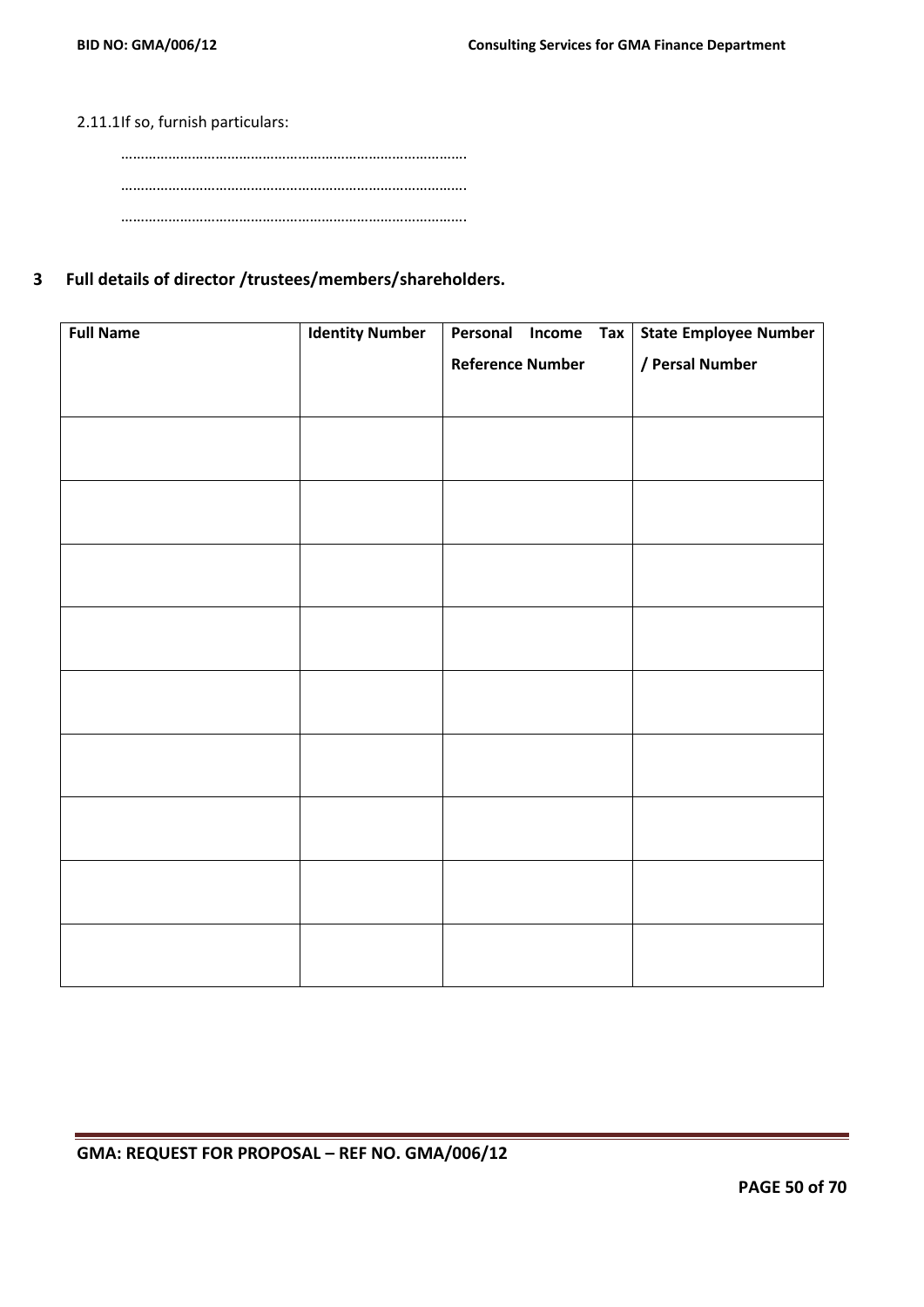2.11.1 If so, furnish particulars:

…………………………………………………………………………….

…………………………………………………………………………….

…………………………………………………………………………….

## 3 Full details of director /trustees/members/shareholders.

| Full Name | Identity Number | Personal Income Tax Reference Number | State Employee Number / Persal Number |
|---|---|---|---|
| | | | |
| | | | |
| | | | |
| | | | |
| | | | |
| | | | |
| | | | |
| | | | |
| | | | |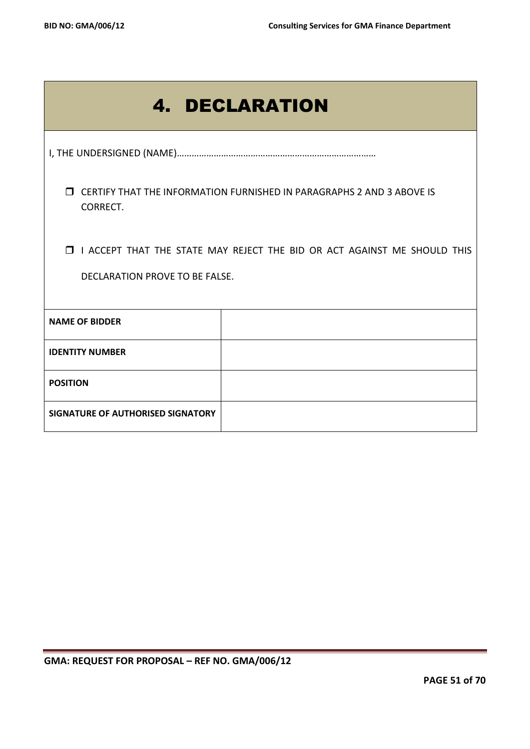# 4. DECLARATION

I, THE UNDERSIGNED (NAME)……………………………………………………………………

- ❒ CERTIFY THAT THE INFORMATION FURNISHED IN PARAGRAPHS 2 AND 3 ABOVE IS CORRECT.

- ❒ I ACCEPT THAT THE STATE MAY REJECT THE BID OR ACT AGAINST ME SHOULD THIS DECLARATION PROVE TO BE FALSE.

| | |
|---|---|
| **NAME OF BIDDER** | |
| **IDENTITY NUMBER** | |
| **POSITION** | |
| **SIGNATURE OF AUTHORISED SIGNATORY** | |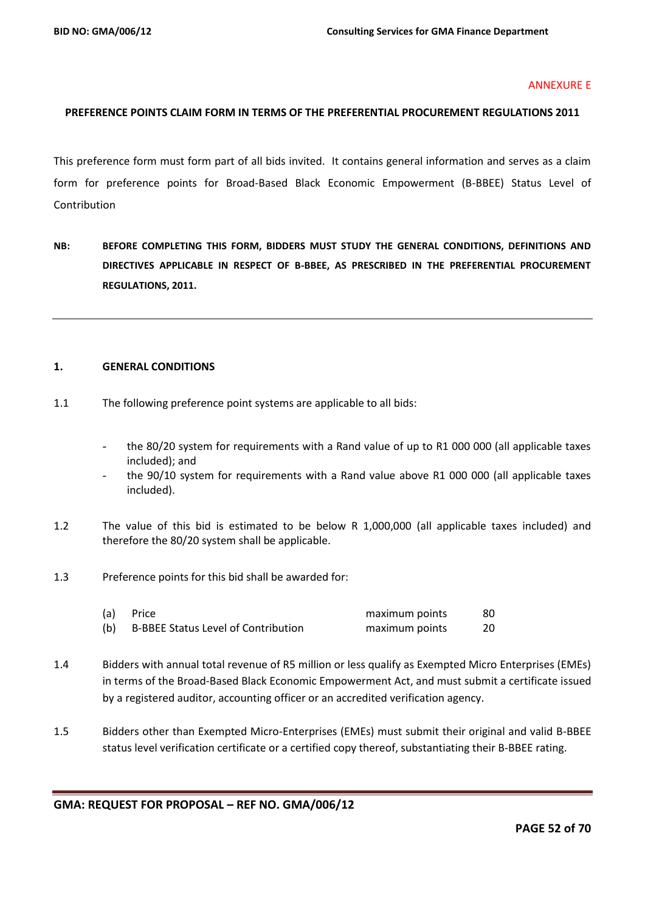ANNEXURE E

## PREFERENCE POINTS CLAIM FORM IN TERMS OF THE PREFERENTIAL PROCUREMENT REGULATIONS 2011

This preference form must form part of all bids invited. It contains general information and serves as a claim form for preference points for Broad-Based Black Economic Empowerment (B-BBEE) Status Level of Contribution

**NB: BEFORE COMPLETING THIS FORM, BIDDERS MUST STUDY THE GENERAL CONDITIONS, DEFINITIONS AND DIRECTIVES APPLICABLE IN RESPECT OF B-BBEE, AS PRESCRIBED IN THE PREFERENTIAL PROCUREMENT REGULATIONS, 2011.**

---

### 1. GENERAL CONDITIONS

1.1 The following preference point systems are applicable to all bids:

- the 80/20 system for requirements with a Rand value of up to R1 000 000 (all applicable taxes included); and
- the 90/10 system for requirements with a Rand value above R1 000 000 (all applicable taxes included).

1.2 The value of this bid is estimated to be below R 1,000,000 (all applicable taxes included) and therefore the 80/20 system shall be applicable.

1.3 Preference points for this bid shall be awarded for:

| | | | |
|---|---|---|---|
| (a) | Price | maximum points | 80 |
| (b) | B-BBEE Status Level of Contribution | maximum points | 20 |

1.4 Bidders with annual total revenue of R5 million or less qualify as Exempted Micro Enterprises (EMEs) in terms of the Broad-Based Black Economic Empowerment Act, and must submit a certificate issued by a registered auditor, accounting officer or an accredited verification agency.

1.5 Bidders other than Exempted Micro-Enterprises (EMEs) must submit their original and valid B-BBEE status level verification certificate or a certified copy thereof, substantiating their B-BBEE rating.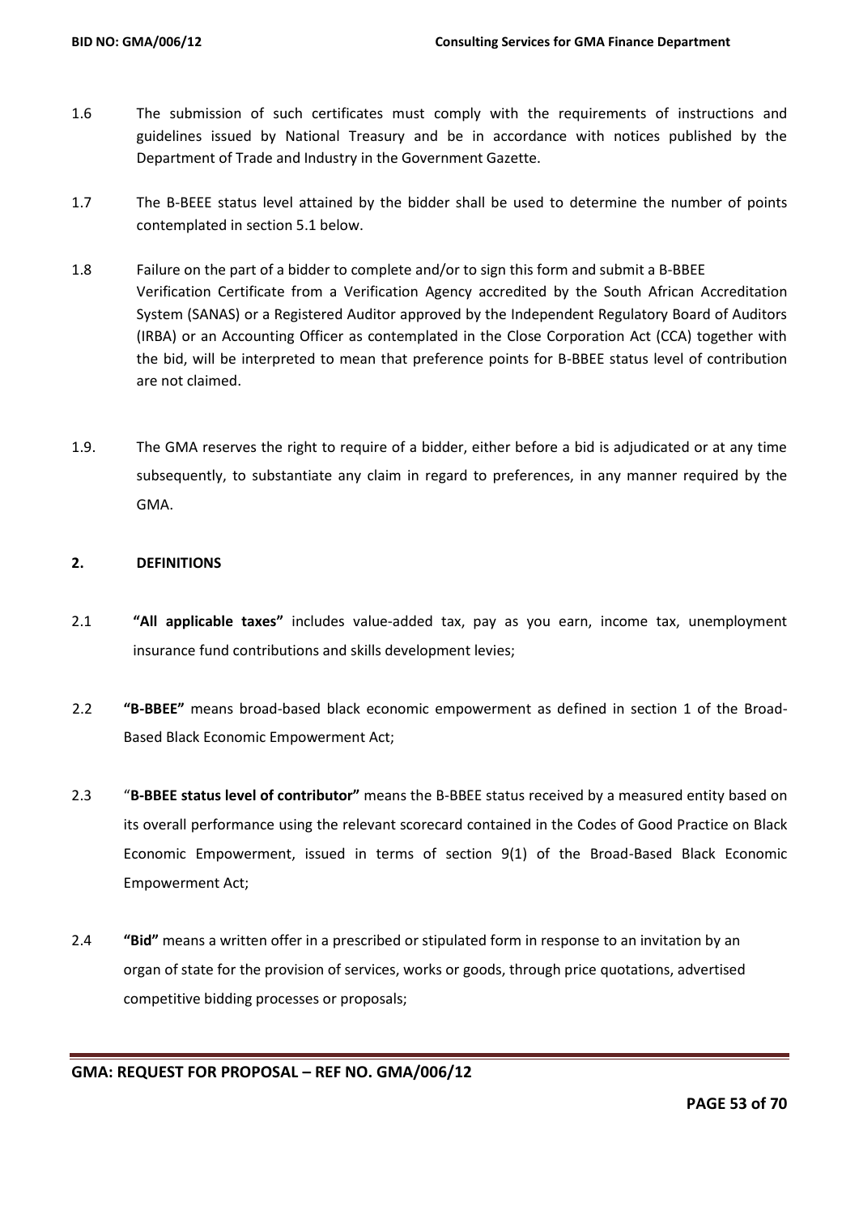1.6 The submission of such certificates must comply with the requirements of instructions and guidelines issued by National Treasury and be in accordance with notices published by the Department of Trade and Industry in the Government Gazette.

1.7 The B-BEEE status level attained by the bidder shall be used to determine the number of points contemplated in section 5.1 below.

1.8 Failure on the part of a bidder to complete and/or to sign this form and submit a B-BBEE Verification Certificate from a Verification Agency accredited by the South African Accreditation System (SANAS) or a Registered Auditor approved by the Independent Regulatory Board of Auditors (IRBA) or an Accounting Officer as contemplated in the Close Corporation Act (CCA) together with the bid, will be interpreted to mean that preference points for B-BBEE status level of contribution are not claimed.

1.9. The GMA reserves the right to require of a bidder, either before a bid is adjudicated or at any time subsequently, to substantiate any claim in regard to preferences, in any manner required by the GMA.

**2. DEFINITIONS**

2.1 **"All applicable taxes"** includes value-added tax, pay as you earn, income tax, unemployment insurance fund contributions and skills development levies;

2.2 **"B-BBEE"** means broad-based black economic empowerment as defined in section 1 of the Broad-Based Black Economic Empowerment Act;

2.3 "**B-BBEE status level of contributor"** means the B-BBEE status received by a measured entity based on its overall performance using the relevant scorecard contained in the Codes of Good Practice on Black Economic Empowerment, issued in terms of section 9(1) of the Broad-Based Black Economic Empowerment Act;

2.4 **"Bid"** means a written offer in a prescribed or stipulated form in response to an invitation by an organ of state for the provision of services, works or goods, through price quotations, advertised competitive bidding processes or proposals;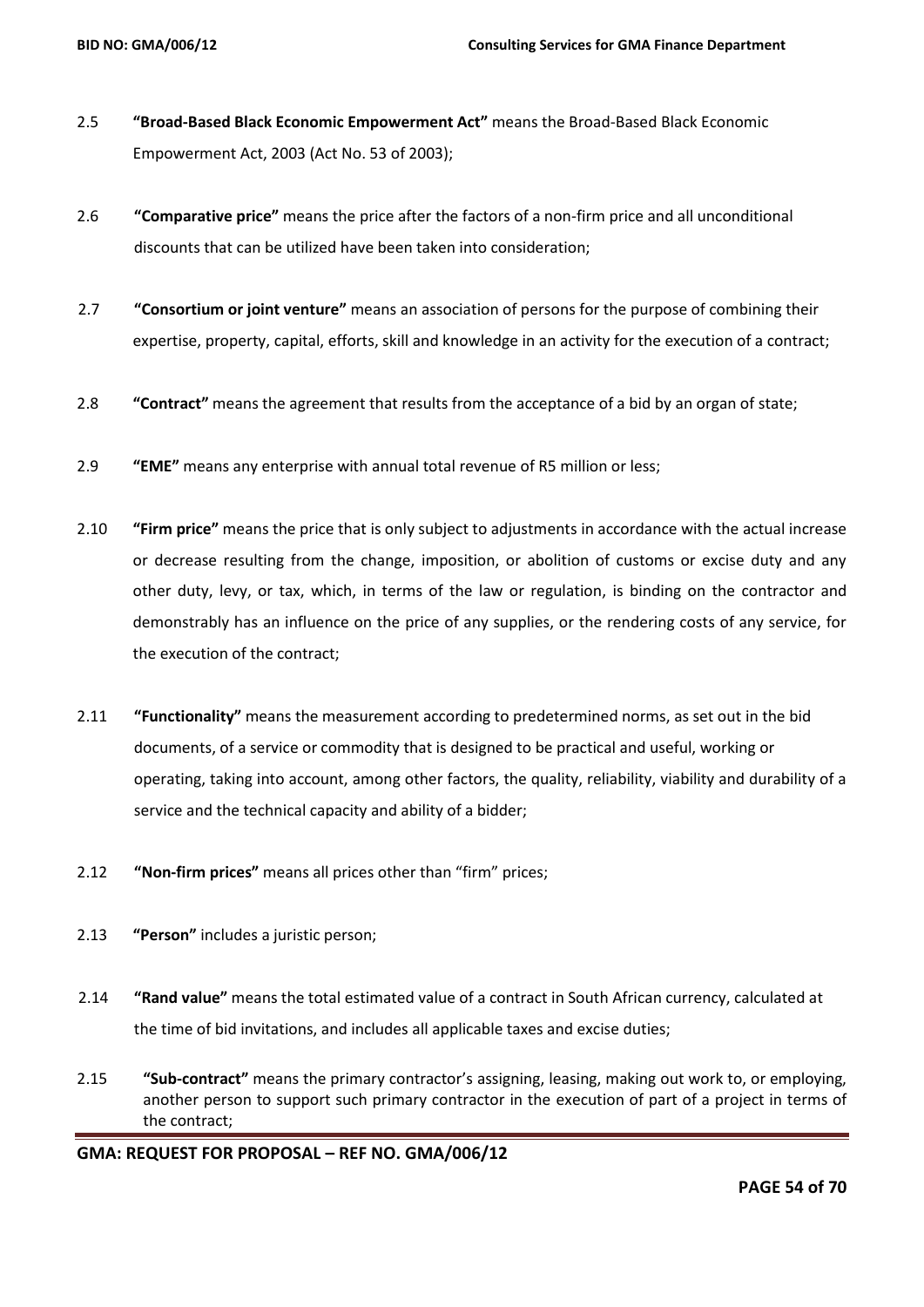2.5 **"Broad-Based Black Economic Empowerment Act"** means the Broad-Based Black Economic Empowerment Act, 2003 (Act No. 53 of 2003);

2.6 **"Comparative price"** means the price after the factors of a non-firm price and all unconditional discounts that can be utilized have been taken into consideration;

2.7 **"Consortium or joint venture"** means an association of persons for the purpose of combining their expertise, property, capital, efforts, skill and knowledge in an activity for the execution of a contract;

2.8 **"Contract"** means the agreement that results from the acceptance of a bid by an organ of state;

2.9 **"EME"** means any enterprise with annual total revenue of R5 million or less;

2.10 **"Firm price"** means the price that is only subject to adjustments in accordance with the actual increase or decrease resulting from the change, imposition, or abolition of customs or excise duty and any other duty, levy, or tax, which, in terms of the law or regulation, is binding on the contractor and demonstrably has an influence on the price of any supplies, or the rendering costs of any service, for the execution of the contract;

2.11 **"Functionality"** means the measurement according to predetermined norms, as set out in the bid documents, of a service or commodity that is designed to be practical and useful, working or operating, taking into account, among other factors, the quality, reliability, viability and durability of a service and the technical capacity and ability of a bidder;

2.12 **"Non-firm prices"** means all prices other than "firm" prices;

2.13 **"Person"** includes a juristic person;

2.14 **"Rand value"** means the total estimated value of a contract in South African currency, calculated at the time of bid invitations, and includes all applicable taxes and excise duties;

2.15 **"Sub-contract"** means the primary contractor's assigning, leasing, making out work to, or employing, another person to support such primary contractor in the execution of part of a project in terms of the contract;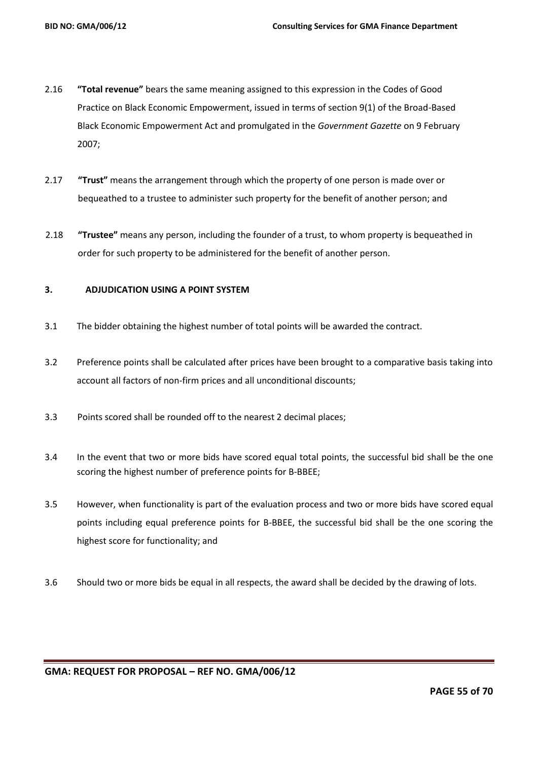2.16 **"Total revenue"** bears the same meaning assigned to this expression in the Codes of Good Practice on Black Economic Empowerment, issued in terms of section 9(1) of the Broad-Based Black Economic Empowerment Act and promulgated in the *Government Gazette* on 9 February 2007;

2.17 **"Trust"** means the arrangement through which the property of one person is made over or bequeathed to a trustee to administer such property for the benefit of another person; and

2.18 **"Trustee"** means any person, including the founder of a trust, to whom property is bequeathed in order for such property to be administered for the benefit of another person.

## 3. ADJUDICATION USING A POINT SYSTEM

3.1 The bidder obtaining the highest number of total points will be awarded the contract.

3.2 Preference points shall be calculated after prices have been brought to a comparative basis taking into account all factors of non-firm prices and all unconditional discounts;

3.3 Points scored shall be rounded off to the nearest 2 decimal places;

3.4 In the event that two or more bids have scored equal total points, the successful bid shall be the one scoring the highest number of preference points for B-BBEE;

3.5 However, when functionality is part of the evaluation process and two or more bids have scored equal points including equal preference points for B-BBEE, the successful bid shall be the one scoring the highest score for functionality; and

3.6 Should two or more bids be equal in all respects, the award shall be decided by the drawing of lots.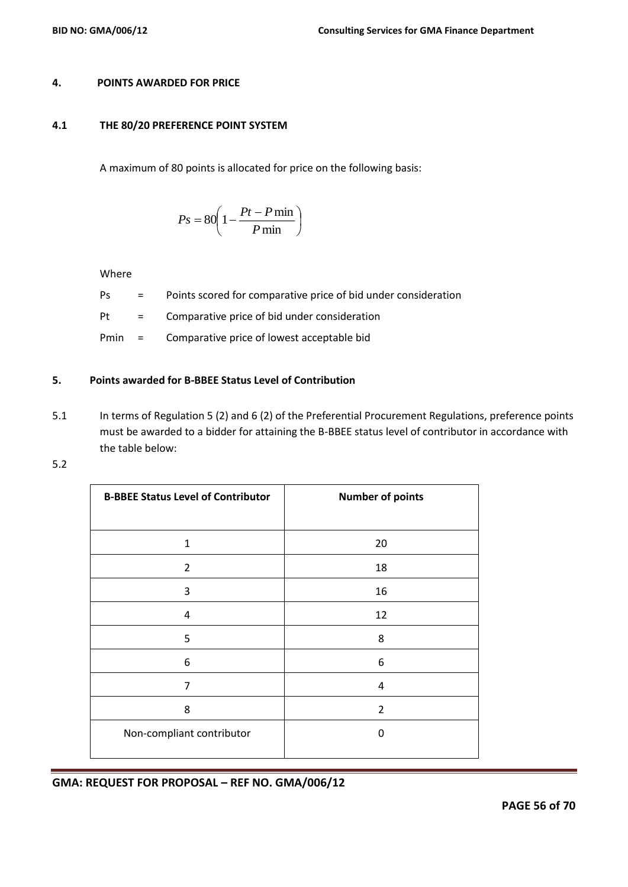## 4. POINTS AWARDED FOR PRICE

### 4.1 THE 80/20 PREFERENCE POINT SYSTEM

A maximum of 80 points is allocated for price on the following basis:

$$Ps = 80\left(1 - \frac{Pt - P\min}{P\min}\right)$$

Where

Ps = Points scored for comparative price of bid under consideration

Pt = Comparative price of bid under consideration

Pmin = Comparative price of lowest acceptable bid

## 5. Points awarded for B-BBEE Status Level of Contribution

5.1 In terms of Regulation 5 (2) and 6 (2) of the Preferential Procurement Regulations, preference points must be awarded to a bidder for attaining the B-BBEE status level of contributor in accordance with the table below:

5.2

| B-BBEE Status Level of Contributor | Number of points |
|---|---|
| 1 | 20 |
| 2 | 18 |
| 3 | 16 |
| 4 | 12 |
| 5 | 8 |
| 6 | 6 |
| 7 | 4 |
| 8 | 2 |
| Non-compliant contributor | 0 |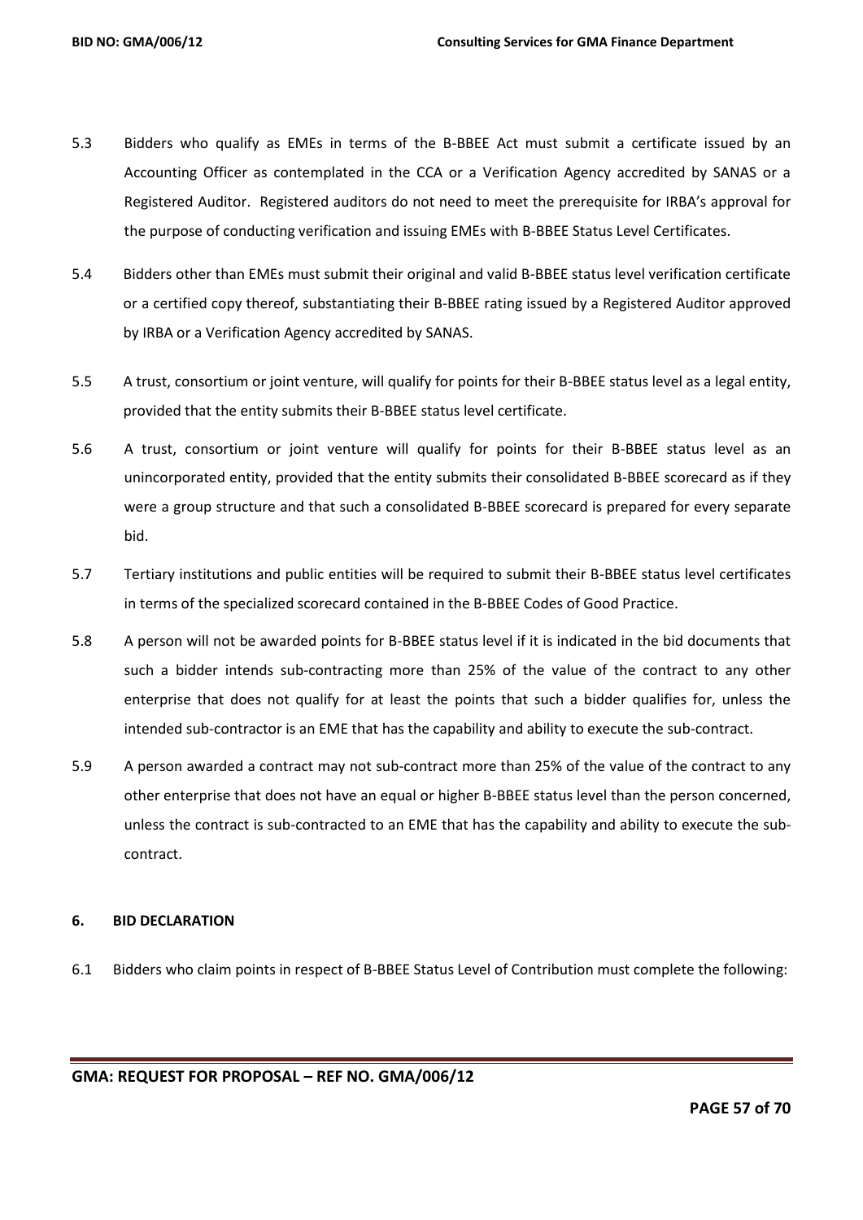5.3 Bidders who qualify as EMEs in terms of the B-BBEE Act must submit a certificate issued by an Accounting Officer as contemplated in the CCA or a Verification Agency accredited by SANAS or a Registered Auditor. Registered auditors do not need to meet the prerequisite for IRBA's approval for the purpose of conducting verification and issuing EMEs with B-BBEE Status Level Certificates.

5.4 Bidders other than EMEs must submit their original and valid B-BBEE status level verification certificate or a certified copy thereof, substantiating their B-BBEE rating issued by a Registered Auditor approved by IRBA or a Verification Agency accredited by SANAS.

5.5 A trust, consortium or joint venture, will qualify for points for their B-BBEE status level as a legal entity, provided that the entity submits their B-BBEE status level certificate.

5.6 A trust, consortium or joint venture will qualify for points for their B-BBEE status level as an unincorporated entity, provided that the entity submits their consolidated B-BBEE scorecard as if they were a group structure and that such a consolidated B-BBEE scorecard is prepared for every separate bid.

5.7 Tertiary institutions and public entities will be required to submit their B-BBEE status level certificates in terms of the specialized scorecard contained in the B-BBEE Codes of Good Practice.

5.8 A person will not be awarded points for B-BBEE status level if it is indicated in the bid documents that such a bidder intends sub-contracting more than 25% of the value of the contract to any other enterprise that does not qualify for at least the points that such a bidder qualifies for, unless the intended sub-contractor is an EME that has the capability and ability to execute the sub-contract.

5.9 A person awarded a contract may not sub-contract more than 25% of the value of the contract to any other enterprise that does not have an equal or higher B-BBEE status level than the person concerned, unless the contract is sub-contracted to an EME that has the capability and ability to execute the sub-contract.

## 6. BID DECLARATION

6.1 Bidders who claim points in respect of B-BBEE Status Level of Contribution must complete the following: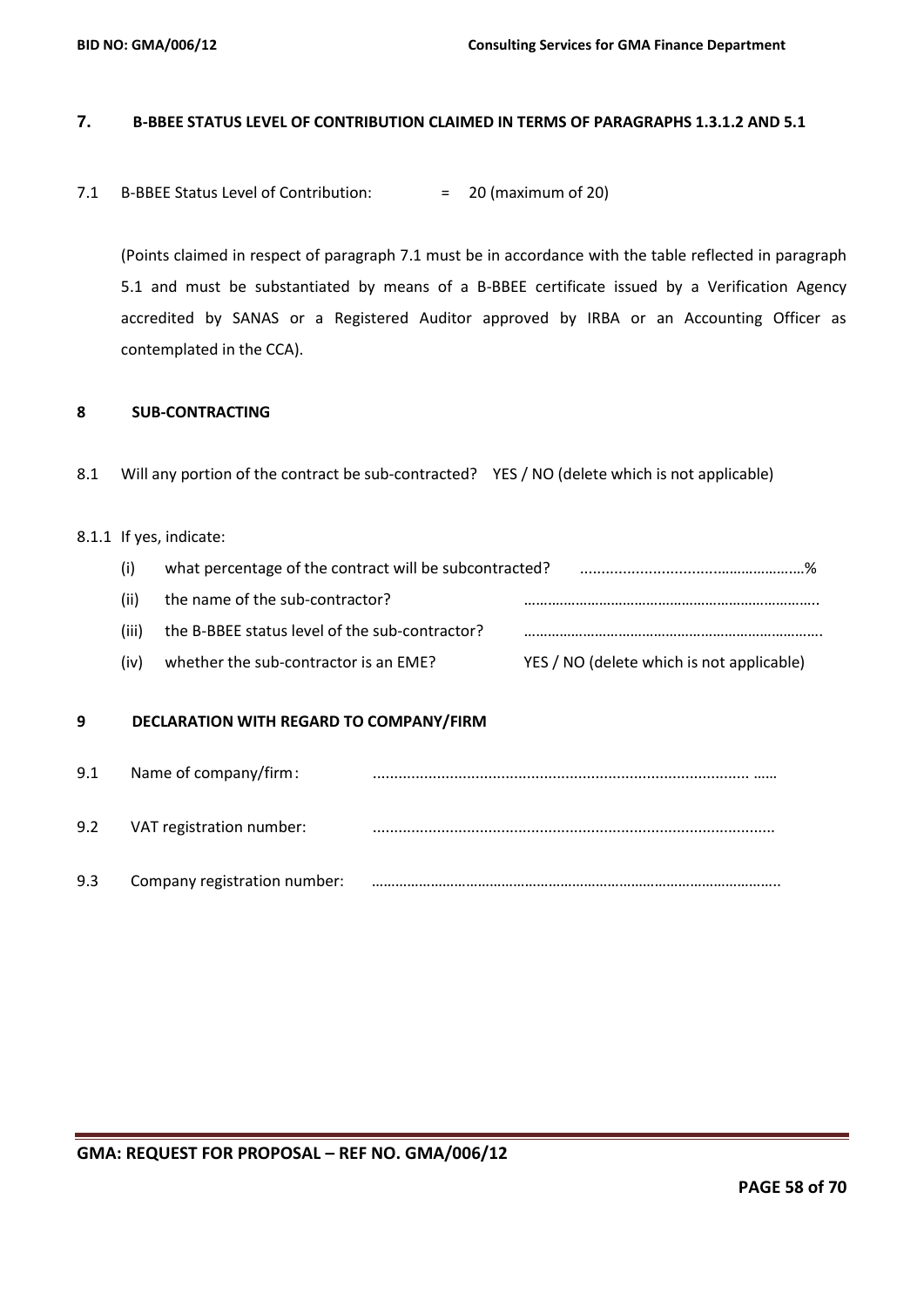## 7. B-BBEE STATUS LEVEL OF CONTRIBUTION CLAIMED IN TERMS OF PARAGRAPHS 1.3.1.2 AND 5.1

7.1 B-BBEE Status Level of Contribution: = 20 (maximum of 20)

(Points claimed in respect of paragraph 7.1 must be in accordance with the table reflected in paragraph 5.1 and must be substantiated by means of a B-BBEE certificate issued by a Verification Agency accredited by SANAS or a Registered Auditor approved by IRBA or an Accounting Officer as contemplated in the CCA).

## 8 SUB-CONTRACTING

8.1 Will any portion of the contract be sub-contracted? YES / NO (delete which is not applicable)

8.1.1 If yes, indicate:

- (i) what percentage of the contract will be subcontracted? ……………………………………………%
- (ii) the name of the sub-contractor? ……………………………………………………………….
- (iii) the B-BBEE status level of the sub-contractor? ……………………………………………………………….
- (iv) whether the sub-contractor is an EME? YES / NO (delete which is not applicable)

## 9 DECLARATION WITH REGARD TO COMPANY/FIRM

9.1 Name of company/firm: ……………………………………………………………………………

9.2 VAT registration number: ……………………………………………………………………………

9.3 Company registration number: ……………………………………………………………………………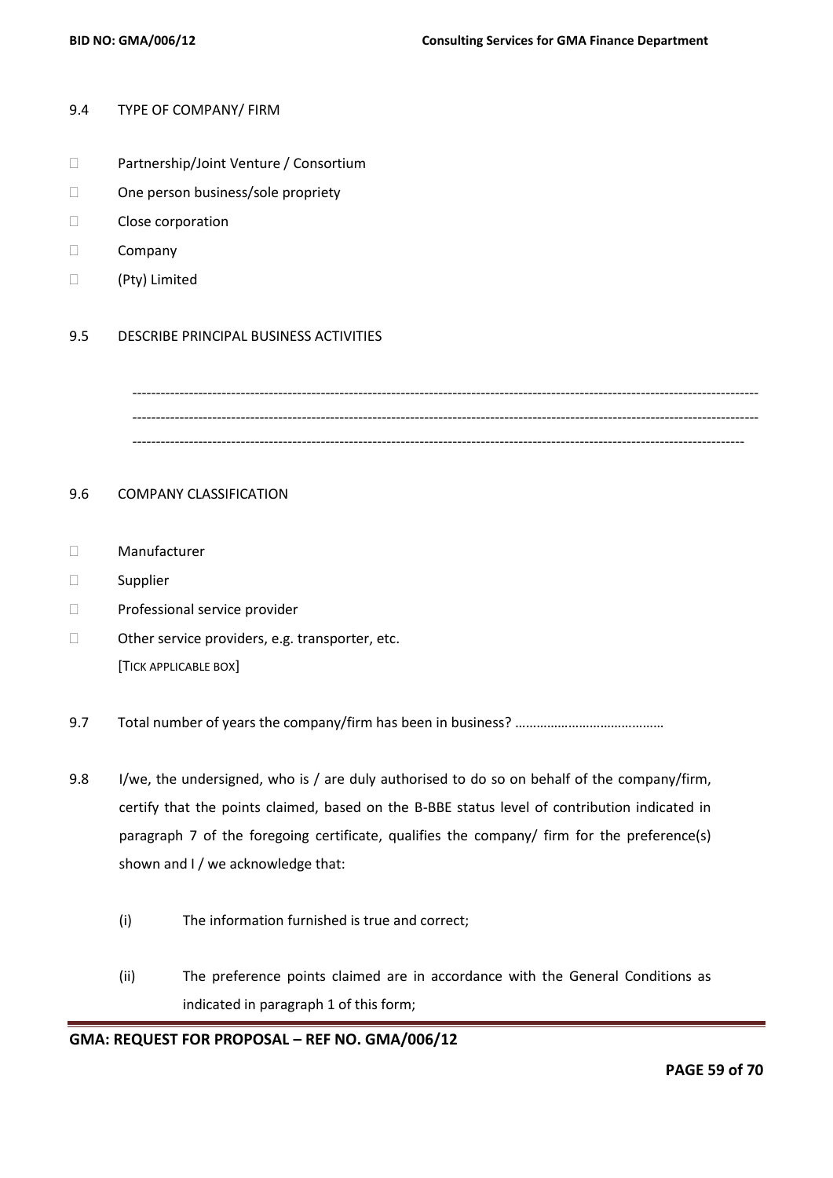9.4 TYPE OF COMPANY/ FIRM

- ☐ Partnership/Joint Venture / Consortium
- ☐ One person business/sole propriety
- ☐ Close corporation
- ☐ Company
- ☐ (Pty) Limited

9.5 DESCRIBE PRINCIPAL BUSINESS ACTIVITIES

---------------------------------------------------------------------------------------------------------------------------------
---------------------------------------------------------------------------------------------------------------------------------
-------------------------------------------------------------------------------------------------------------------------------

9.6 COMPANY CLASSIFICATION

- ☐ Manufacturer
- ☐ Supplier
- ☐ Professional service provider
- ☐ Other service providers, e.g. transporter, etc.

[TICK APPLICABLE BOX]

9.7 Total number of years the company/firm has been in business? ……………………………………

9.8 I/we, the undersigned, who is / are duly authorised to do so on behalf of the company/firm, certify that the points claimed, based on the B-BBE status level of contribution indicated in paragraph 7 of the foregoing certificate, qualifies the company/ firm for the preference(s) shown and I / we acknowledge that:

(i) The information furnished is true and correct;

(ii) The preference points claimed are in accordance with the General Conditions as indicated in paragraph 1 of this form;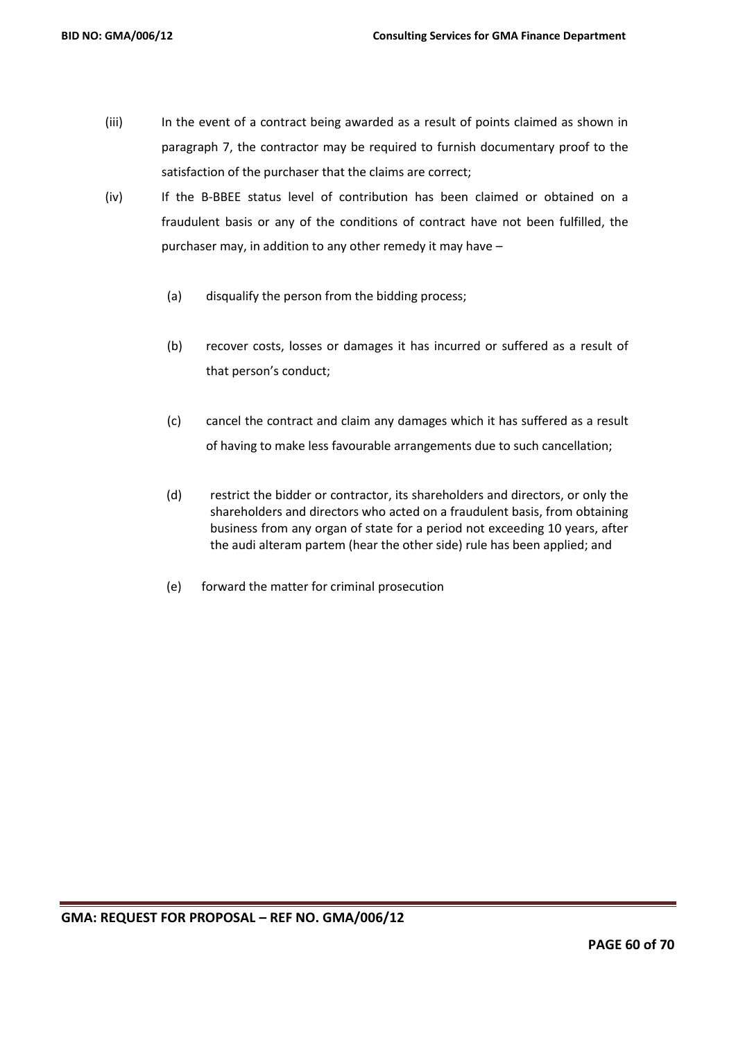(iii) In the event of a contract being awarded as a result of points claimed as shown in paragraph 7, the contractor may be required to furnish documentary proof to the satisfaction of the purchaser that the claims are correct;

(iv) If the B-BBEE status level of contribution has been claimed or obtained on a fraudulent basis or any of the conditions of contract have not been fulfilled, the purchaser may, in addition to any other remedy it may have –

(a) disqualify the person from the bidding process;

(b) recover costs, losses or damages it has incurred or suffered as a result of that person's conduct;

(c) cancel the contract and claim any damages which it has suffered as a result of having to make less favourable arrangements due to such cancellation;

(d) restrict the bidder or contractor, its shareholders and directors, or only the shareholders and directors who acted on a fraudulent basis, from obtaining business from any organ of state for a period not exceeding 10 years, after the audi alteram partem (hear the other side) rule has been applied; and

(e) forward the matter for criminal prosecution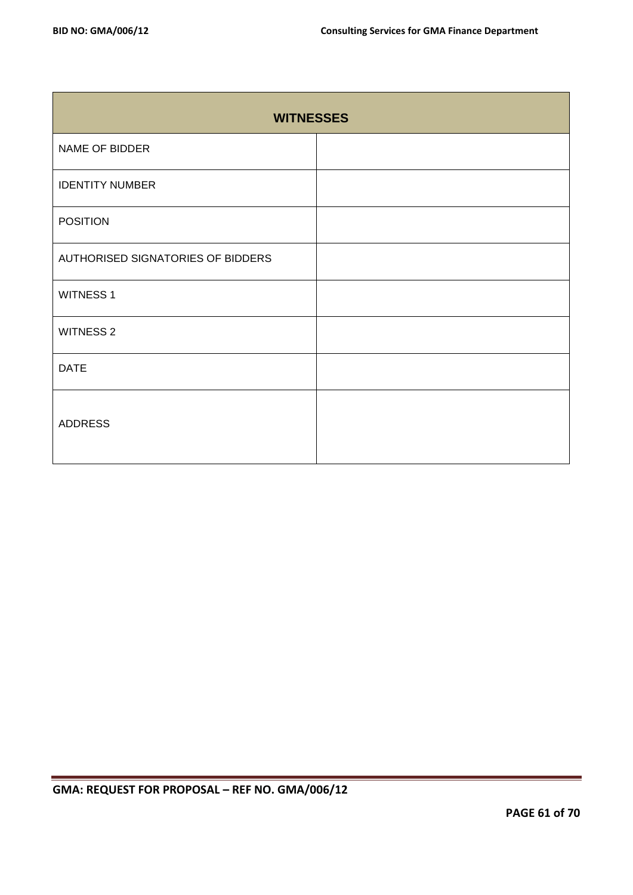| WITNESSES | |
|---|---|
| NAME OF BIDDER | |
| IDENTITY NUMBER | |
| POSITION | |
| AUTHORISED SIGNATORIES OF BIDDERS | |
| WITNESS 1 | |
| WITNESS 2 | |
| DATE | |
| ADDRESS | |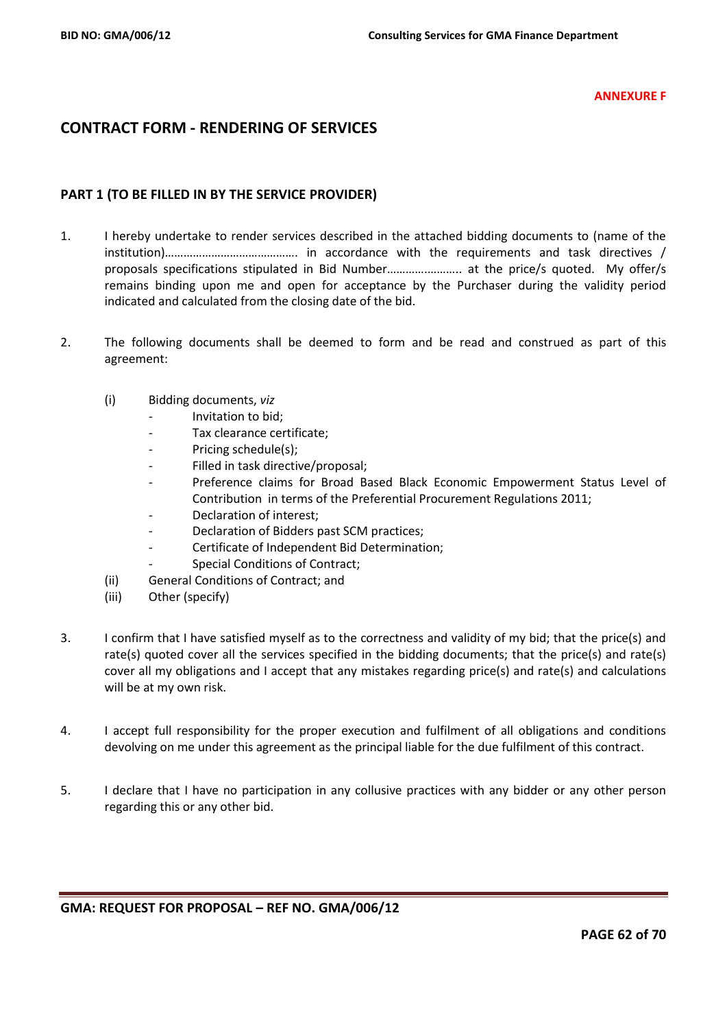**ANNEXURE F**

## CONTRACT FORM - RENDERING OF SERVICES

### PART 1 (TO BE FILLED IN BY THE SERVICE PROVIDER)

1. I hereby undertake to render services described in the attached bidding documents to (name of the institution)……………………………………. in accordance with the requirements and task directives / proposals specifications stipulated in Bid Number………..………….. at the price/s quoted. My offer/s remains binding upon me and open for acceptance by the Purchaser during the validity period indicated and calculated from the closing date of the bid.

2. The following documents shall be deemed to form and be read and construed as part of this agreement:

   (i) Bidding documents, *viz*
   - Invitation to bid;
   - Tax clearance certificate;
   - Pricing schedule(s);
   - Filled in task directive/proposal;
   - Preference claims for Broad Based Black Economic Empowerment Status Level of Contribution in terms of the Preferential Procurement Regulations 2011;
   - Declaration of interest;
   - Declaration of Bidders past SCM practices;
   - Certificate of Independent Bid Determination;
   - Special Conditions of Contract;

   (ii) General Conditions of Contract; and

   (iii) Other (specify)

3. I confirm that I have satisfied myself as to the correctness and validity of my bid; that the price(s) and rate(s) quoted cover all the services specified in the bidding documents; that the price(s) and rate(s) cover all my obligations and I accept that any mistakes regarding price(s) and rate(s) and calculations will be at my own risk.

4. I accept full responsibility for the proper execution and fulfilment of all obligations and conditions devolving on me under this agreement as the principal liable for the due fulfilment of this contract.

5. I declare that I have no participation in any collusive practices with any bidder or any other person regarding this or any other bid.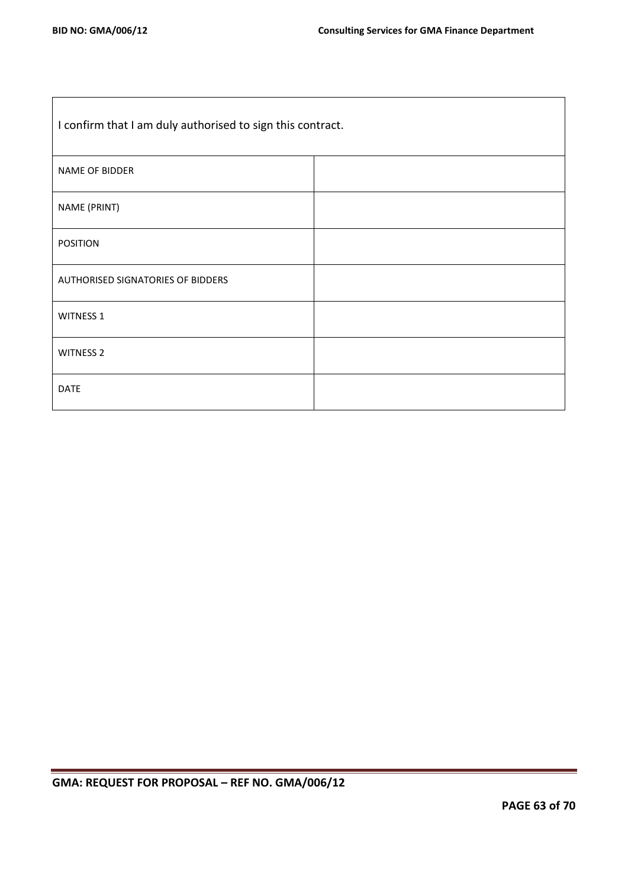| I confirm that I am duly authorised to sign this contract. | |
|---|---|
| NAME OF BIDDER | |
| NAME (PRINT) | |
| POSITION | |
| AUTHORISED SIGNATORIES OF BIDDERS | |
| WITNESS 1 | |
| WITNESS 2 | |
| DATE | |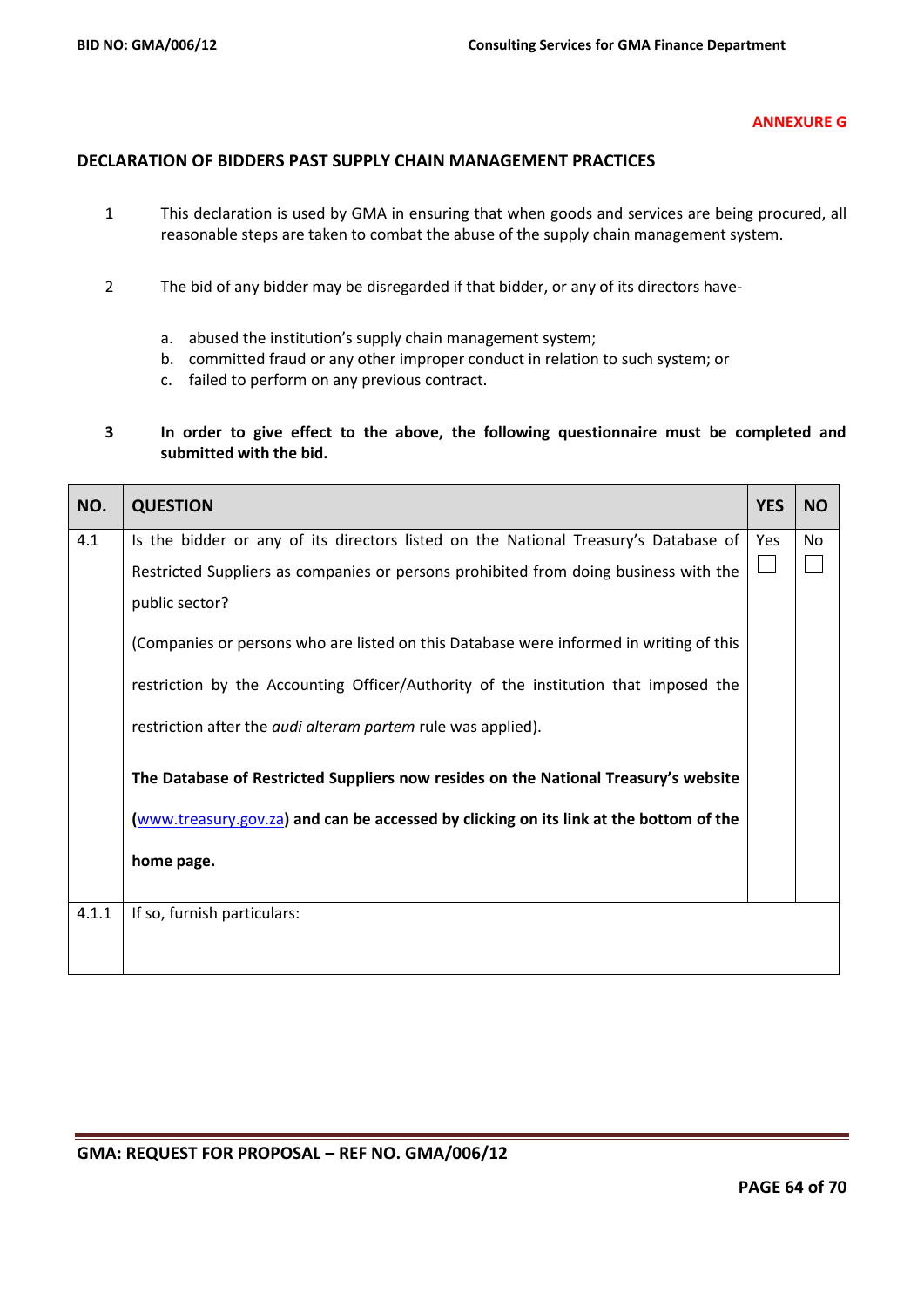**ANNEXURE G**

## DECLARATION OF BIDDERS PAST SUPPLY CHAIN MANAGEMENT PRACTICES

1. This declaration is used by GMA in ensuring that when goods and services are being procured, all reasonable steps are taken to combat the abuse of the supply chain management system.

2. The bid of any bidder may be disregarded if that bidder, or any of its directors have-

   a. abused the institution's supply chain management system;
   b. committed fraud or any other improper conduct in relation to such system; or
   c. failed to perform on any previous contract.

3. **In order to give effect to the above, the following questionnaire must be completed and submitted with the bid.**

| NO. | QUESTION | YES | NO |
|---|---|---|---|
| 4.1 | Is the bidder or any of its directors listed on the National Treasury's Database of Restricted Suppliers as companies or persons prohibited from doing business with the public sector?<br><br>(Companies or persons who are listed on this Database were informed in writing of this restriction by the Accounting Officer/Authority of the institution that imposed the restriction after the *audi alteram partem* rule was applied).<br><br>**The Database of Restricted Suppliers now resides on the National Treasury's website (www.treasury.gov.za) and can be accessed by clicking on its link at the bottom of the home page.** | Yes ☐ | No ☐ |
| 4.1.1 | If so, furnish particulars: | | |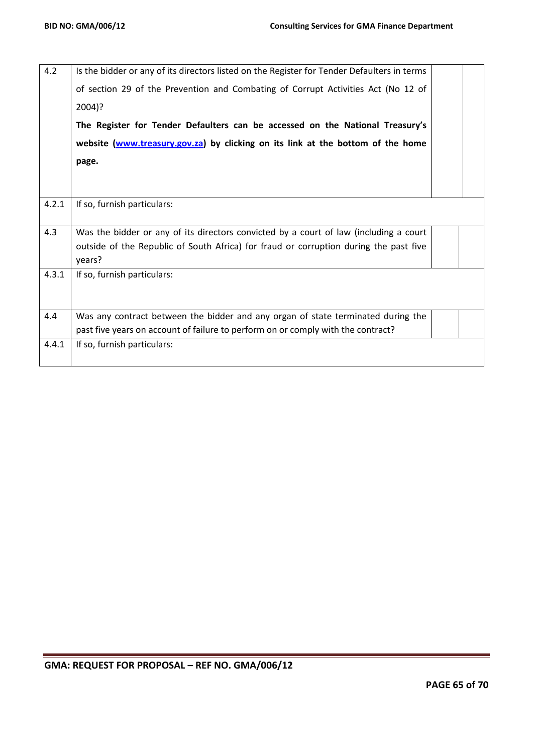| | | | |
|---|---|---|---|
| 4.2 | Is the bidder or any of its directors listed on the Register for Tender Defaulters in terms of section 29 of the Prevention and Combating of Corrupt Activities Act (No 12 of 2004)?<br>**The Register for Tender Defaulters can be accessed on the National Treasury's website ([www.treasury.gov.za](http://www.treasury.gov.za)) by clicking on its link at the bottom of the home page.** | | |
| 4.2.1 | If so, furnish particulars: | | |
| 4.3 | Was the bidder or any of its directors convicted by a court of law (including a court outside of the Republic of South Africa) for fraud or corruption during the past five years? | | |
| 4.3.1 | If so, furnish particulars: | | |
| 4.4 | Was any contract between the bidder and any organ of state terminated during the past five years on account of failure to perform on or comply with the contract? | | |
| 4.4.1 | If so, furnish particulars: | | |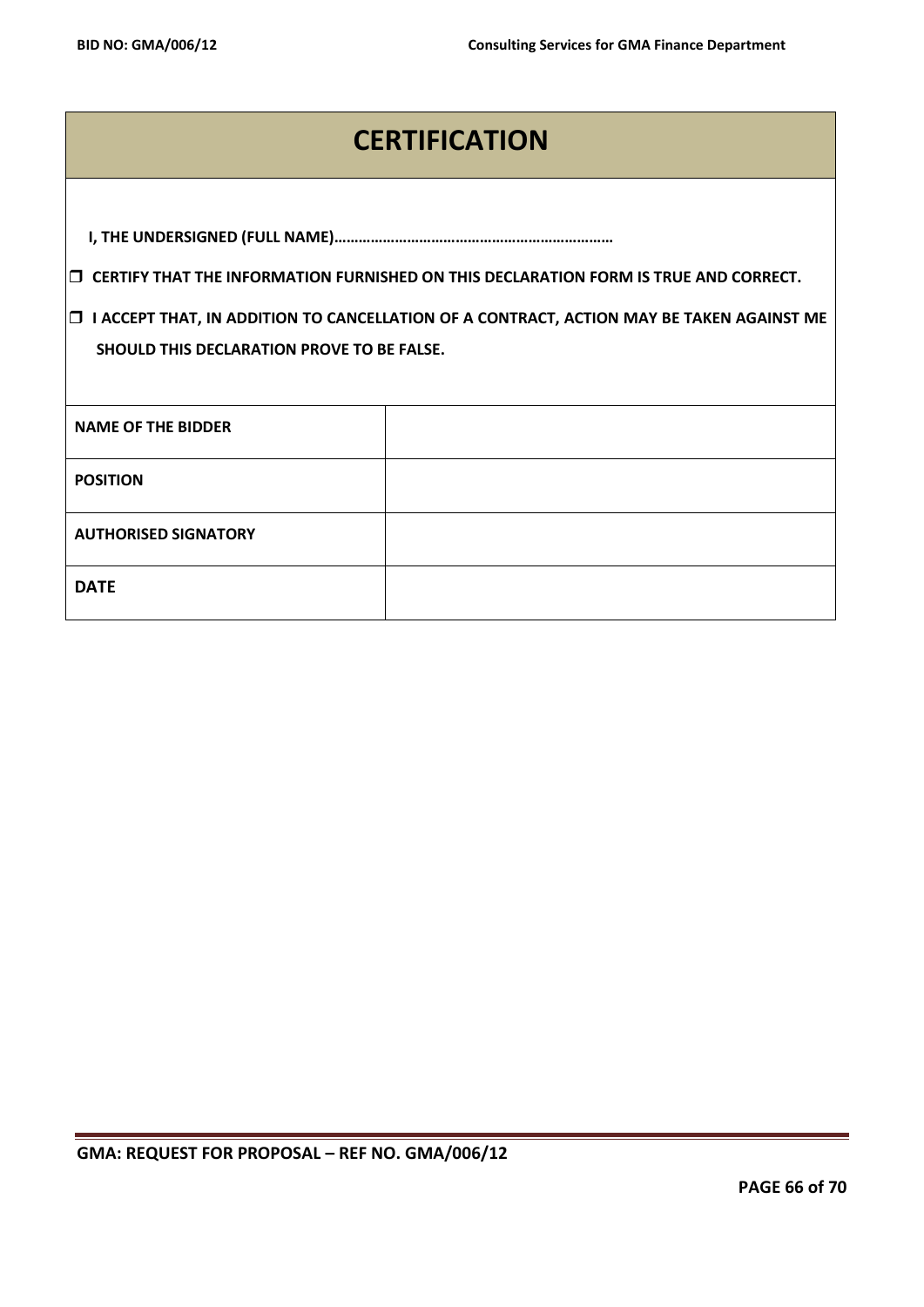# CERTIFICATION

**I, THE UNDERSIGNED (FULL NAME)…………………………………………………………**

- ☐ **CERTIFY THAT THE INFORMATION FURNISHED ON THIS DECLARATION FORM IS TRUE AND CORRECT.**
- ☐ **I ACCEPT THAT, IN ADDITION TO CANCELLATION OF A CONTRACT, ACTION MAY BE TAKEN AGAINST ME SHOULD THIS DECLARATION PROVE TO BE FALSE.**

| | |
|---|---|
| **NAME OF THE BIDDER** | |
| **POSITION** | |
| **AUTHORISED SIGNATORY** | |
| **DATE** | |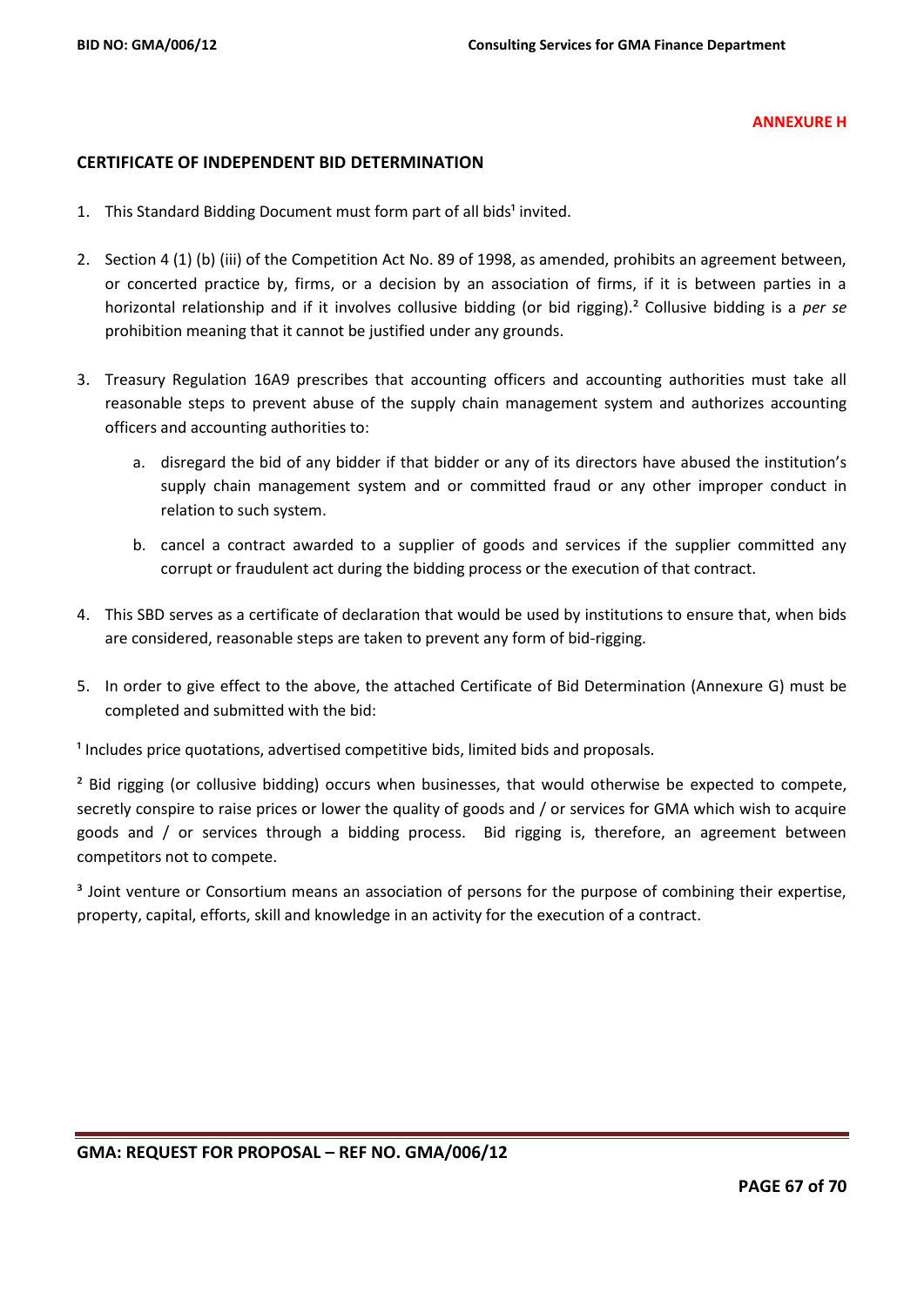**ANNEXURE H**

## CERTIFICATE OF INDEPENDENT BID DETERMINATION

1. This Standard Bidding Document must form part of all bids[1] invited.

2. Section 4 (1) (b) (iii) of the Competition Act No. 89 of 1998, as amended, prohibits an agreement between, or concerted practice by, firms, or a decision by an association of firms, if it is between parties in a horizontal relationship and if it involves collusive bidding (or bid rigging).[2] Collusive bidding is a *per se* prohibition meaning that it cannot be justified under any grounds.

3. Treasury Regulation 16A9 prescribes that accounting officers and accounting authorities must take all reasonable steps to prevent abuse of the supply chain management system and authorizes accounting officers and accounting authorities to:

    a. disregard the bid of any bidder if that bidder or any of its directors have abused the institution's supply chain management system and or committed fraud or any other improper conduct in relation to such system.

    b. cancel a contract awarded to a supplier of goods and services if the supplier committed any corrupt or fraudulent act during the bidding process or the execution of that contract.

4. This SBD serves as a certificate of declaration that would be used by institutions to ensure that, when bids are considered, reasonable steps are taken to prevent any form of bid-rigging.

5. In order to give effect to the above, the attached Certificate of Bid Determination (Annexure G) must be completed and submitted with the bid:

[1] Includes price quotations, advertised competitive bids, limited bids and proposals.

[2] Bid rigging (or collusive bidding) occurs when businesses, that would otherwise be expected to compete, secretly conspire to raise prices or lower the quality of goods and / or services for GMA which wish to acquire goods and / or services through a bidding process. Bid rigging is, therefore, an agreement between competitors not to compete.

[3] Joint venture or Consortium means an association of persons for the purpose of combining their expertise, property, capital, efforts, skill and knowledge in an activity for the execution of a contract.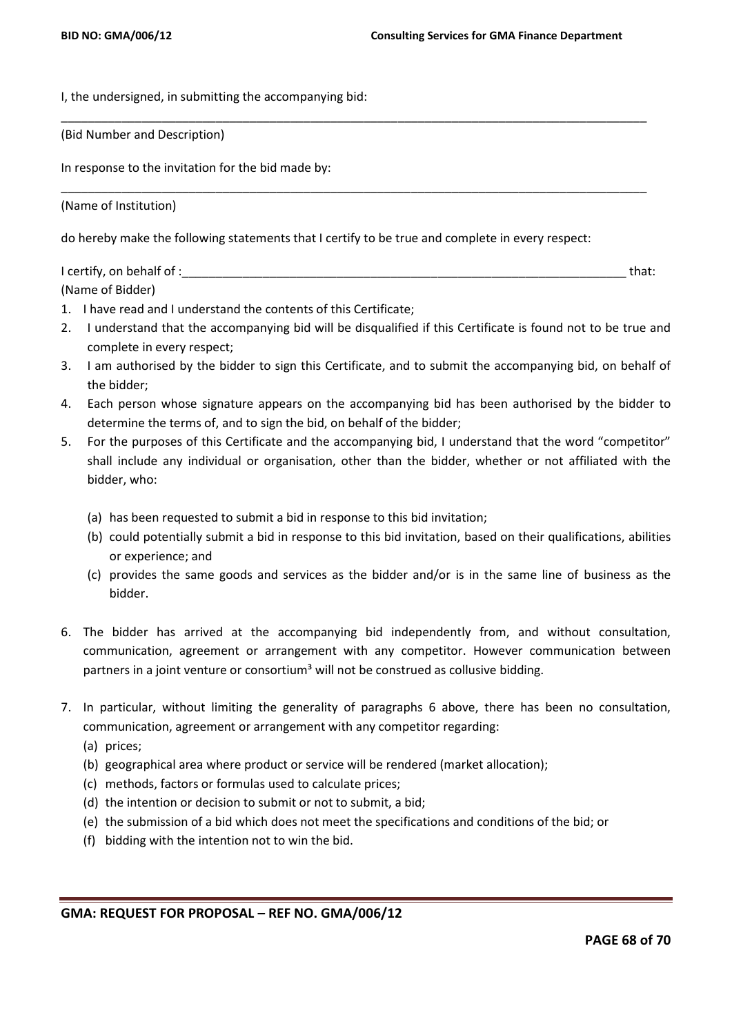I, the undersigned, in submitting the accompanying bid:

______________________________________________________________________________________

(Bid Number and Description)

In response to the invitation for the bid made by:

______________________________________________________________________________________

(Name of Institution)

do hereby make the following statements that I certify to be true and complete in every respect:

I certify, on behalf of :__________________________________________________________________ that:
(Name of Bidder)

1. I have read and I understand the contents of this Certificate;
2. I understand that the accompanying bid will be disqualified if this Certificate is found not to be true and complete in every respect;
3. I am authorised by the bidder to sign this Certificate, and to submit the accompanying bid, on behalf of the bidder;
4. Each person whose signature appears on the accompanying bid has been authorised by the bidder to determine the terms of, and to sign the bid, on behalf of the bidder;
5. For the purposes of this Certificate and the accompanying bid, I understand that the word "competitor" shall include any individual or organisation, other than the bidder, whether or not affiliated with the bidder, who:

   (a) has been requested to submit a bid in response to this bid invitation;
   (b) could potentially submit a bid in response to this bid invitation, based on their qualifications, abilities or experience; and
   (c) provides the same goods and services as the bidder and/or is in the same line of business as the bidder.

6. The bidder has arrived at the accompanying bid independently from, and without consultation, communication, agreement or arrangement with any competitor. However communication between partners in a joint venture or consortium[3] will not be construed as collusive bidding.

7. In particular, without limiting the generality of paragraphs 6 above, there has been no consultation, communication, agreement or arrangement with any competitor regarding:
   (a) prices;
   (b) geographical area where product or service will be rendered (market allocation);
   (c) methods, factors or formulas used to calculate prices;
   (d) the intention or decision to submit or not to submit, a bid;
   (e) the submission of a bid which does not meet the specifications and conditions of the bid; or
   (f) bidding with the intention not to win the bid.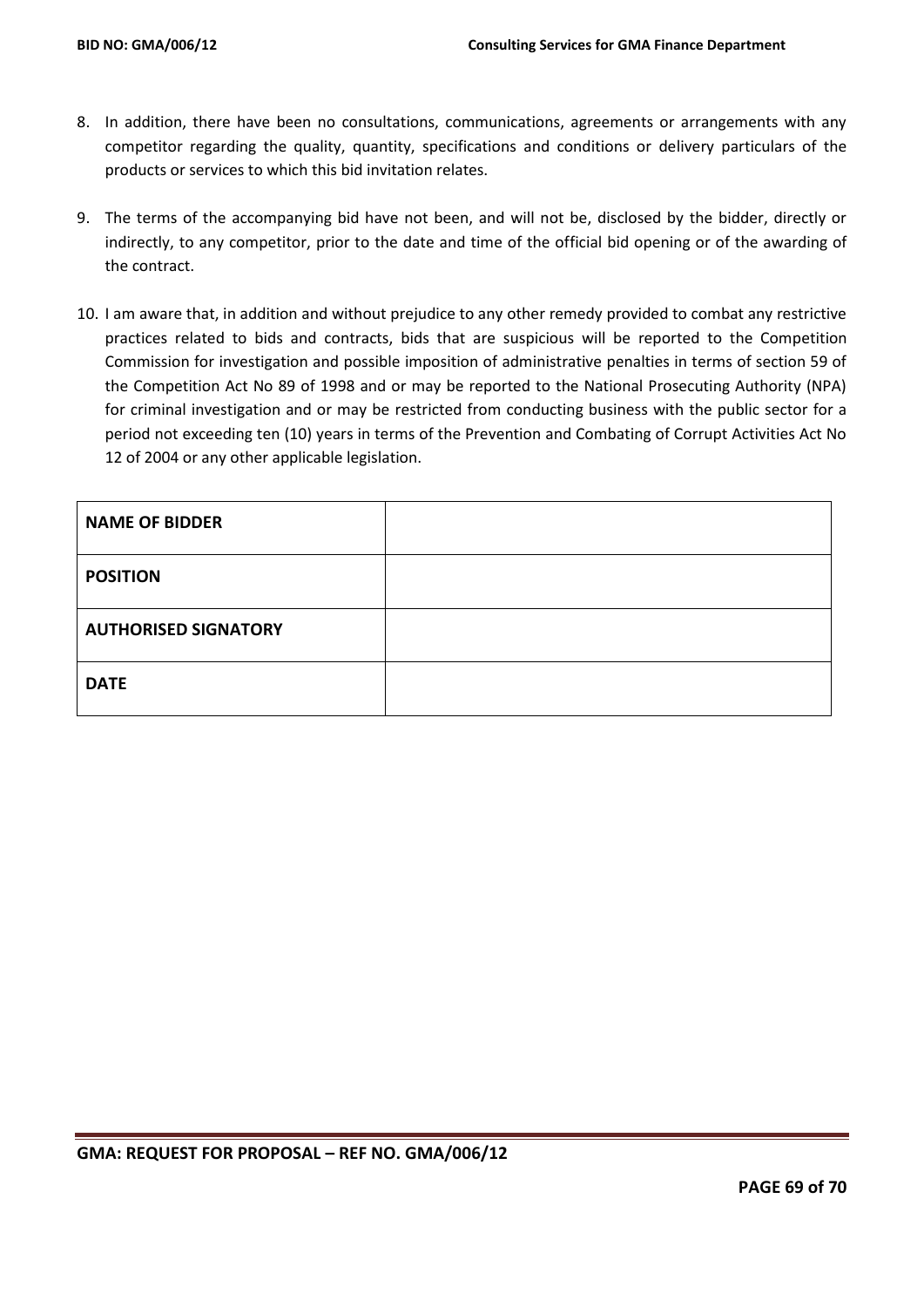8. In addition, there have been no consultations, communications, agreements or arrangements with any competitor regarding the quality, quantity, specifications and conditions or delivery particulars of the products or services to which this bid invitation relates.

9. The terms of the accompanying bid have not been, and will not be, disclosed by the bidder, directly or indirectly, to any competitor, prior to the date and time of the official bid opening or of the awarding of the contract.

10. I am aware that, in addition and without prejudice to any other remedy provided to combat any restrictive practices related to bids and contracts, bids that are suspicious will be reported to the Competition Commission for investigation and possible imposition of administrative penalties in terms of section 59 of the Competition Act No 89 of 1998 and or may be reported to the National Prosecuting Authority (NPA) for criminal investigation and or may be restricted from conducting business with the public sector for a period not exceeding ten (10) years in terms of the Prevention and Combating of Corrupt Activities Act No 12 of 2004 or any other applicable legislation.

| | |
|---|---|
| **NAME OF BIDDER** | |
| **POSITION** | |
| **AUTHORISED SIGNATORY** | |
| **DATE** | |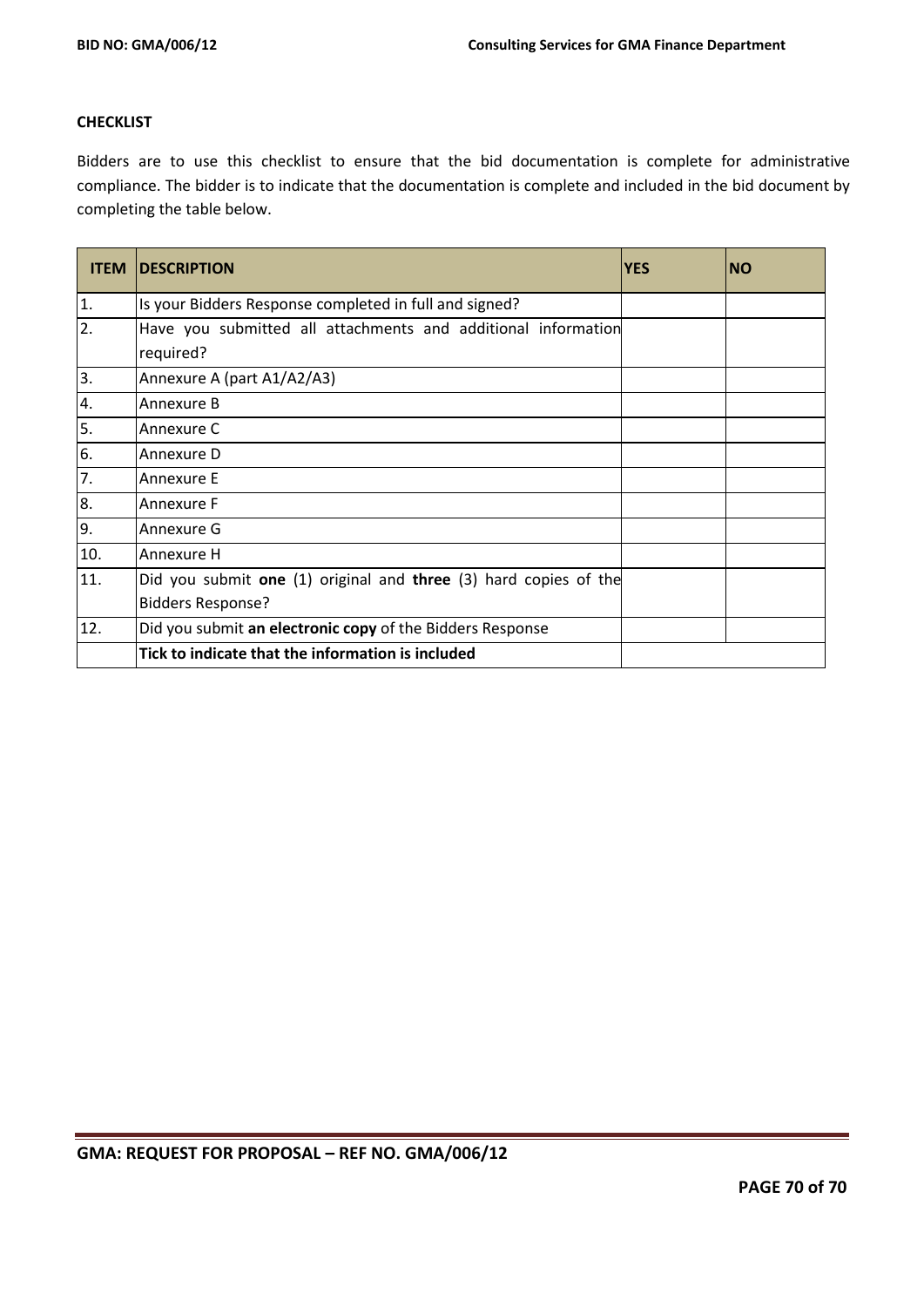**CHECKLIST**

Bidders are to use this checklist to ensure that the bid documentation is complete for administrative compliance. The bidder is to indicate that the documentation is complete and included in the bid document by completing the table below.

| ITEM | DESCRIPTION | YES | NO |
|---|---|---|---|
| 1. | Is your Bidders Response completed in full and signed? | | |
| 2. | Have you submitted all attachments and additional information required? | | |
| 3. | Annexure A (part A1/A2/A3) | | |
| 4. | Annexure B | | |
| 5. | Annexure C | | |
| 6. | Annexure D | | |
| 7. | Annexure E | | |
| 8. | Annexure F | | |
| 9. | Annexure G | | |
| 10. | Annexure H | | |
| 11. | Did you submit **one** (1) original and **three** (3) hard copies of the Bidders Response? | | |
| 12. | Did you submit **an electronic copy** of the Bidders Response | | |
| | **Tick to indicate that the information is included** | | |